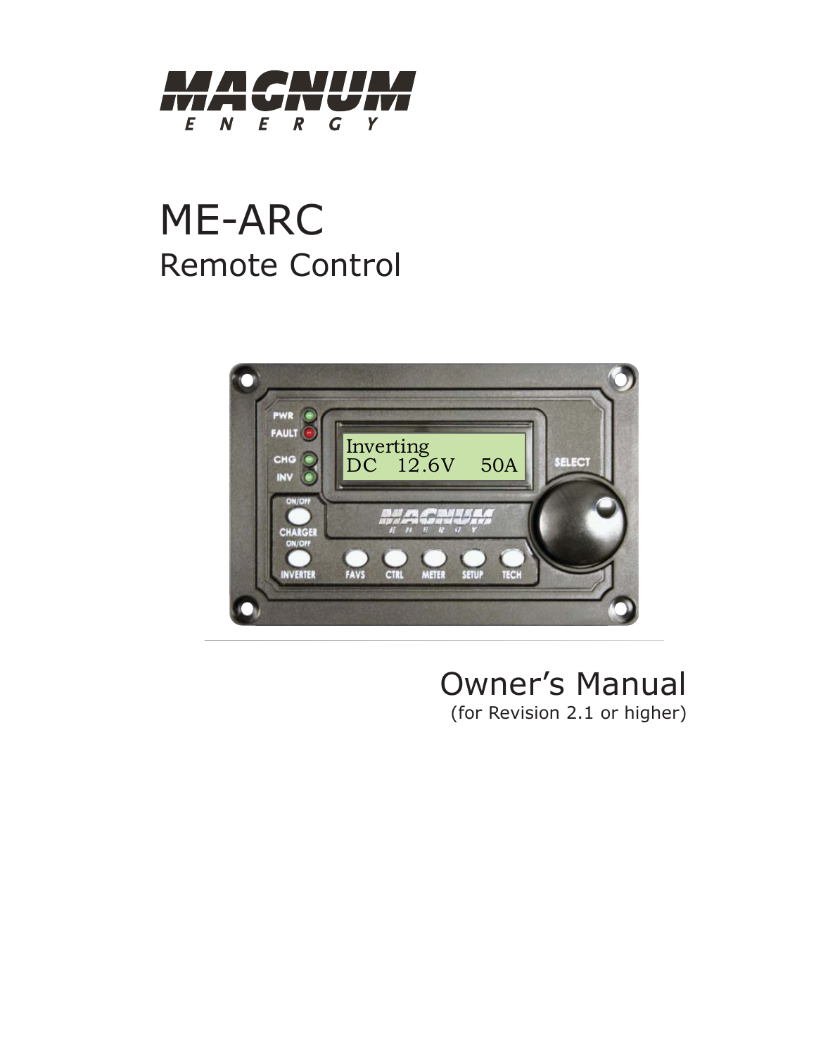MAGNUM ENERGY

# ME-ARC

## Remote Control

Owner's Manual

(for Revision 2.1 or higher)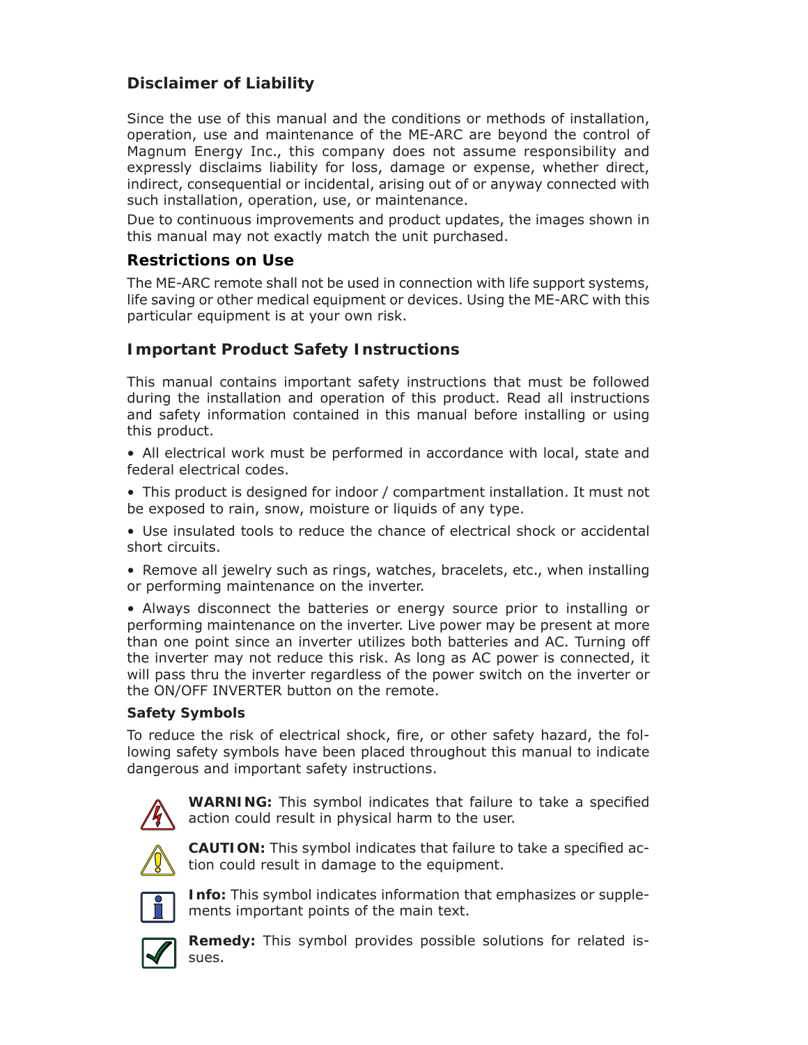## Disclaimer of Liability

Since the use of this manual and the conditions or methods of installation, operation, use and maintenance of the ME-ARC are beyond the control of Magnum Energy Inc., this company does not assume responsibility and expressly disclaims liability for loss, damage or expense, whether direct, indirect, consequential or incidental, arising out of or anyway connected with such installation, operation, use, or maintenance.

Due to continuous improvements and product updates, the images shown in this manual may not exactly match the unit purchased.

## Restrictions on Use

The ME-ARC remote shall not be used in connection with life support systems, life saving or other medical equipment or devices. Using the ME-ARC with this particular equipment is at your own risk.

## Important Product Safety Instructions

This manual contains important safety instructions that must be followed during the installation and operation of this product. Read all instructions and safety information contained in this manual before installing or using this product.

- All electrical work must be performed in accordance with local, state and federal electrical codes.
- This product is designed for indoor / compartment installation. It must not be exposed to rain, snow, moisture or liquids of any type.
- Use insulated tools to reduce the chance of electrical shock or accidental short circuits.
- Remove all jewelry such as rings, watches, bracelets, etc., when installing or performing maintenance on the inverter.
- Always disconnect the batteries or energy source prior to installing or performing maintenance on the inverter. Live power may be present at more than one point since an inverter utilizes both batteries and AC. Turning off the inverter may not reduce this risk. As long as AC power is connected, it will pass thru the inverter regardless of the power switch on the inverter or the ON/OFF INVERTER button on the remote.

### Safety Symbols

To reduce the risk of electrical shock, fire, or other safety hazard, the following safety symbols have been placed throughout this manual to indicate dangerous and important safety instructions.

**WARNING:** This symbol indicates that failure to take a specified action could result in physical harm to the user.

**CAUTION:** This symbol indicates that failure to take a specified action could result in damage to the equipment.

**Info:** This symbol indicates information that emphasizes or supplements important points of the main text.

**Remedy:** This symbol provides possible solutions for related issues.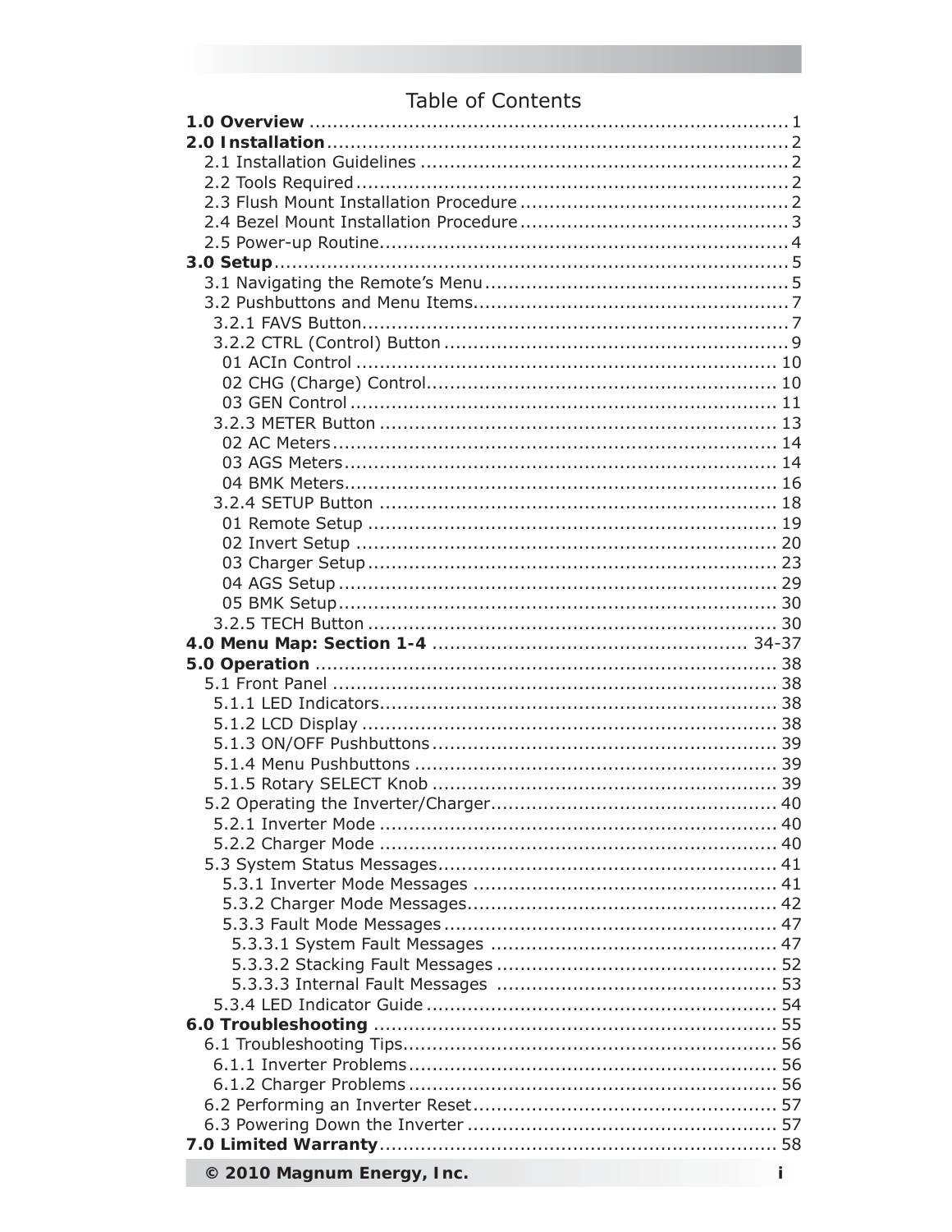# Table of Contents

**1.0 Overview** ........................................................................ 1
**2.0 Installation** ...................................................................... 2
- 2.1 Installation Guidelines ........................................................ 2
- 2.2 Tools Required .................................................................. 2
- 2.3 Flush Mount Installation Procedure ........................................ 2
- 2.4 Bezel Mount Installation Procedure ........................................ 3
- 2.5 Power-up Routine ................................................................ 4

**3.0 Setup** ................................................................................ 5
- 3.1 Navigating the Remote's Menu ............................................... 5
- 3.2 Pushbuttons and Menu Items ................................................. 7
  - 3.2.1 FAVS Button .................................................................. 7
  - 3.2.2 CTRL (Control) Button .................................................... 9
    - 01 ACIn Control ............................................................... 10
    - 02 CHG (Charge) Control ..................................................... 10
    - 03 GEN Control .................................................................. 11
  - 3.2.3 METER Button ............................................................... 13
    - 02 AC Meters ..................................................................... 14
    - 03 AGS Meters ................................................................... 14
    - 04 BMK Meters ................................................................... 16
  - 3.2.4 SETUP Button ............................................................... 18
    - 01 Remote Setup ................................................................ 19
    - 02 Invert Setup .................................................................. 20
    - 03 Charger Setup ............................................................... 23
    - 04 AGS Setup ..................................................................... 29
    - 05 BMK Setup ..................................................................... 30
  - 3.2.5 TECH Button ................................................................. 30

**4.0 Menu Map: Section 1-4** ....................................................... 34-37
**5.0 Operation** ......................................................................... 38
- 5.1 Front Panel ........................................................................ 38
  - 5.1.1 LED Indicators ............................................................... 38
  - 5.1.2 LCD Display .................................................................. 38
  - 5.1.3 ON/OFF Pushbuttons ....................................................... 39
  - 5.1.4 Menu Pushbuttons ........................................................... 39
  - 5.1.5 Rotary SELECT Knob ...................................................... 39
- 5.2 Operating the Inverter/Charger ............................................. 40
  - 5.2.1 Inverter Mode ................................................................ 40
  - 5.2.2 Charger Mode ................................................................ 40
- 5.3 System Status Messages ...................................................... 41
  - 5.3.1 Inverter Mode Messages .................................................. 41
  - 5.3.2 Charger Mode Messages ................................................... 42
  - 5.3.3 Fault Mode Messages ...................................................... 47
    - 5.3.3.1 System Fault Messages ............................................... 47
    - 5.3.3.2 Stacking Fault Messages ............................................. 52
    - 5.3.3.3 Internal Fault Messages .............................................. 53
  - 5.3.4 LED Indicator Guide ....................................................... 54

**6.0 Troubleshooting** ................................................................. 55
- 6.1 Troubleshooting Tips ........................................................... 56
  - 6.1.1 Inverter Problems ........................................................... 56
  - 6.1.2 Charger Problems ........................................................... 56
- 6.2 Performing an Inverter Reset ................................................ 57
- 6.3 Powering Down the Inverter .................................................. 57

**7.0 Limited Warranty** ............................................................... 58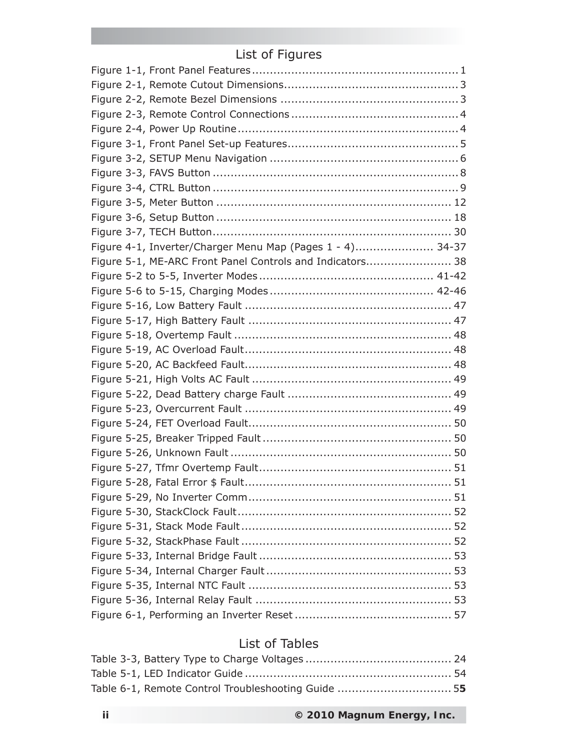## List of Figures

Figure 1-1, Front Panel Features ........................................................ 1
Figure 2-1, Remote Cutout Dimensions ................................................ 3
Figure 2-2, Remote Bezel Dimensions ................................................. 3
Figure 2-3, Remote Control Connections .............................................. 4
Figure 2-4, Power Up Routine ............................................................. 4
Figure 3-1, Front Panel Set-up Features ............................................... 5
Figure 3-2, SETUP Menu Navigation .................................................... 6
Figure 3-3, FAVS Button .................................................................... 8
Figure 3-4, CTRL Button .................................................................... 9
Figure 3-5, Meter Button ................................................................. 12
Figure 3-6, Setup Button ................................................................. 18
Figure 3-7, TECH Button .................................................................. 30
Figure 4-1, Inverter/Charger Menu Map (Pages 1 - 4) ..................... 34-37
Figure 5-1, ME-ARC Front Panel Controls and Indicators ........................ 38
Figure 5-2 to 5-5, Inverter Modes ................................................. 41-42
Figure 5-6 to 5-15, Charging Modes .............................................. 42-46
Figure 5-16, Low Battery Fault .......................................................... 47
Figure 5-17, High Battery Fault ......................................................... 47
Figure 5-18, Overtemp Fault ............................................................. 48
Figure 5-19, AC Overload Fault .......................................................... 48
Figure 5-20, AC Backfeed Fault .......................................................... 48
Figure 5-21, High Volts AC Fault ........................................................ 49
Figure 5-22, Dead Battery charge Fault .............................................. 49
Figure 5-23, Overcurrent Fault .......................................................... 49
Figure 5-24, FET Overload Fault ......................................................... 50
Figure 5-25, Breaker Tripped Fault ..................................................... 50
Figure 5-26, Unknown Fault .............................................................. 50
Figure 5-27, Tfmr Overtemp Fault ...................................................... 51
Figure 5-28, Fatal Error $ Fault .......................................................... 51
Figure 5-29, No Inverter Comm ......................................................... 51
Figure 5-30, StackClock Fault ............................................................ 52
Figure 5-31, Stack Mode Fault ........................................................... 52
Figure 5-32, StackPhase Fault ........................................................... 52
Figure 5-33, Internal Bridge Fault ...................................................... 53
Figure 5-34, Internal Charger Fault .................................................... 53
Figure 5-35, Internal NTC Fault ......................................................... 53
Figure 5-36, Internal Relay Fault ....................................................... 53
Figure 6-1, Performing an Inverter Reset ............................................ 57

## List of Tables

Table 3-3, Battery Type to Charge Voltages ......................................... 24
Table 5-1, LED Indicator Guide .......................................................... 54
Table 6-1, Remote Control Troubleshooting Guide ................................ 55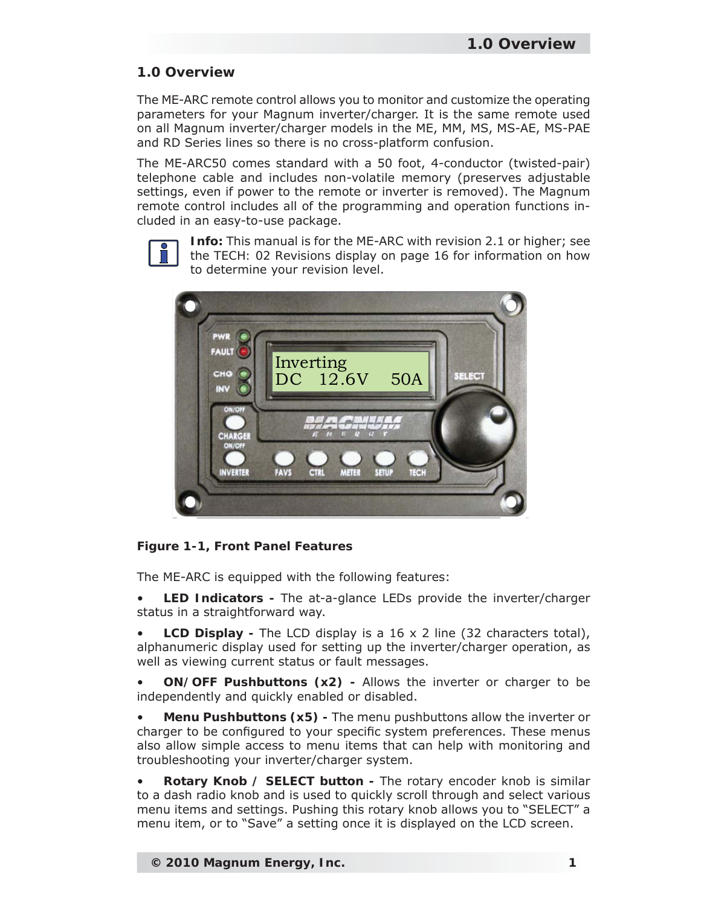# 1.0 Overview

The ME-ARC remote control allows you to monitor and customize the operating parameters for your Magnum inverter/charger. It is the same remote used on all Magnum inverter/charger models in the ME, MM, MS, MS-AE, MS-PAE and RD Series lines so there is no cross-platform confusion.

The ME-ARC50 comes standard with a 50 foot, 4-conductor (twisted-pair) telephone cable and includes non-volatile memory (preserves adjustable settings, even if power to the remote or inverter is removed). The Magnum remote control includes all of the programming and operation functions included in an easy-to-use package.

**Info:** This manual is for the ME-ARC with revision 2.1 or higher; see the TECH: 02 Revisions display on page 16 for information on how to determine your revision level.

**Figure 1-1, Front Panel Features**

The ME-ARC is equipped with the following features:

- **LED Indicators -** The at-a-glance LEDs provide the inverter/charger status in a straightforward way.
- **LCD Display -** The LCD display is a 16 x 2 line (32 characters total), alphanumeric display used for setting up the inverter/charger operation, as well as viewing current status or fault messages.
- **ON/OFF Pushbuttons (x2) -** Allows the inverter or charger to be independently and quickly enabled or disabled.
- **Menu Pushbuttons (x5) -** The menu pushbuttons allow the inverter or charger to be configured to your specific system preferences. These menus also allow simple access to menu items that can help with monitoring and troubleshooting your inverter/charger system.
- **Rotary Knob / SELECT button -** The rotary encoder knob is similar to a dash radio knob and is used to quickly scroll through and select various menu items and settings. Pushing this rotary knob allows you to "SELECT" a menu item, or to "Save" a setting once it is displayed on the LCD screen.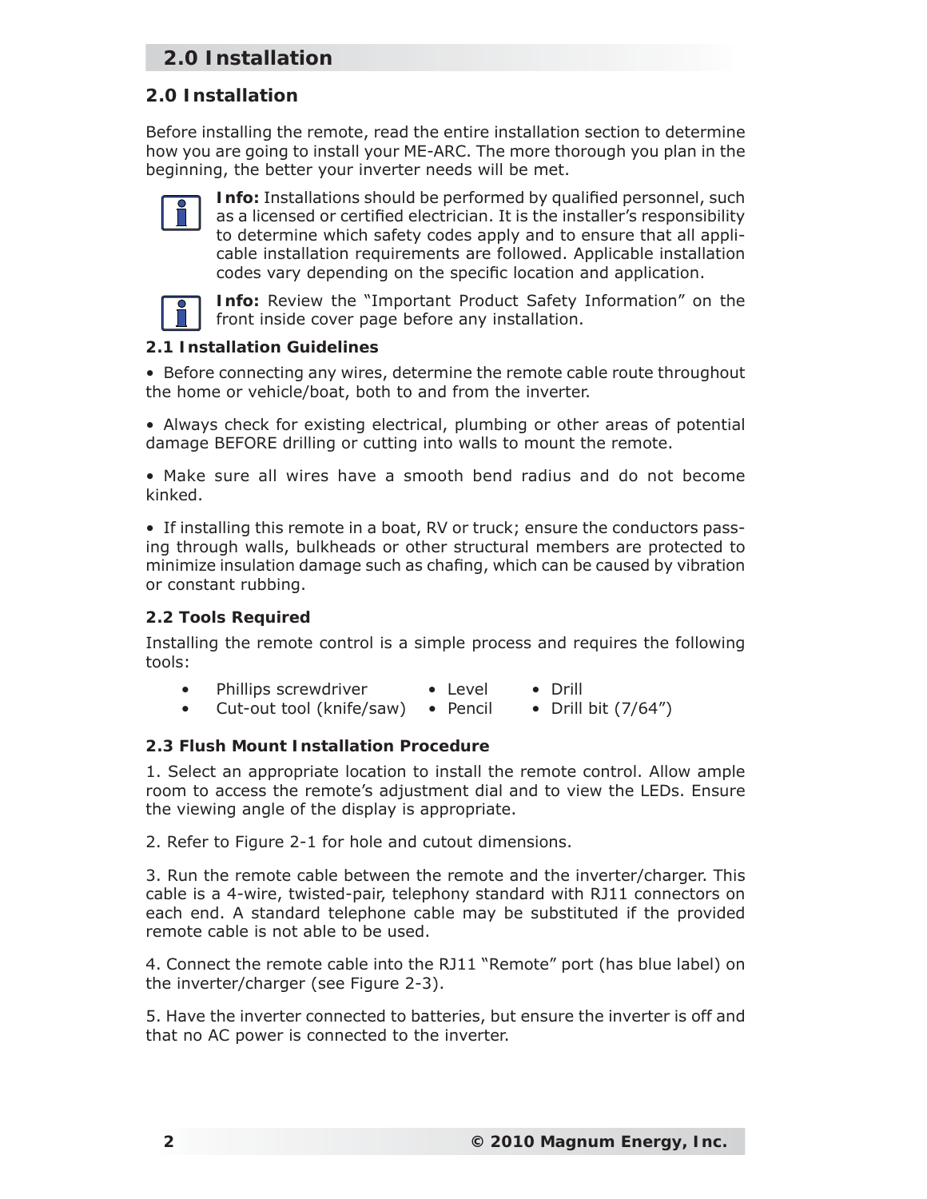## 2.0 Installation

Before installing the remote, read the entire installation section to determine how you are going to install your ME-ARC. The more thorough you plan in the beginning, the better your inverter needs will be met.

**Info:** Installations should be performed by qualified personnel, such as a licensed or certified electrician. It is the installer's responsibility to determine which safety codes apply and to ensure that all applicable installation requirements are followed. Applicable installation codes vary depending on the specific location and application.

**Info:** Review the "Important Product Safety Information" on the front inside cover page before any installation.

### 2.1 Installation Guidelines

- Before connecting any wires, determine the remote cable route throughout the home or vehicle/boat, both to and from the inverter.
- Always check for existing electrical, plumbing or other areas of potential damage BEFORE drilling or cutting into walls to mount the remote.
- Make sure all wires have a smooth bend radius and do not become kinked.
- If installing this remote in a boat, RV or truck; ensure the conductors passing through walls, bulkheads or other structural members are protected to minimize insulation damage such as chafing, which can be caused by vibration or constant rubbing.

### 2.2 Tools Required

Installing the remote control is a simple process and requires the following tools:

- Phillips screwdriver
- Cut-out tool (knife/saw)
- Level
- Pencil
- Drill
- Drill bit (7/64")

### 2.3 Flush Mount Installation Procedure

1. Select an appropriate location to install the remote control. Allow ample room to access the remote's adjustment dial and to view the LEDs. Ensure the viewing angle of the display is appropriate.

2. Refer to Figure 2-1 for hole and cutout dimensions.

3. Run the remote cable between the remote and the inverter/charger. This cable is a 4-wire, twisted-pair, telephony standard with RJ11 connectors on each end. A standard telephone cable may be substituted if the provided remote cable is not able to be used.

4. Connect the remote cable into the RJ11 "Remote" port (has blue label) on the inverter/charger (see Figure 2-3).

5. Have the inverter connected to batteries, but ensure the inverter is off and that no AC power is connected to the inverter.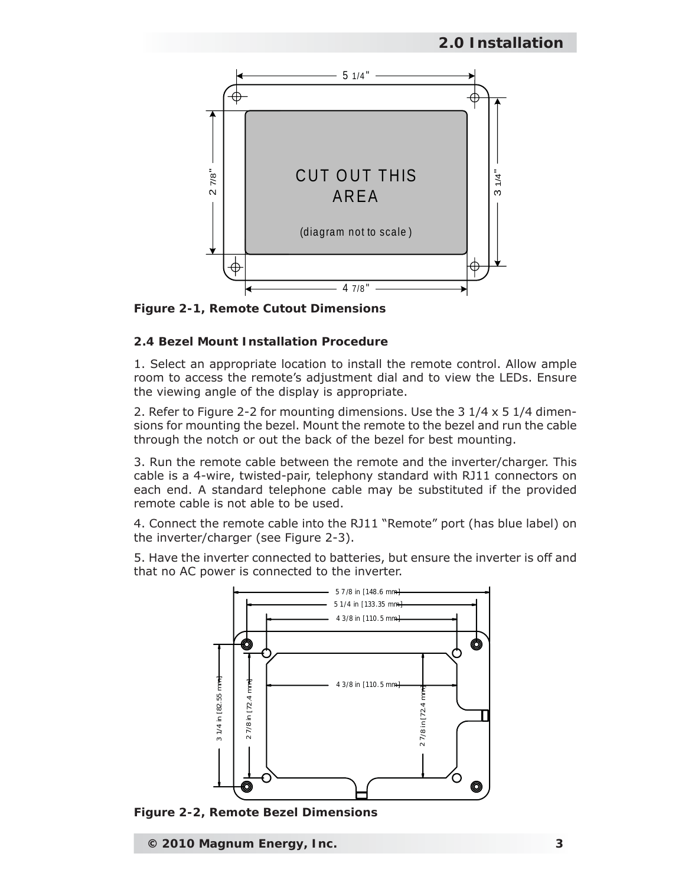Figure 2-1, Remote Cutout Dimensions

**2.4 Bezel Mount Installation Procedure**

1. Select an appropriate location to install the remote control. Allow ample room to access the remote's adjustment dial and to view the LEDs. Ensure the viewing angle of the display is appropriate.

2. Refer to Figure 2-2 for mounting dimensions. Use the 3 1/4 x 5 1/4 dimensions for mounting the bezel. Mount the remote to the bezel and run the cable through the notch or out the back of the bezel for best mounting.

3. Run the remote cable between the remote and the inverter/charger. This cable is a 4-wire, twisted-pair, telephony standard with RJ11 connectors on each end. A standard telephone cable may be substituted if the provided remote cable is not able to be used.

4. Connect the remote cable into the RJ11 "Remote" port (has blue label) on the inverter/charger (see Figure 2-3).

5. Have the inverter connected to batteries, but ensure the inverter is off and that no AC power is connected to the inverter.

Figure 2-2, Remote Bezel Dimensions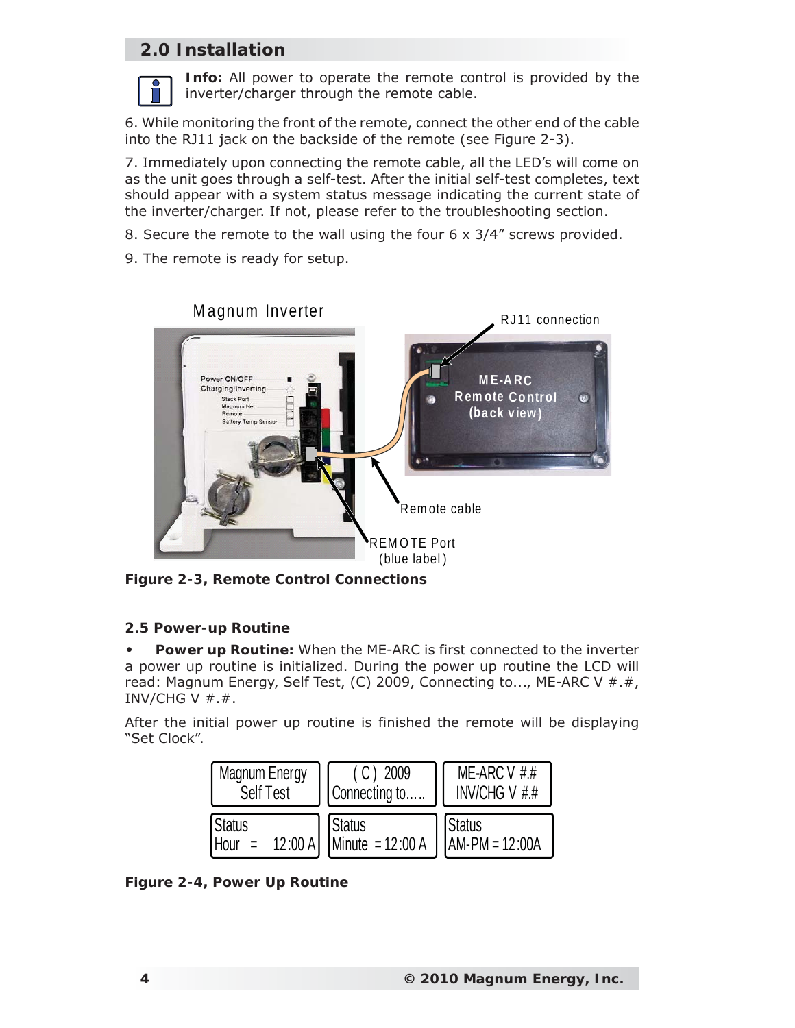## 2.0 Installation

**Info:** All power to operate the remote control is provided by the inverter/charger through the remote cable.

6. While monitoring the front of the remote, connect the other end of the cable into the RJ11 jack on the backside of the remote (see Figure 2-3).

7. Immediately upon connecting the remote cable, all the LED's will come on as the unit goes through a self-test. After the initial self-test completes, text should appear with a system status message indicating the current state of the inverter/charger. If not, please refer to the troubleshooting section.

8. Secure the remote to the wall using the four 6 x 3/4" screws provided.

9. The remote is ready for setup.

**Figure 2-3, Remote Control Connections**

### 2.5 Power-up Routine

- **Power up Routine:** When the ME-ARC is first connected to the inverter a power up routine is initialized. During the power up routine the LCD will read: Magnum Energy, Self Test, (C) 2009, Connecting to..., ME-ARC V #.#, INV/CHG V #.#.

After the initial power up routine is finished the remote will be displaying "Set Clock".

| | | |
|---|---|---|
| Magnum Energy<br>Self Test | ( C ) 2009<br>Connecting to..... | ME-ARC V #.#<br>INV/CHG V #.# |
| Status<br>Hour = 12:00 A | Status<br>Minute = 12:00 A | Status<br>AM-PM = 12:00A |

**Figure 2-4, Power Up Routine**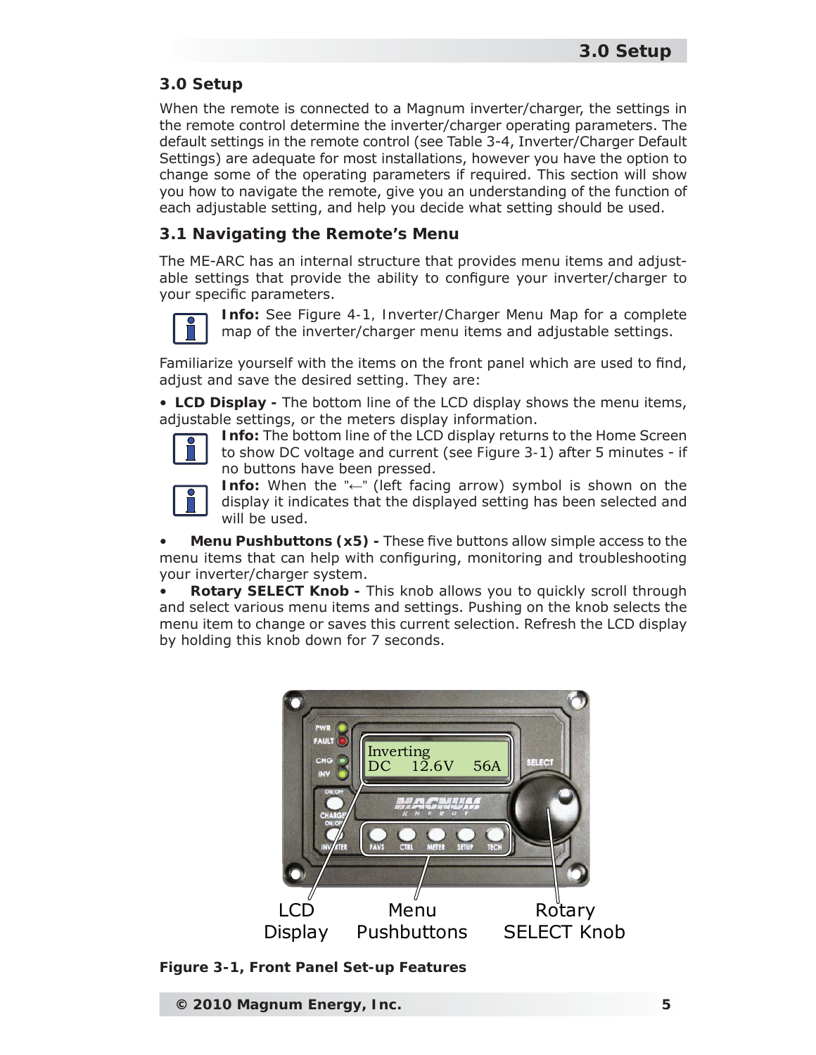## 3.0 Setup

When the remote is connected to a Magnum inverter/charger, the settings in the remote control determine the inverter/charger operating parameters. The default settings in the remote control (see Table 3-4, Inverter/Charger Default Settings) are adequate for most installations, however you have the option to change some of the operating parameters if required. This section will show you how to navigate the remote, give you an understanding of the function of each adjustable setting, and help you decide what setting should be used.

### 3.1 Navigating the Remote's Menu

The ME-ARC has an internal structure that provides menu items and adjustable settings that provide the ability to configure your inverter/charger to your specific parameters.

> **Info:** See Figure 4-1, Inverter/Charger Menu Map for a complete map of the inverter/charger menu items and adjustable settings.

Familiarize yourself with the items on the front panel which are used to find, adjust and save the desired setting. They are:

- **LCD Display -** The bottom line of the LCD display shows the menu items, adjustable settings, or the meters display information.

> **Info:** The bottom line of the LCD display returns to the Home Screen to show DC voltage and current (see Figure 3-1) after 5 minutes - if no buttons have been pressed.

> **Info:** When the "←" (left facing arrow) symbol is shown on the display it indicates that the displayed setting has been selected and will be used.

- **Menu Pushbuttons (x5) -** These five buttons allow simple access to the menu items that can help with configuring, monitoring and troubleshooting your inverter/charger system.
- **Rotary SELECT Knob -** This knob allows you to quickly scroll through and select various menu items and settings. Pushing on the knob selects the menu item to change or saves this current selection. Refresh the LCD display by holding this knob down for 7 seconds.

**Figure 3-1, Front Panel Set-up Features**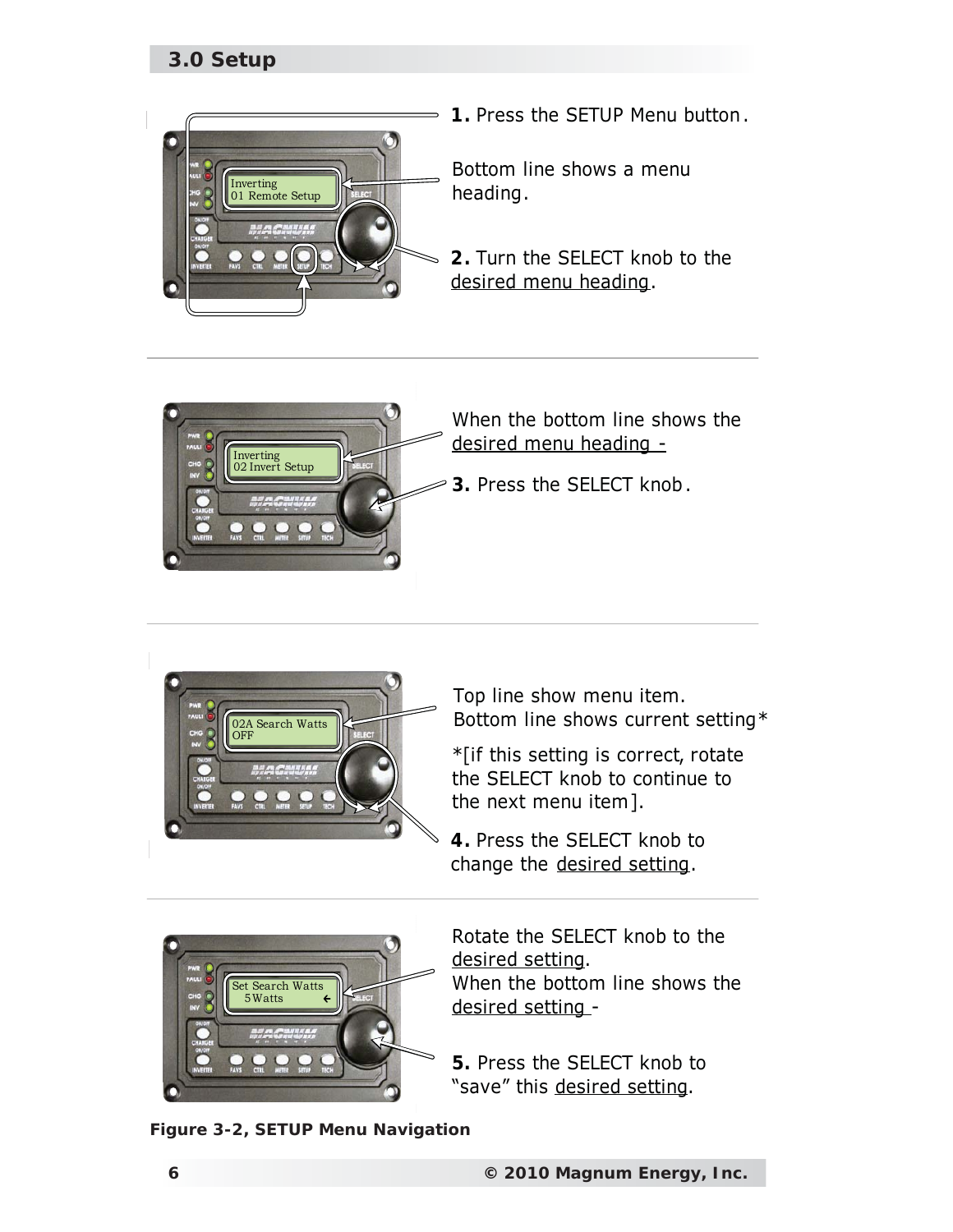## 3.0 Setup

**1.** Press the SETUP Menu button.

Bottom line shows a menu heading.

**2.** Turn the SELECT knob to the desired menu heading.

When the bottom line shows the desired menu heading -

**3.** Press the SELECT knob.

Top line show menu item.
Bottom line shows current setting*

*[if this setting is correct, rotate the SELECT knob to continue to the next menu item].

**4.** Press the SELECT knob to change the desired setting.

Rotate the SELECT knob to the desired setting.
When the bottom line shows the desired setting -

**5.** Press the SELECT knob to "save" this desired setting.

**Figure 3-2, SETUP Menu Navigation**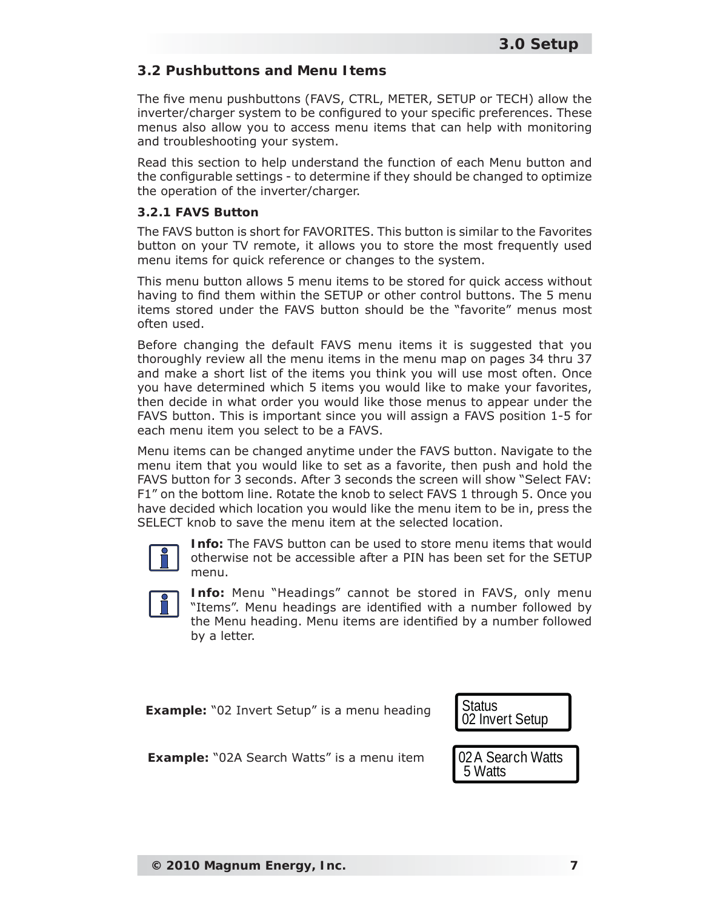## 3.2 Pushbuttons and Menu Items

The five menu pushbuttons (FAVS, CTRL, METER, SETUP or TECH) allow the inverter/charger system to be configured to your specific preferences. These menus also allow you to access menu items that can help with monitoring and troubleshooting your system.

Read this section to help understand the function of each Menu button and the configurable settings - to determine if they should be changed to optimize the operation of the inverter/charger.

### 3.2.1 FAVS Button

The FAVS button is short for FAVORITES. This button is similar to the Favorites button on your TV remote, it allows you to store the most frequently used menu items for quick reference or changes to the system.

This menu button allows 5 menu items to be stored for quick access without having to find them within the SETUP or other control buttons. The 5 menu items stored under the FAVS button should be the "favorite" menus most often used.

Before changing the default FAVS menu items it is suggested that you thoroughly review all the menu items in the menu map on pages 34 thru 37 and make a short list of the items you think you will use most often. Once you have determined which 5 items you would like to make your favorites, then decide in what order you would like those menus to appear under the FAVS button. This is important since you will assign a FAVS position 1-5 for each menu item you select to be a FAVS.

Menu items can be changed anytime under the FAVS button. Navigate to the menu item that you would like to set as a favorite, then push and hold the FAVS button for 3 seconds. After 3 seconds the screen will show "Select FAV: F1" on the bottom line. Rotate the knob to select FAVS 1 through 5. Once you have decided which location you would like the menu item to be in, press the SELECT knob to save the menu item at the selected location.

**Info:** The FAVS button can be used to store menu items that would otherwise not be accessible after a PIN has been set for the SETUP menu.

**Info:** Menu "Headings" cannot be stored in FAVS, only menu "Items". Menu headings are identified with a number followed by the Menu heading. Menu items are identified by a number followed by a letter.

**Example:** "02 Invert Setup" is a menu heading

```
Status
02 Invert Setup
```

**Example:** "02A Search Watts" is a menu item

```
02A Search Watts
 5 Watts
```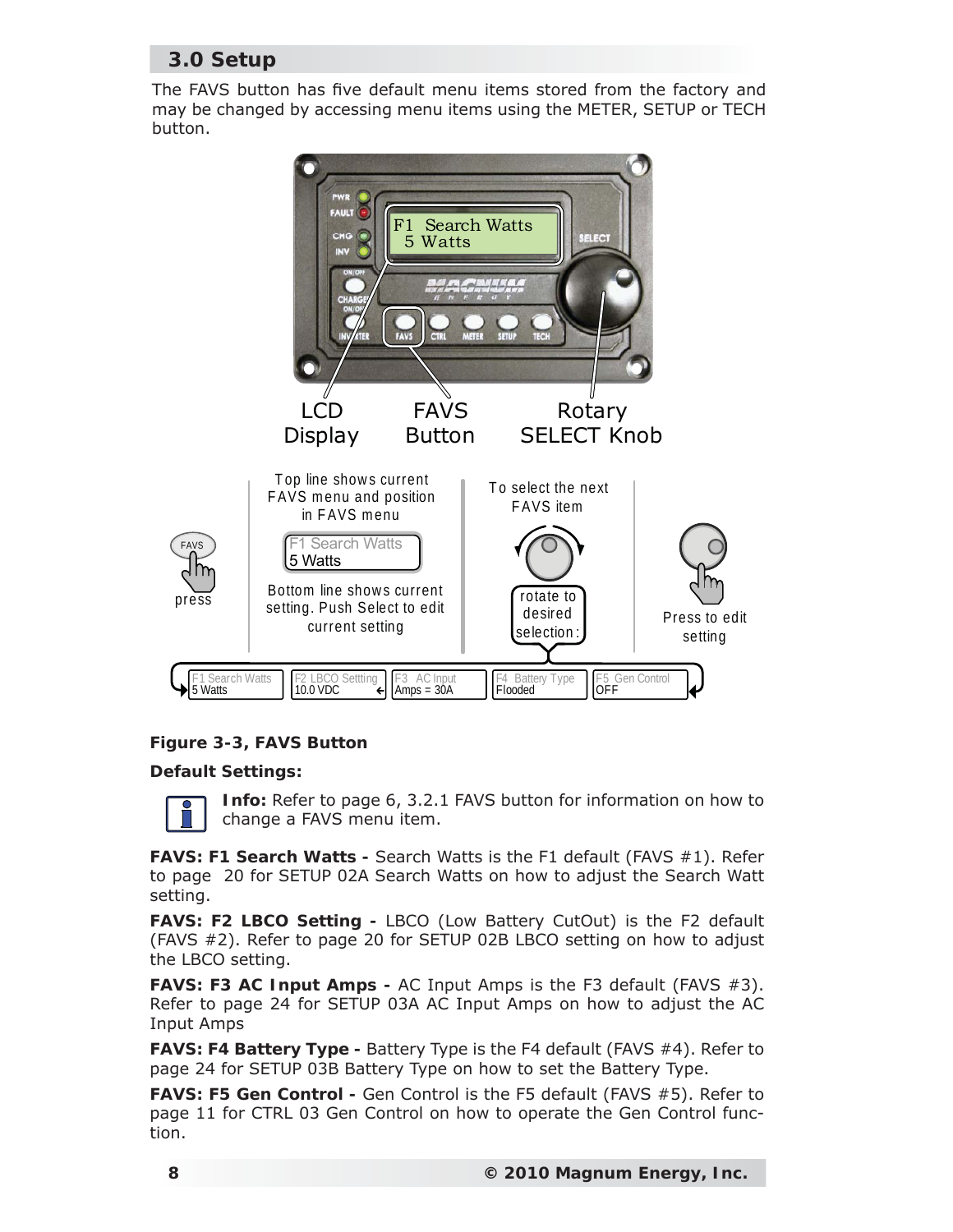## 3.0 Setup

The FAVS button has five default menu items stored from the factory and may be changed by accessing menu items using the METER, SETUP or TECH button.

LCD Display

FAVS Button

Rotary SELECT Knob

press

Top line shows current FAVS menu and position in FAVS menu

F1 Search Watts
5 Watts

Bottom line shows current setting. Push Select to edit current setting

To select the next FAVS item

rotate to desired selection:

Press to edit setting

F1 Search Watts 5 Watts | F2 LBCO Settting 10.0 VDC | F3 AC Input Amps = 30A | F4 Battery Type Flooded | F5 Gen Control OFF

**Figure 3-3, FAVS Button**

**Default Settings:**

**Info:** Refer to page 6, 3.2.1 FAVS button for information on how to change a FAVS menu item.

**FAVS: F1 Search Watts -** Search Watts is the F1 default (FAVS #1). Refer to page 20 for SETUP 02A Search Watts on how to adjust the Search Watt setting.

**FAVS: F2 LBCO Setting -** LBCO (Low Battery CutOut) is the F2 default (FAVS #2). Refer to page 20 for SETUP 02B LBCO setting on how to adjust the LBCO setting.

**FAVS: F3 AC Input Amps -** AC Input Amps is the F3 default (FAVS #3). Refer to page 24 for SETUP 03A AC Input Amps on how to adjust the AC Input Amps

**FAVS: F4 Battery Type -** Battery Type is the F4 default (FAVS #4). Refer to page 24 for SETUP 03B Battery Type on how to set the Battery Type.

**FAVS: F5 Gen Control -** Gen Control is the F5 default (FAVS #5). Refer to page 11 for CTRL 03 Gen Control on how to operate the Gen Control function.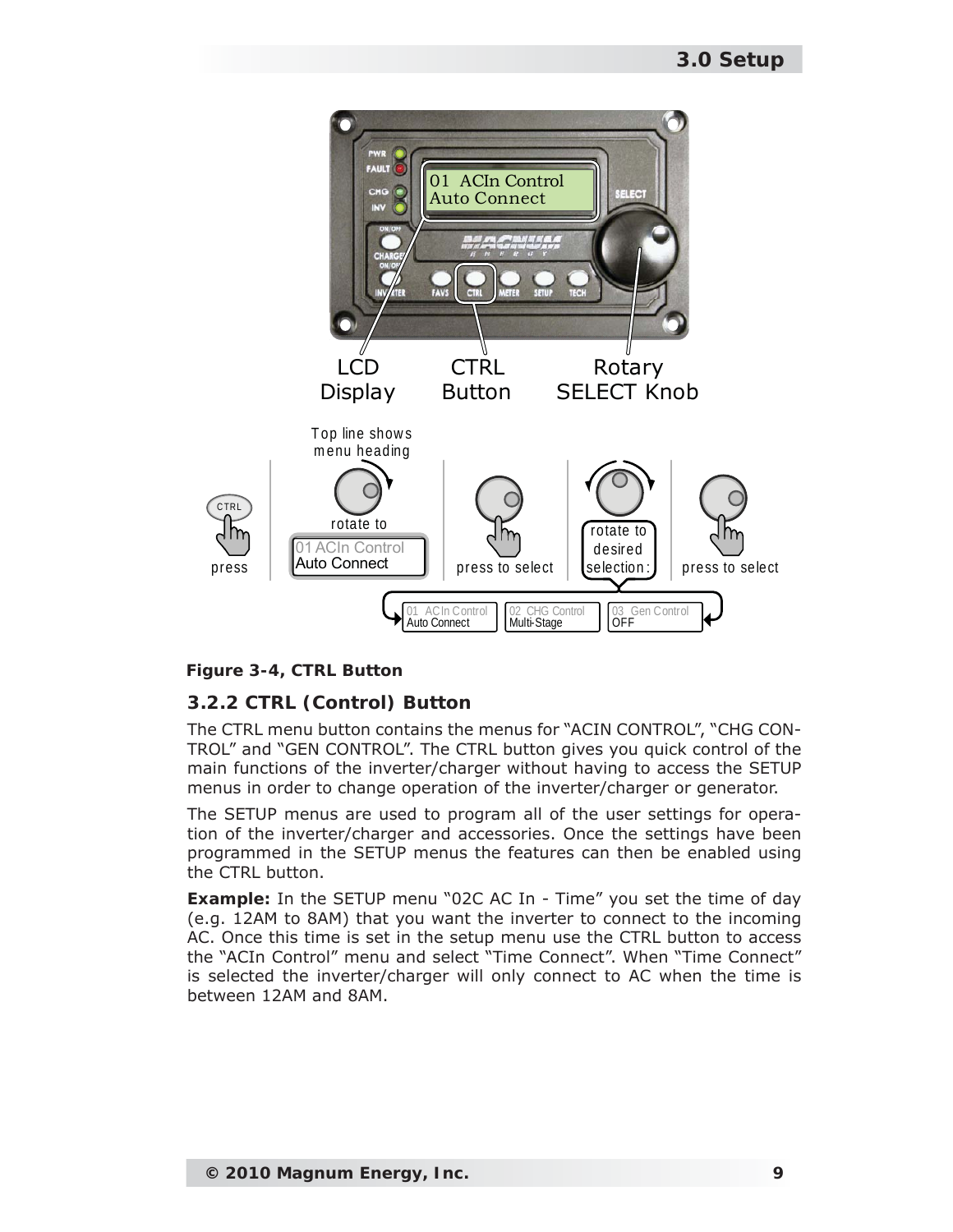**Figure 3-4, CTRL Button**

### 3.2.2 CTRL (Control) Button

The CTRL menu button contains the menus for “ACIN CONTROL”, “CHG CONTROL” and “GEN CONTROL”. The CTRL button gives you quick control of the main functions of the inverter/charger without having to access the SETUP menus in order to change operation of the inverter/charger or generator.

The SETUP menus are used to program all of the user settings for operation of the inverter/charger and accessories. Once the settings have been programmed in the SETUP menus the features can then be enabled using the CTRL button.

**Example:** In the SETUP menu “02C AC In - Time” you set the time of day (e.g. 12AM to 8AM) that you want the inverter to connect to the incoming AC. Once this time is set in the setup menu use the CTRL button to access the “ACIn Control” menu and select “Time Connect”. When “Time Connect” is selected the inverter/charger will only connect to AC when the time is between 12AM and 8AM.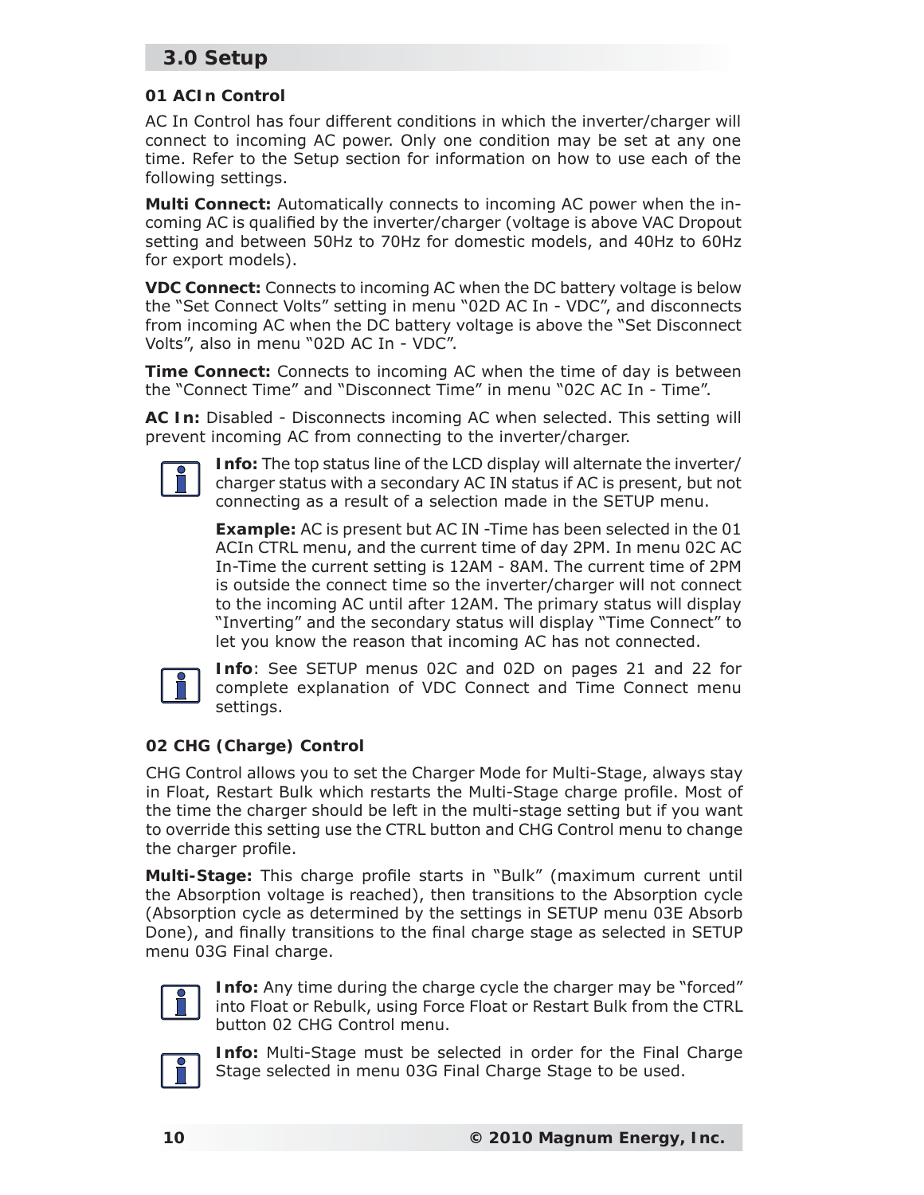## 3.0 Setup

### 01 ACIn Control

AC In Control has four different conditions in which the inverter/charger will connect to incoming AC power. Only one condition may be set at any one time. Refer to the Setup section for information on how to use each of the following settings.

**Multi Connect:** Automatically connects to incoming AC power when the incoming AC is qualified by the inverter/charger (voltage is above VAC Dropout setting and between 50Hz to 70Hz for domestic models, and 40Hz to 60Hz for export models).

**VDC Connect:** Connects to incoming AC when the DC battery voltage is below the "Set Connect Volts" setting in menu "02D AC In - VDC", and disconnects from incoming AC when the DC battery voltage is above the "Set Disconnect Volts", also in menu "02D AC In - VDC".

**Time Connect:** Connects to incoming AC when the time of day is between the "Connect Time" and "Disconnect Time" in menu "02C AC In - Time".

**AC In:** Disabled - Disconnects incoming AC when selected. This setting will prevent incoming AC from connecting to the inverter/charger.

**Info:** The top status line of the LCD display will alternate the inverter/charger status with a secondary AC IN status if AC is present, but not connecting as a result of a selection made in the SETUP menu.

**Example:** AC is present but AC IN -Time has been selected in the 01 ACIn CTRL menu, and the current time of day 2PM. In menu 02C AC In-Time the current setting is 12AM - 8AM. The current time of 2PM is outside the connect time so the inverter/charger will not connect to the incoming AC until after 12AM. The primary status will display "Inverting" and the secondary status will display "Time Connect" to let you know the reason that incoming AC has not connected.

**Info**: See SETUP menus 02C and 02D on pages 21 and 22 for complete explanation of VDC Connect and Time Connect menu settings.

### 02 CHG (Charge) Control

CHG Control allows you to set the Charger Mode for Multi-Stage, always stay in Float, Restart Bulk which restarts the Multi-Stage charge profile. Most of the time the charger should be left in the multi-stage setting but if you want to override this setting use the CTRL button and CHG Control menu to change the charger profile.

**Multi-Stage:** This charge profile starts in "Bulk" (maximum current until the Absorption voltage is reached), then transitions to the Absorption cycle (Absorption cycle as determined by the settings in SETUP menu 03E Absorb Done), and finally transitions to the final charge stage as selected in SETUP menu 03G Final charge.

**Info:** Any time during the charge cycle the charger may be "forced" into Float or Rebulk, using Force Float or Restart Bulk from the CTRL button 02 CHG Control menu.

**Info:** Multi-Stage must be selected in order for the Final Charge Stage selected in menu 03G Final Charge Stage to be used.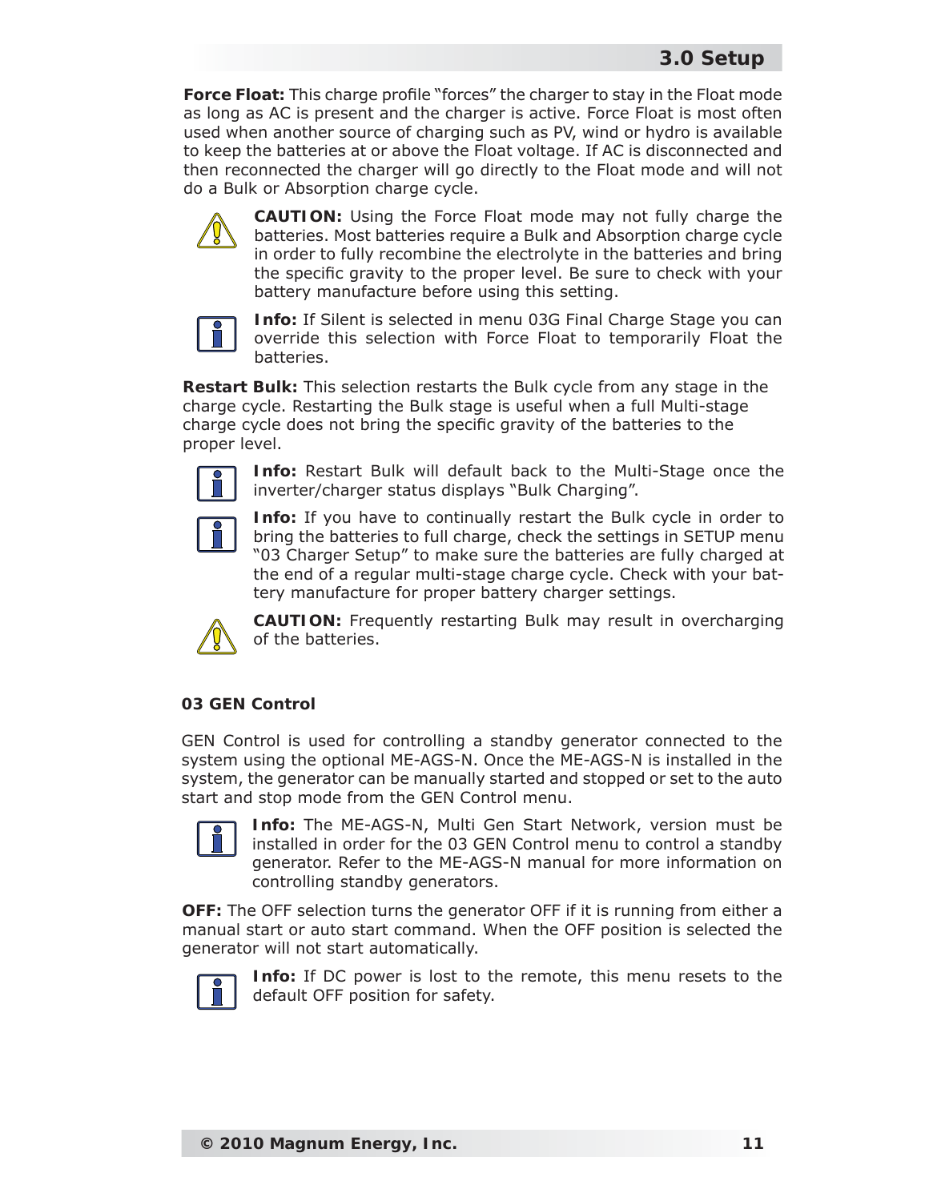**Force Float:** This charge profile "forces" the charger to stay in the Float mode as long as AC is present and the charger is active. Force Float is most often used when another source of charging such as PV, wind or hydro is available to keep the batteries at or above the Float voltage. If AC is disconnected and then reconnected the charger will go directly to the Float mode and will not do a Bulk or Absorption charge cycle.

**CAUTION:** Using the Force Float mode may not fully charge the batteries. Most batteries require a Bulk and Absorption charge cycle in order to fully recombine the electrolyte in the batteries and bring the specific gravity to the proper level. Be sure to check with your battery manufacture before using this setting.

**Info:** If Silent is selected in menu 03G Final Charge Stage you can override this selection with Force Float to temporarily Float the batteries.

**Restart Bulk:** This selection restarts the Bulk cycle from any stage in the charge cycle. Restarting the Bulk stage is useful when a full Multi-stage charge cycle does not bring the specific gravity of the batteries to the proper level.

**Info:** Restart Bulk will default back to the Multi-Stage once the inverter/charger status displays "Bulk Charging".

**Info:** If you have to continually restart the Bulk cycle in order to bring the batteries to full charge, check the settings in SETUP menu "03 Charger Setup" to make sure the batteries are fully charged at the end of a regular multi-stage charge cycle. Check with your battery manufacture for proper battery charger settings.

**CAUTION:** Frequently restarting Bulk may result in overcharging of the batteries.

### 03 GEN Control

GEN Control is used for controlling a standby generator connected to the system using the optional ME-AGS-N. Once the ME-AGS-N is installed in the system, the generator can be manually started and stopped or set to the auto start and stop mode from the GEN Control menu.

**Info:** The ME-AGS-N, Multi Gen Start Network, version must be installed in order for the 03 GEN Control menu to control a standby generator. Refer to the ME-AGS-N manual for more information on controlling standby generators.

**OFF:** The OFF selection turns the generator OFF if it is running from either a manual start or auto start command. When the OFF position is selected the generator will not start automatically.

**Info:** If DC power is lost to the remote, this menu resets to the default OFF position for safety.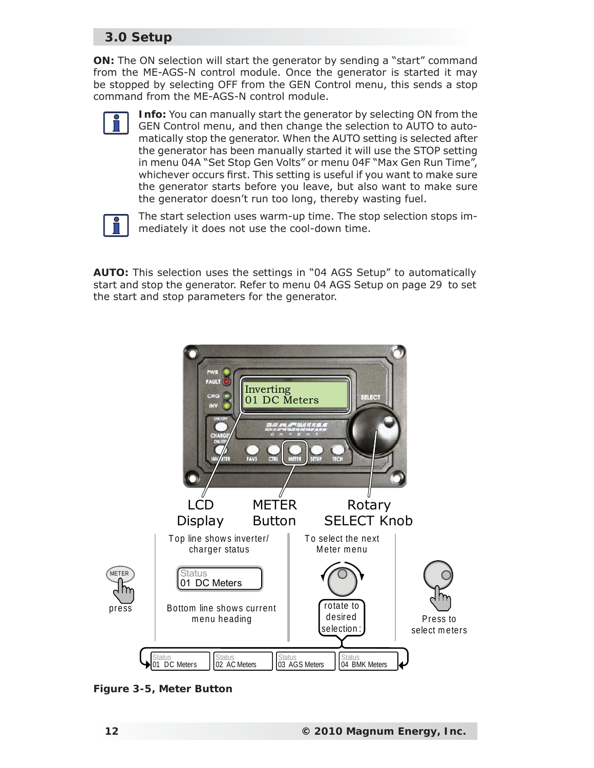## 3.0 Setup

**ON:** The ON selection will start the generator by sending a "start" command from the ME-AGS-N control module. Once the generator is started it may be stopped by selecting OFF from the GEN Control menu, this sends a stop command from the ME-AGS-N control module.

> **Info:** You can manually start the generator by selecting ON from the GEN Control menu, and then change the selection to AUTO to automatically stop the generator. When the AUTO setting is selected after the generator has been manually started it will use the STOP setting in menu 04A "Set Stop Gen Volts" or menu 04F "Max Gen Run Time", whichever occurs first. This setting is useful if you want to make sure the generator starts before you leave, but also want to make sure the generator doesn't run too long, thereby wasting fuel.

> The start selection uses warm-up time. The stop selection stops immediately it does not use the cool-down time.

**AUTO:** This selection uses the settings in "04 AGS Setup" to automatically start and stop the generator. Refer to menu 04 AGS Setup on page 29 to set the start and stop parameters for the generator.

**Figure 3-5, Meter Button**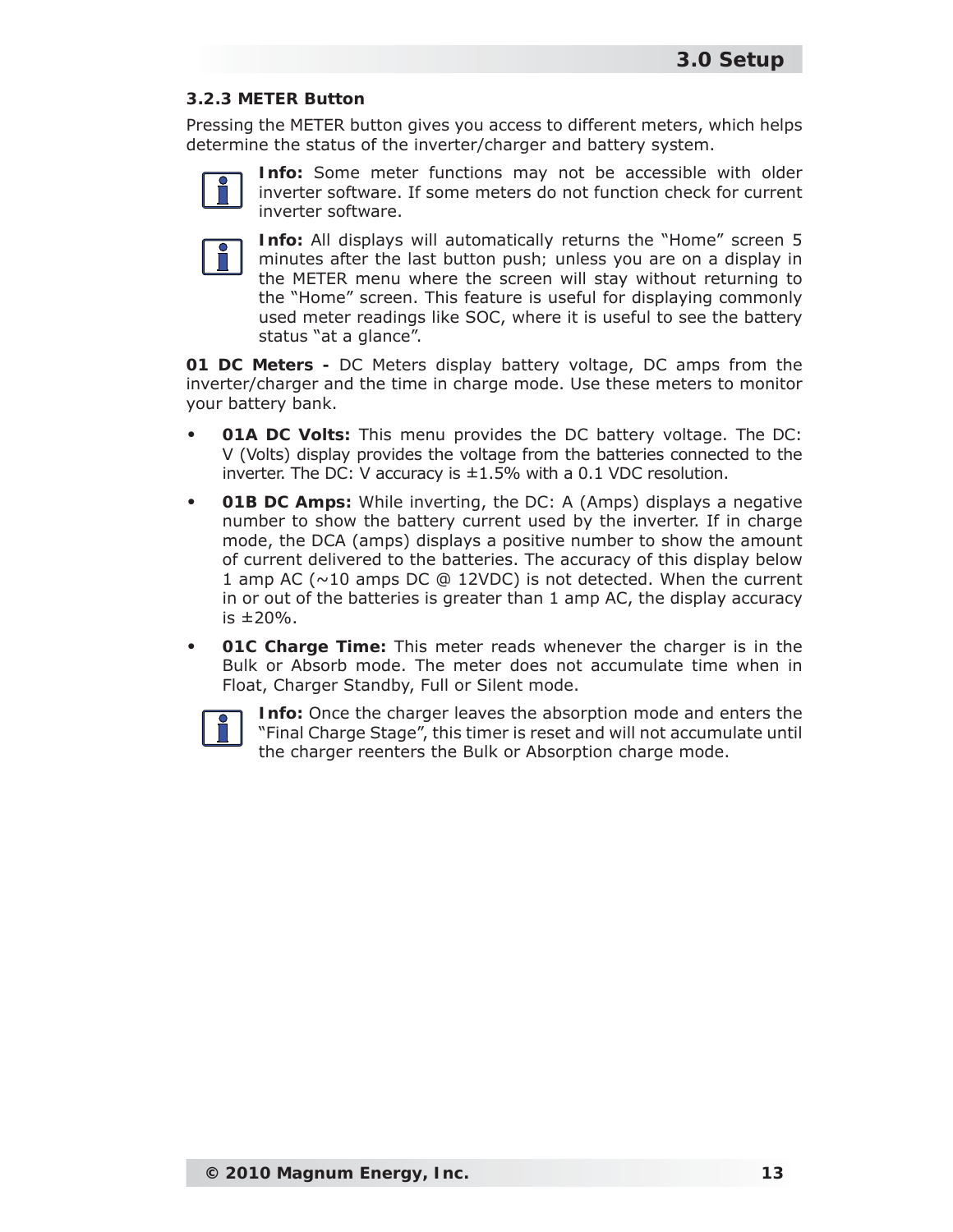### 3.2.3 METER Button

Pressing the METER button gives you access to different meters, which helps determine the status of the inverter/charger and battery system.

**Info:** Some meter functions may not be accessible with older inverter software. If some meters do not function check for current inverter software.

**Info:** All displays will automatically returns the "Home" screen 5 minutes after the last button push; unless you are on a display in the METER menu where the screen will stay without returning to the "Home" screen. This feature is useful for displaying commonly used meter readings like SOC, where it is useful to see the battery status "at a glance".

**01 DC Meters -** DC Meters display battery voltage, DC amps from the inverter/charger and the time in charge mode. Use these meters to monitor your battery bank.

- **01A DC Volts:** This menu provides the DC battery voltage. The DC: V (Volts) display provides the voltage from the batteries connected to the inverter. The DC: V accuracy is ±1.5% with a 0.1 VDC resolution.
- **01B DC Amps:** While inverting, the DC: A (Amps) displays a negative number to show the battery current used by the inverter. If in charge mode, the DCA (amps) displays a positive number to show the amount of current delivered to the batteries. The accuracy of this display below 1 amp AC (~10 amps DC @ 12VDC) is not detected. When the current in or out of the batteries is greater than 1 amp AC, the display accuracy is ±20%.
- **01C Charge Time:** This meter reads whenever the charger is in the Bulk or Absorb mode. The meter does not accumulate time when in Float, Charger Standby, Full or Silent mode.

**Info:** Once the charger leaves the absorption mode and enters the "Final Charge Stage", this timer is reset and will not accumulate until the charger reenters the Bulk or Absorption charge mode.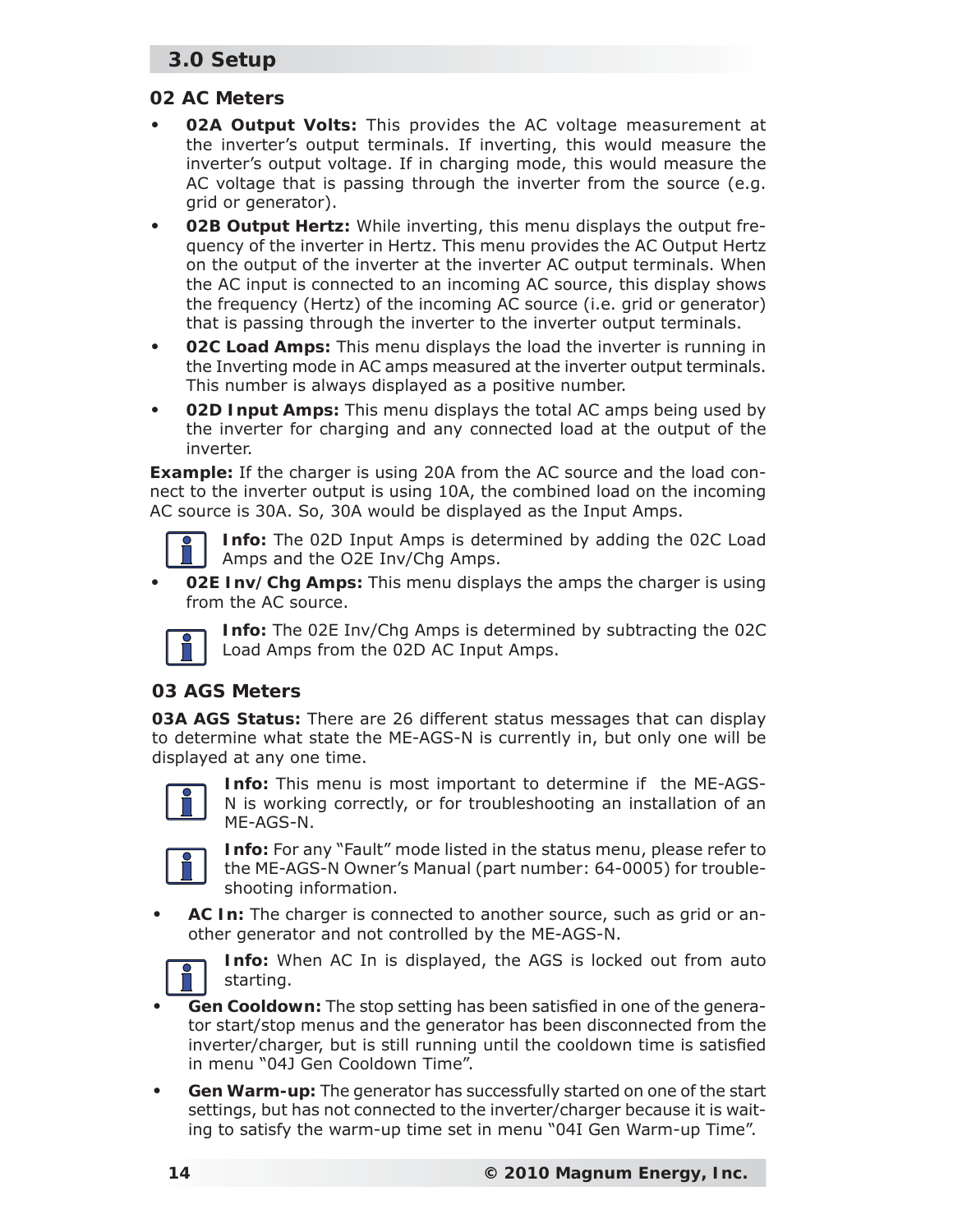## 3.0 Setup

### 02 AC Meters

- **02A Output Volts:** This provides the AC voltage measurement at the inverter's output terminals. If inverting, this would measure the inverter's output voltage. If in charging mode, this would measure the AC voltage that is passing through the inverter from the source (e.g. grid or generator).
- **02B Output Hertz:** While inverting, this menu displays the output frequency of the inverter in Hertz. This menu provides the AC Output Hertz on the output of the inverter at the inverter AC output terminals. When the AC input is connected to an incoming AC source, this display shows the frequency (Hertz) of the incoming AC source (i.e. grid or generator) that is passing through the inverter to the inverter output terminals.
- **02C Load Amps:** This menu displays the load the inverter is running in the Inverting mode in AC amps measured at the inverter output terminals. This number is always displayed as a positive number.
- **02D Input Amps:** This menu displays the total AC amps being used by the inverter for charging and any connected load at the output of the inverter.

**Example:** If the charger is using 20A from the AC source and the load connect to the inverter output is using 10A, the combined load on the incoming AC source is 30A. So, 30A would be displayed as the Input Amps.

**Info:** The 02D Input Amps is determined by adding the 02C Load Amps and the O2E Inv/Chg Amps.

- **02E Inv/Chg Amps:** This menu displays the amps the charger is using from the AC source.

**Info:** The 02E Inv/Chg Amps is determined by subtracting the 02C Load Amps from the 02D AC Input Amps.

### 03 AGS Meters

**03A AGS Status:** There are 26 different status messages that can display to determine what state the ME-AGS-N is currently in, but only one will be displayed at any one time.

**Info:** This menu is most important to determine if the ME-AGS-N is working correctly, or for troubleshooting an installation of an ME-AGS-N.

**Info:** For any "Fault" mode listed in the status menu, please refer to the ME-AGS-N Owner's Manual (part number: 64-0005) for troubleshooting information.

- **AC In:** The charger is connected to another source, such as grid or another generator and not controlled by the ME-AGS-N.

**Info:** When AC In is displayed, the AGS is locked out from auto starting.

- **Gen Cooldown:** The stop setting has been satisfied in one of the generator start/stop menus and the generator has been disconnected from the inverter/charger, but is still running until the cooldown time is satisfied in menu "04J Gen Cooldown Time".
- **Gen Warm-up:** The generator has successfully started on one of the start settings, but has not connected to the inverter/charger because it is waiting to satisfy the warm-up time set in menu "04I Gen Warm-up Time".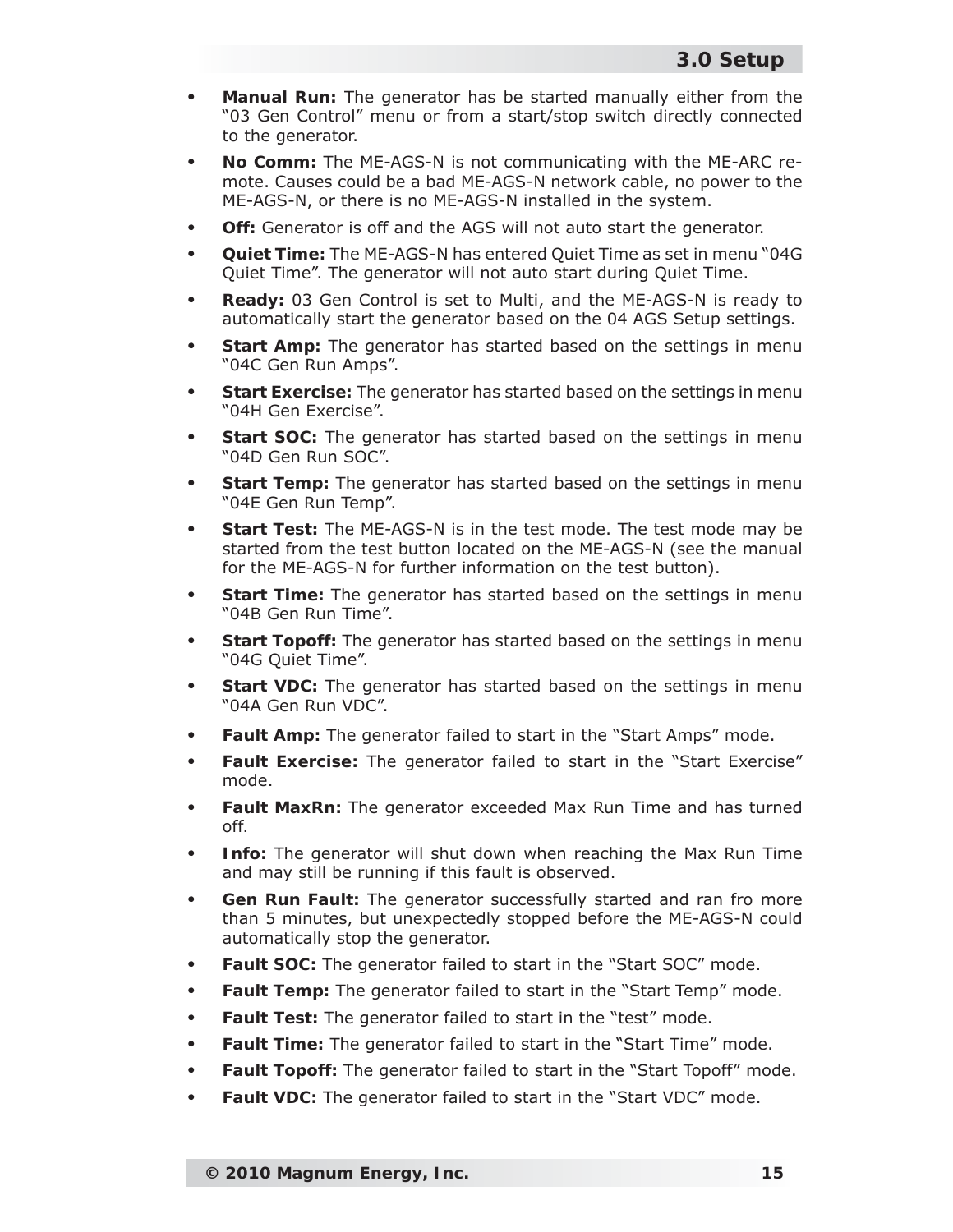- **Manual Run:** The generator has be started manually either from the "03 Gen Control" menu or from a start/stop switch directly connected to the generator.
- **No Comm:** The ME-AGS-N is not communicating with the ME-ARC remote. Causes could be a bad ME-AGS-N network cable, no power to the ME-AGS-N, or there is no ME-AGS-N installed in the system.
- **Off:** Generator is off and the AGS will not auto start the generator.
- **Quiet Time:** The ME-AGS-N has entered Quiet Time as set in menu "04G Quiet Time". The generator will not auto start during Quiet Time.
- **Ready:** 03 Gen Control is set to Multi, and the ME-AGS-N is ready to automatically start the generator based on the 04 AGS Setup settings.
- **Start Amp:** The generator has started based on the settings in menu "04C Gen Run Amps".
- **Start Exercise:** The generator has started based on the settings in menu "04H Gen Exercise".
- **Start SOC:** The generator has started based on the settings in menu "04D Gen Run SOC".
- **Start Temp:** The generator has started based on the settings in menu "04E Gen Run Temp".
- **Start Test:** The ME-AGS-N is in the test mode. The test mode may be started from the test button located on the ME-AGS-N (see the manual for the ME-AGS-N for further information on the test button).
- **Start Time:** The generator has started based on the settings in menu "04B Gen Run Time".
- **Start Topoff:** The generator has started based on the settings in menu "04G Quiet Time".
- **Start VDC:** The generator has started based on the settings in menu "04A Gen Run VDC".
- **Fault Amp:** The generator failed to start in the "Start Amps" mode.
- **Fault Exercise:** The generator failed to start in the "Start Exercise" mode.
- **Fault MaxRn:** The generator exceeded Max Run Time and has turned off.
- **Info:** The generator will shut down when reaching the Max Run Time and may still be running if this fault is observed.
- **Gen Run Fault:** The generator successfully started and ran fro more than 5 minutes, but unexpectedly stopped before the ME-AGS-N could automatically stop the generator.
- **Fault SOC:** The generator failed to start in the "Start SOC" mode.
- **Fault Temp:** The generator failed to start in the "Start Temp" mode.
- **Fault Test:** The generator failed to start in the "test" mode.
- **Fault Time:** The generator failed to start in the "Start Time" mode.
- **Fault Topoff:** The generator failed to start in the "Start Topoff" mode.
- **Fault VDC:** The generator failed to start in the "Start VDC" mode.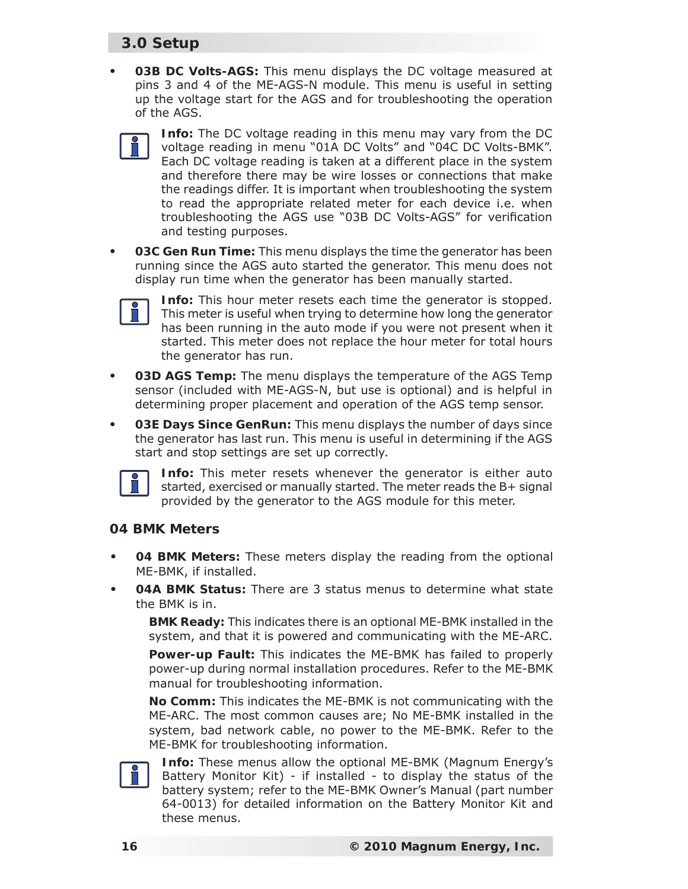- **03B DC Volts-AGS:** This menu displays the DC voltage measured at pins 3 and 4 of the ME-AGS-N module. This menu is useful in setting up the voltage start for the AGS and for troubleshooting the operation of the AGS.

> **Info:** The DC voltage reading in this menu may vary from the DC voltage reading in menu "01A DC Volts" and "04C DC Volts-BMK". Each DC voltage reading is taken at a different place in the system and therefore there may be wire losses or connections that make the readings differ. It is important when troubleshooting the system to read the appropriate related meter for each device i.e. when troubleshooting the AGS use "03B DC Volts-AGS" for verification and testing purposes.

- **03C Gen Run Time:** This menu displays the time the generator has been running since the AGS auto started the generator. This menu does not display run time when the generator has been manually started.

> **Info:** This hour meter resets each time the generator is stopped. This meter is useful when trying to determine how long the generator has been running in the auto mode if you were not present when it started. This meter does not replace the hour meter for total hours the generator has run.

- **03D AGS Temp:** The menu displays the temperature of the AGS Temp sensor (included with ME-AGS-N, but use is optional) and is helpful in determining proper placement and operation of the AGS temp sensor.
- **03E Days Since GenRun:** This menu displays the number of days since the generator has last run. This menu is useful in determining if the AGS start and stop settings are set up correctly.

> **Info:** This meter resets whenever the generator is either auto started, exercised or manually started. The meter reads the B+ signal provided by the generator to the AGS module for this meter.

### 04 BMK Meters

- **04 BMK Meters:** These meters display the reading from the optional ME-BMK, if installed.
- **04A BMK Status:** There are 3 status menus to determine what state the BMK is in.

  **BMK Ready:** This indicates there is an optional ME-BMK installed in the system, and that it is powered and communicating with the ME-ARC.

  **Power-up Fault:** This indicates the ME-BMK has failed to properly power-up during normal installation procedures. Refer to the ME-BMK manual for troubleshooting information.

  **No Comm:** This indicates the ME-BMK is not communicating with the ME-ARC. The most common causes are; No ME-BMK installed in the system, bad network cable, no power to the ME-BMK. Refer to the ME-BMK for troubleshooting information.

> **Info:** These menus allow the optional ME-BMK (Magnum Energy's Battery Monitor Kit) - if installed - to display the status of the battery system; refer to the ME-BMK Owner's Manual (part number 64-0013) for detailed information on the Battery Monitor Kit and these menus.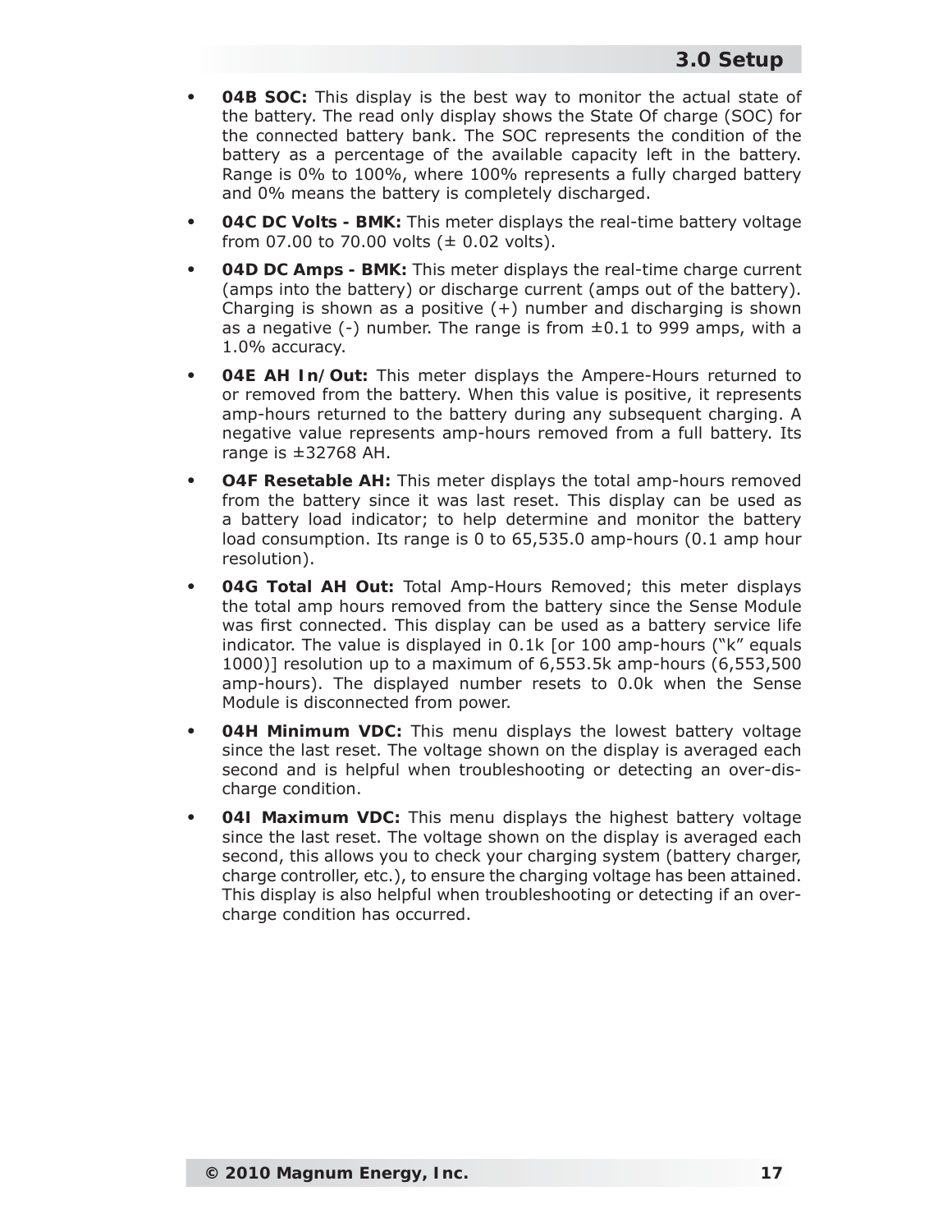- **04B SOC:** This display is the best way to monitor the actual state of the battery. The read only display shows the State Of charge (SOC) for the connected battery bank. The SOC represents the condition of the battery as a percentage of the available capacity left in the battery. Range is 0% to 100%, where 100% represents a fully charged battery and 0% means the battery is completely discharged.
- **04C DC Volts - BMK:** This meter displays the real-time battery voltage from 07.00 to 70.00 volts (± 0.02 volts).
- **04D DC Amps - BMK:** This meter displays the real-time charge current (amps into the battery) or discharge current (amps out of the battery). Charging is shown as a positive (+) number and discharging is shown as a negative (-) number. The range is from ±0.1 to 999 amps, with a 1.0% accuracy.
- **04E AH In/Out:** This meter displays the Ampere-Hours returned to or removed from the battery. When this value is positive, it represents amp-hours returned to the battery during any subsequent charging. A negative value represents amp-hours removed from a full battery. Its range is ±32768 AH.
- **O4F Resetable AH:** This meter displays the total amp-hours removed from the battery since it was last reset. This display can be used as a battery load indicator; to help determine and monitor the battery load consumption. Its range is 0 to 65,535.0 amp-hours (0.1 amp hour resolution).
- **04G Total AH Out:** Total Amp-Hours Removed; this meter displays the total amp hours removed from the battery since the Sense Module was first connected. This display can be used as a battery service life indicator. The value is displayed in 0.1k [or 100 amp-hours ("k" equals 1000)] resolution up to a maximum of 6,553.5k amp-hours (6,553,500 amp-hours). The displayed number resets to 0.0k when the Sense Module is disconnected from power.
- **04H Minimum VDC:** This menu displays the lowest battery voltage since the last reset. The voltage shown on the display is averaged each second and is helpful when troubleshooting or detecting an over-discharge condition.
- **04I Maximum VDC:** This menu displays the highest battery voltage since the last reset. The voltage shown on the display is averaged each second, this allows you to check your charging system (battery charger, charge controller, etc.), to ensure the charging voltage has been attained. This display is also helpful when troubleshooting or detecting if an over-charge condition has occurred.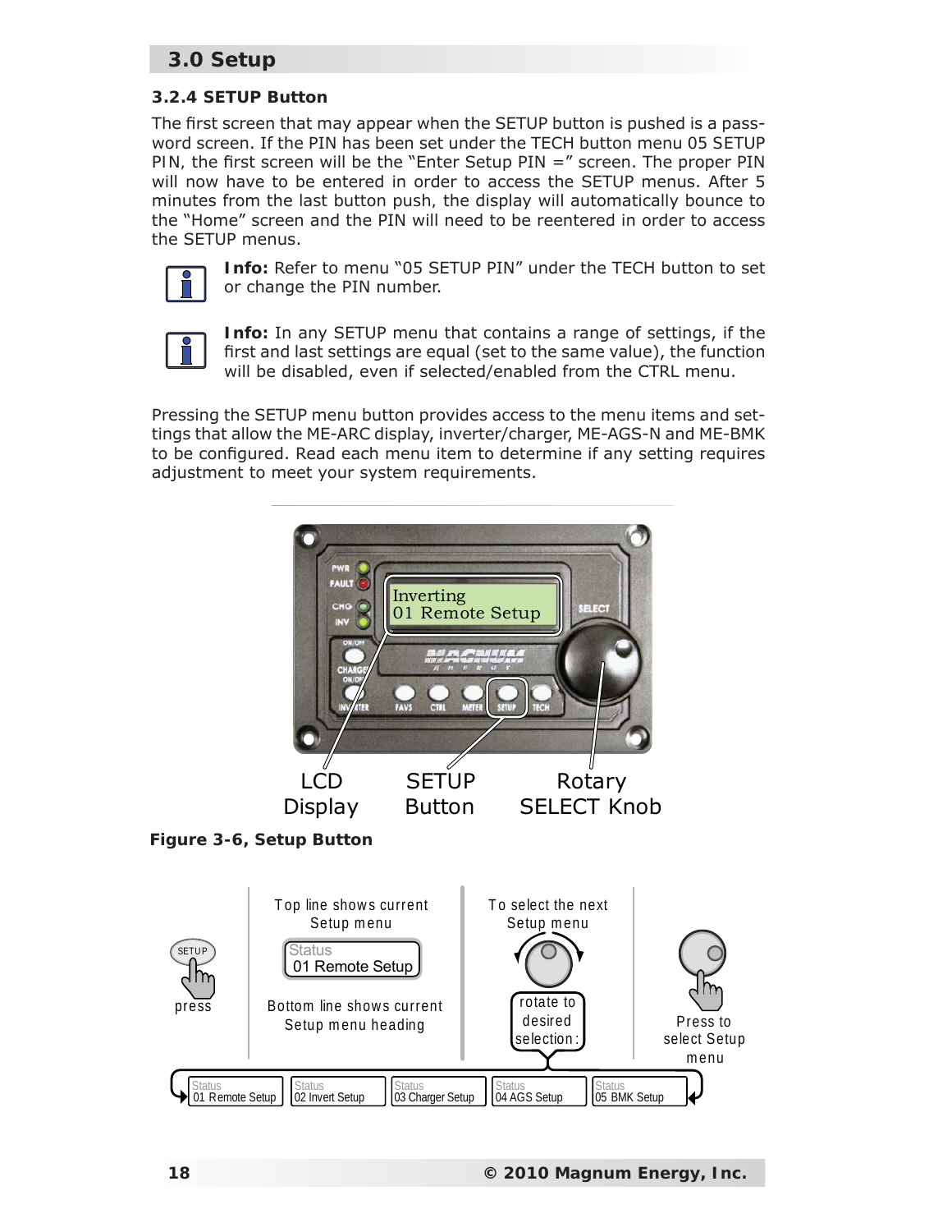## 3.0 Setup

### 3.2.4 SETUP Button

The first screen that may appear when the SETUP button is pushed is a password screen. If the PIN has been set under the TECH button menu 05 SETUP PIN, the first screen will be the "Enter Setup PIN =" screen. The proper PIN will now have to be entered in order to access the SETUP menus. After 5 minutes from the last button push, the display will automatically bounce to the "Home" screen and the PIN will need to be reentered in order to access the SETUP menus.

**Info:** Refer to menu "05 SETUP PIN" under the TECH button to set or change the PIN number.

**Info:** In any SETUP menu that contains a range of settings, if the first and last settings are equal (set to the same value), the function will be disabled, even if selected/enabled from the CTRL menu.

Pressing the SETUP menu button provides access to the menu items and settings that allow the ME-ARC display, inverter/charger, ME-AGS-N and ME-BMK to be configured. Read each menu item to determine if any setting requires adjustment to meet your system requirements.

**Figure 3-6, Setup Button**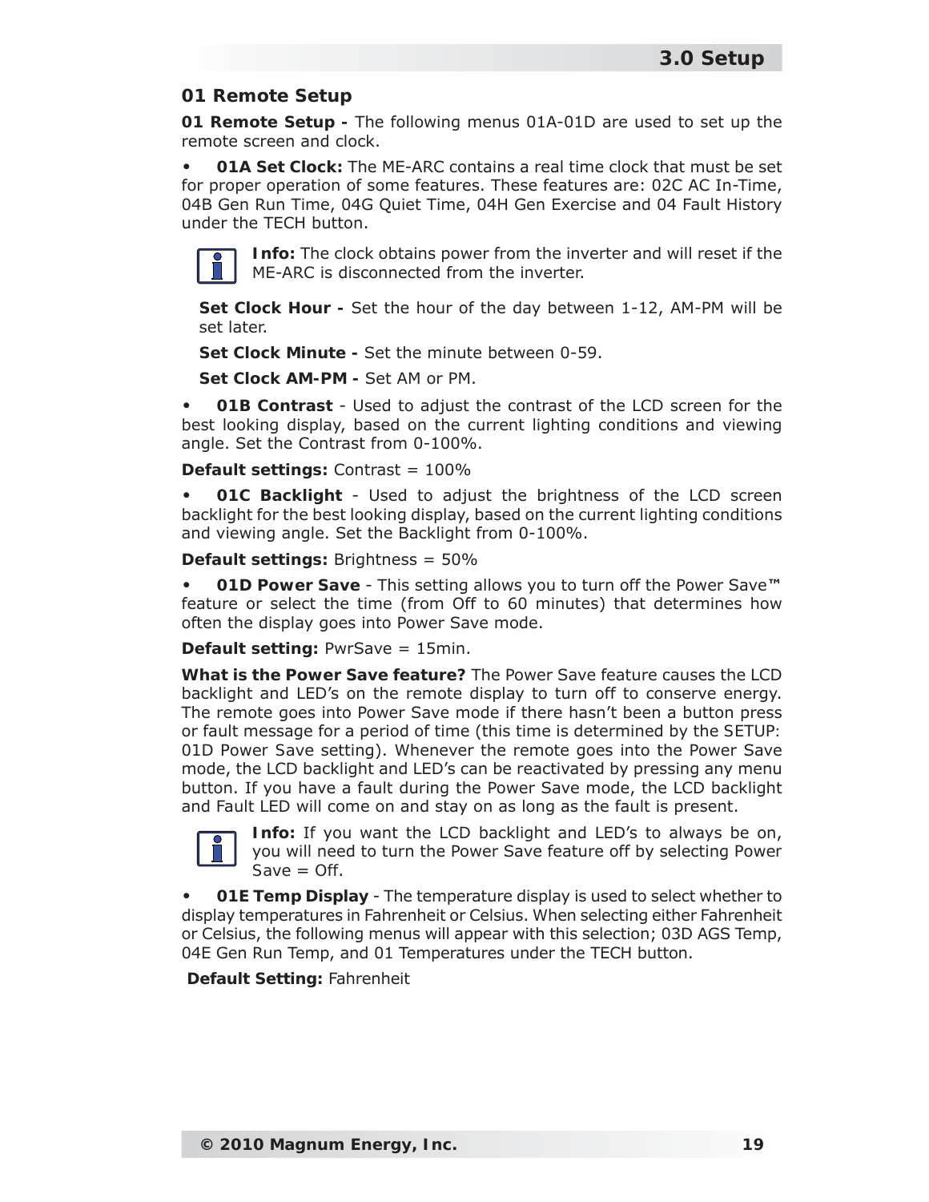## 01 Remote Setup

**01 Remote Setup -** The following menus 01A-01D are used to set up the remote screen and clock.

- **01A Set Clock:** The ME-ARC contains a real time clock that must be set for proper operation of some features. These features are: 02C AC In-Time, 04B Gen Run Time, 04G Quiet Time, 04H Gen Exercise and 04 Fault History under the TECH button.

> **Info:** The clock obtains power from the inverter and will reset if the ME-ARC is disconnected from the inverter.

**Set Clock Hour -** Set the hour of the day between 1-12, AM-PM will be set later.

**Set Clock Minute -** Set the minute between 0-59.

**Set Clock AM-PM -** Set AM or PM.

- **01B Contrast** - Used to adjust the contrast of the LCD screen for the best looking display, based on the current lighting conditions and viewing angle. Set the Contrast from 0-100%.

**Default settings:** Contrast = 100%

- **01C Backlight** - Used to adjust the brightness of the LCD screen backlight for the best looking display, based on the current lighting conditions and viewing angle. Set the Backlight from 0-100%.

**Default settings:** Brightness = 50%

- **01D Power Save** - This setting allows you to turn off the Power Save™ feature or select the time (from Off to 60 minutes) that determines how often the display goes into Power Save mode.

**Default setting:** PwrSave = 15min.

**What is the Power Save feature?** The Power Save feature causes the LCD backlight and LED's on the remote display to turn off to conserve energy. The remote goes into Power Save mode if there hasn't been a button press or fault message for a period of time (this time is determined by the SETUP: 01D Power Save setting). Whenever the remote goes into the Power Save mode, the LCD backlight and LED's can be reactivated by pressing any menu button. If you have a fault during the Power Save mode, the LCD backlight and Fault LED will come on and stay on as long as the fault is present.

> **Info:** If you want the LCD backlight and LED's to always be on, you will need to turn the Power Save feature off by selecting Power Save = Off.

- **01E Temp Display** - The temperature display is used to select whether to display temperatures in Fahrenheit or Celsius. When selecting either Fahrenheit or Celsius, the following menus will appear with this selection; 03D AGS Temp, 04E Gen Run Temp, and 01 Temperatures under the TECH button.

**Default Setting:** Fahrenheit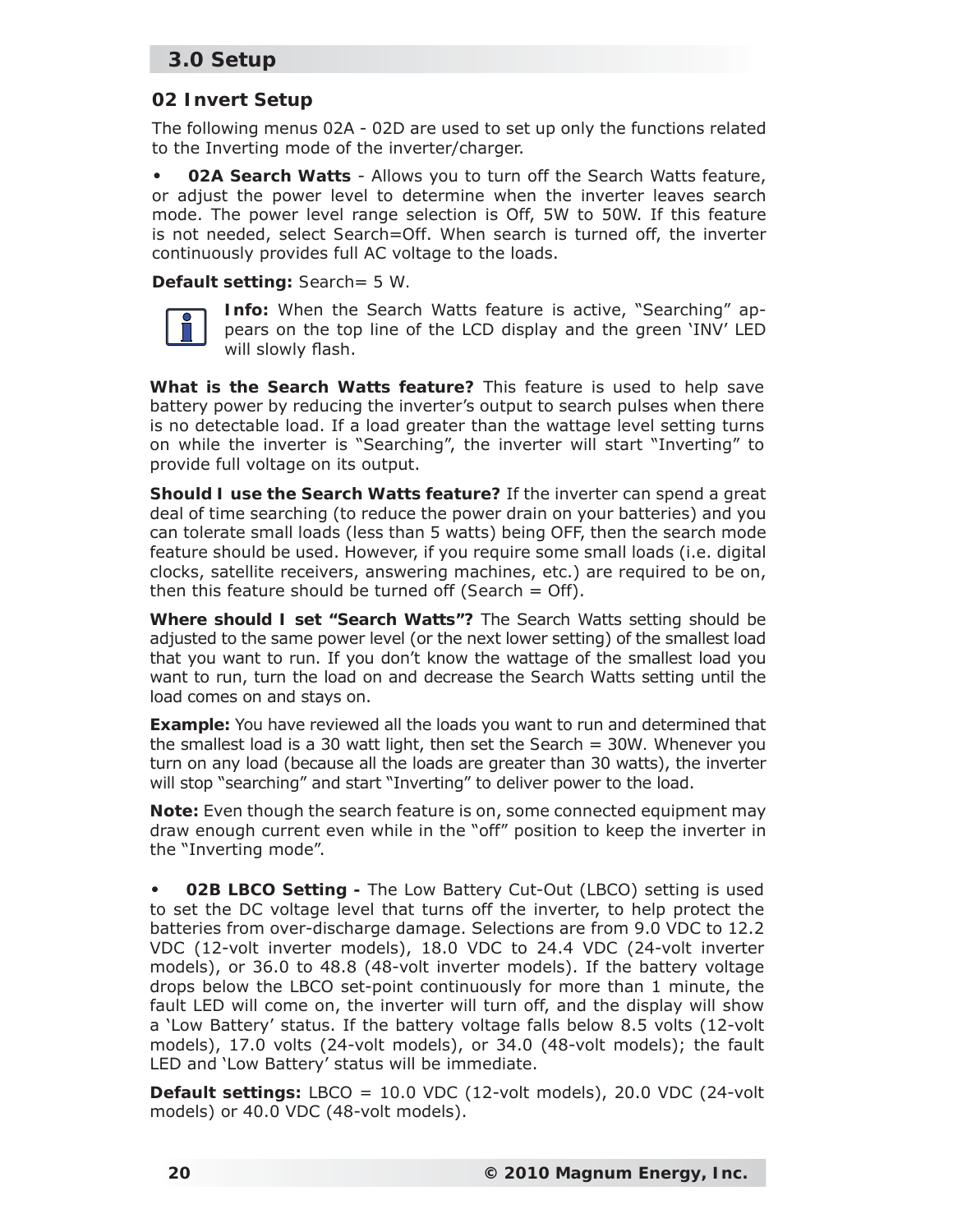## 3.0 Setup

### 02 Invert Setup

The following menus 02A - 02D are used to set up only the functions related to the Inverting mode of the inverter/charger.

- **02A Search Watts** - Allows you to turn off the Search Watts feature, or adjust the power level to determine when the inverter leaves search mode. The power level range selection is Off, 5W to 50W. If this feature is not needed, select Search=Off. When search is turned off, the inverter continuously provides full AC voltage to the loads.

**Default setting:** Search= 5 W.

**Info:** When the Search Watts feature is active, "Searching" appears on the top line of the LCD display and the green 'INV' LED will slowly flash.

**What is the Search Watts feature?** This feature is used to help save battery power by reducing the inverter's output to search pulses when there is no detectable load. If a load greater than the wattage level setting turns on while the inverter is "Searching", the inverter will start "Inverting" to provide full voltage on its output.

**Should I use the Search Watts feature?** If the inverter can spend a great deal of time searching (to reduce the power drain on your batteries) and you can tolerate small loads (less than 5 watts) being OFF, then the search mode feature should be used. However, if you require some small loads (i.e. digital clocks, satellite receivers, answering machines, etc.) are required to be on, then this feature should be turned off (Search = Off).

**Where should I set "Search Watts"?** The Search Watts setting should be adjusted to the same power level (or the next lower setting) of the smallest load that you want to run. If you don't know the wattage of the smallest load you want to run, turn the load on and decrease the Search Watts setting until the load comes on and stays on.

**Example:** You have reviewed all the loads you want to run and determined that the smallest load is a 30 watt light, then set the Search = 30W. Whenever you turn on any load (because all the loads are greater than 30 watts), the inverter will stop "searching" and start "Inverting" to deliver power to the load.

**Note:** Even though the search feature is on, some connected equipment may draw enough current even while in the "off" position to keep the inverter in the "Inverting mode".

- **02B LBCO Setting -** The Low Battery Cut-Out (LBCO) setting is used to set the DC voltage level that turns off the inverter, to help protect the batteries from over-discharge damage. Selections are from 9.0 VDC to 12.2 VDC (12-volt inverter models), 18.0 VDC to 24.4 VDC (24-volt inverter models), or 36.0 to 48.8 (48-volt inverter models). If the battery voltage drops below the LBCO set-point continuously for more than 1 minute, the fault LED will come on, the inverter will turn off, and the display will show a 'Low Battery' status. If the battery voltage falls below 8.5 volts (12-volt models), 17.0 volts (24-volt models), or 34.0 (48-volt models); the fault LED and 'Low Battery' status will be immediate.

**Default settings:** LBCO = 10.0 VDC (12-volt models), 20.0 VDC (24-volt models) or 40.0 VDC (48-volt models).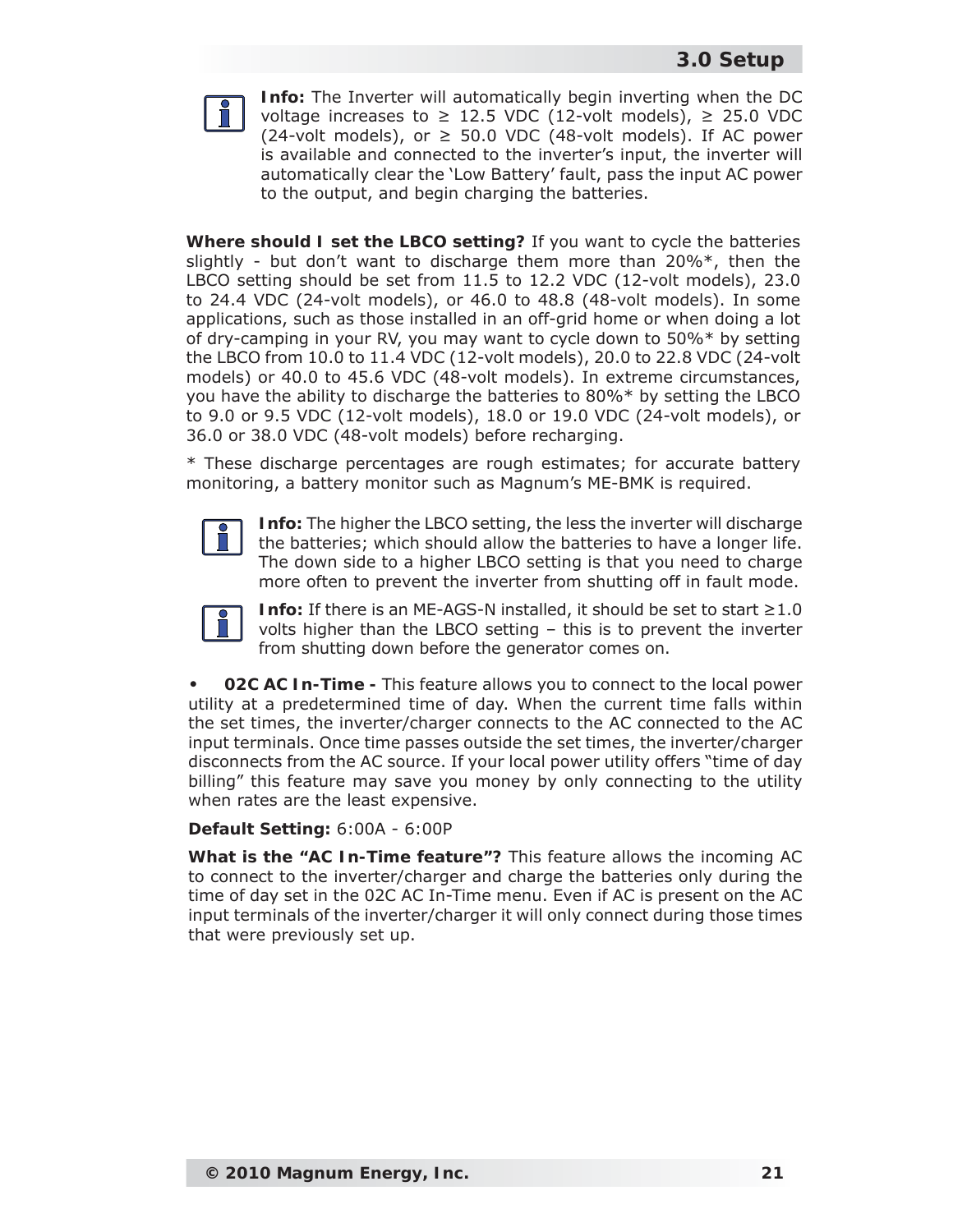**Info:** The Inverter will automatically begin inverting when the DC voltage increases to ≥ 12.5 VDC (12-volt models), ≥ 25.0 VDC (24-volt models), or ≥ 50.0 VDC (48-volt models). If AC power is available and connected to the inverter's input, the inverter will automatically clear the 'Low Battery' fault, pass the input AC power to the output, and begin charging the batteries.

**Where should I set the LBCO setting?** If you want to cycle the batteries slightly - but don't want to discharge them more than 20%*, then the LBCO setting should be set from 11.5 to 12.2 VDC (12-volt models), 23.0 to 24.4 VDC (24-volt models), or 46.0 to 48.8 (48-volt models). In some applications, such as those installed in an off-grid home or when doing a lot of dry-camping in your RV, you may want to cycle down to 50%* by setting the LBCO from 10.0 to 11.4 VDC (12-volt models), 20.0 to 22.8 VDC (24-volt models) or 40.0 to 45.6 VDC (48-volt models). In extreme circumstances, you have the ability to discharge the batteries to 80%* by setting the LBCO to 9.0 or 9.5 VDC (12-volt models), 18.0 or 19.0 VDC (24-volt models), or 36.0 or 38.0 VDC (48-volt models) before recharging.

* These discharge percentages are rough estimates; for accurate battery monitoring, a battery monitor such as Magnum's ME-BMK is required.

**Info:** The higher the LBCO setting, the less the inverter will discharge the batteries; which should allow the batteries to have a longer life. The down side to a higher LBCO setting is that you need to charge more often to prevent the inverter from shutting off in fault mode.

**Info:** If there is an ME-AGS-N installed, it should be set to start ≥1.0 volts higher than the LBCO setting – this is to prevent the inverter from shutting down before the generator comes on.

- **02C AC In-Time -** This feature allows you to connect to the local power utility at a predetermined time of day. When the current time falls within the set times, the inverter/charger connects to the AC connected to the AC input terminals. Once time passes outside the set times, the inverter/charger disconnects from the AC source. If your local power utility offers "time of day billing" this feature may save you money by only connecting to the utility when rates are the least expensive.

**Default Setting:** 6:00A - 6:00P

**What is the "AC In-Time feature"?** This feature allows the incoming AC to connect to the inverter/charger and charge the batteries only during the time of day set in the 02C AC In-Time menu. Even if AC is present on the AC input terminals of the inverter/charger it will only connect during those times that were previously set up.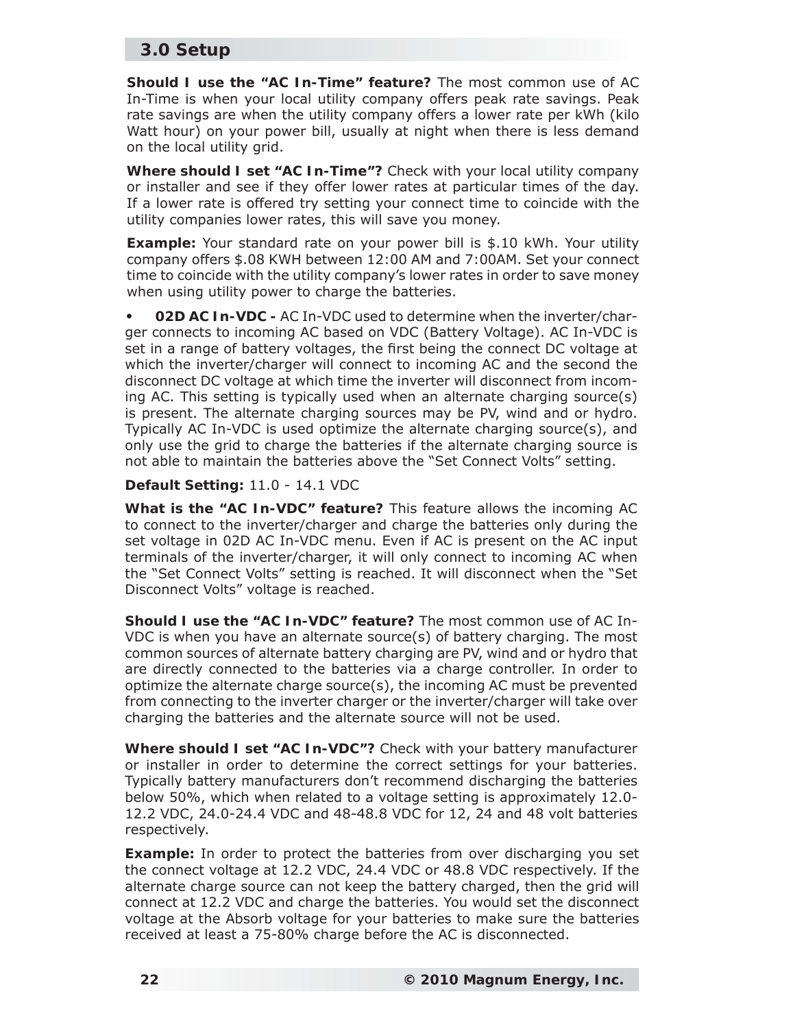## 3.0 Setup

**Should I use the "AC In-Time" feature?** The most common use of AC In-Time is when your local utility company offers peak rate savings. Peak rate savings are when the utility company offers a lower rate per kWh (kilo Watt hour) on your power bill, usually at night when there is less demand on the local utility grid.

**Where should I set "AC In-Time"?** Check with your local utility company or installer and see if they offer lower rates at particular times of the day. If a lower rate is offered try setting your connect time to coincide with the utility companies lower rates, this will save you money.

**Example:** Your standard rate on your power bill is $.10 kWh. Your utility company offers $.08 KWH between 12:00 AM and 7:00AM. Set your connect time to coincide with the utility company's lower rates in order to save money when using utility power to charge the batteries.

- **02D AC In-VDC -** AC In-VDC used to determine when the inverter/charger connects to incoming AC based on VDC (Battery Voltage). AC In-VDC is set in a range of battery voltages, the first being the connect DC voltage at which the inverter/charger will connect to incoming AC and the second the disconnect DC voltage at which time the inverter will disconnect from incoming AC. This setting is typically used when an alternate charging source(s) is present. The alternate charging sources may be PV, wind and or hydro. Typically AC In-VDC is used optimize the alternate charging source(s), and only use the grid to charge the batteries if the alternate charging source is not able to maintain the batteries above the "Set Connect Volts" setting.

**Default Setting:** 11.0 - 14.1 VDC

**What is the "AC In-VDC" feature?** This feature allows the incoming AC to connect to the inverter/charger and charge the batteries only during the set voltage in 02D AC In-VDC menu. Even if AC is present on the AC input terminals of the inverter/charger, it will only connect to incoming AC when the "Set Connect Volts" setting is reached. It will disconnect when the "Set Disconnect Volts" voltage is reached.

**Should I use the "AC In-VDC" feature?** The most common use of AC In-VDC is when you have an alternate source(s) of battery charging. The most common sources of alternate battery charging are PV, wind and or hydro that are directly connected to the batteries via a charge controller. In order to optimize the alternate charge source(s), the incoming AC must be prevented from connecting to the inverter charger or the inverter/charger will take over charging the batteries and the alternate source will not be used.

**Where should I set "AC In-VDC"?** Check with your battery manufacturer or installer in order to determine the correct settings for your batteries. Typically battery manufacturers don't recommend discharging the batteries below 50%, which when related to a voltage setting is approximately 12.0-12.2 VDC, 24.0-24.4 VDC and 48-48.8 VDC for 12, 24 and 48 volt batteries respectively.

**Example:** In order to protect the batteries from over discharging you set the connect voltage at 12.2 VDC, 24.4 VDC or 48.8 VDC respectively. If the alternate charge source can not keep the battery charged, then the grid will connect at 12.2 VDC and charge the batteries. You would set the disconnect voltage at the Absorb voltage for your batteries to make sure the batteries received at least a 75-80% charge before the AC is disconnected.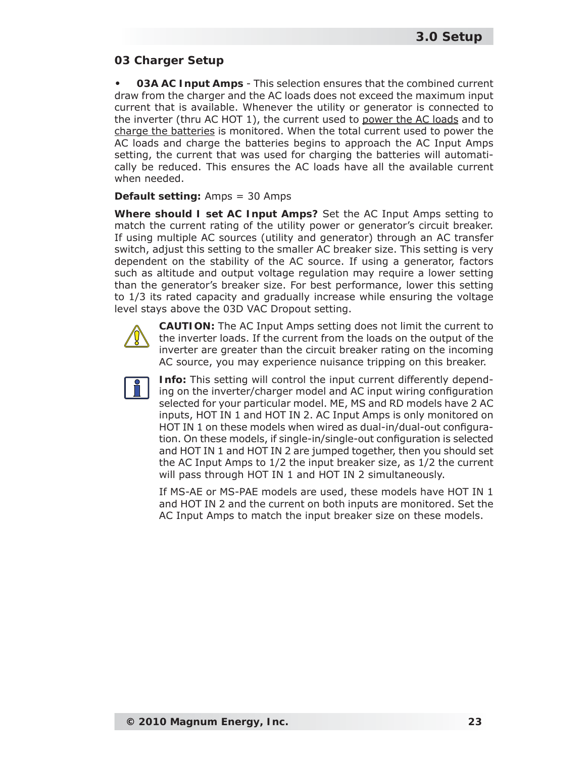## 03 Charger Setup

- **03A AC Input Amps** - This selection ensures that the combined current draw from the charger and the AC loads does not exceed the maximum input current that is available. Whenever the utility or generator is connected to the inverter (thru AC HOT 1), the current used to power the AC loads and to charge the batteries is monitored. When the total current used to power the AC loads and charge the batteries begins to approach the AC Input Amps setting, the current that was used for charging the batteries will automatically be reduced. This ensures the AC loads have all the available current when needed.

**Default setting:** Amps = 30 Amps

**Where should I set AC Input Amps?** Set the AC Input Amps setting to match the current rating of the utility power or generator's circuit breaker. If using multiple AC sources (utility and generator) through an AC transfer switch, adjust this setting to the smaller AC breaker size. This setting is very dependent on the stability of the AC source. If using a generator, factors such as altitude and output voltage regulation may require a lower setting than the generator's breaker size. For best performance, lower this setting to 1/3 its rated capacity and gradually increase while ensuring the voltage level stays above the 03D VAC Dropout setting.

**CAUTION:** The AC Input Amps setting does not limit the current to the inverter loads. If the current from the loads on the output of the inverter are greater than the circuit breaker rating on the incoming AC source, you may experience nuisance tripping on this breaker.

**Info:** This setting will control the input current differently depending on the inverter/charger model and AC input wiring configuration selected for your particular model. ME, MS and RD models have 2 AC inputs, HOT IN 1 and HOT IN 2. AC Input Amps is only monitored on HOT IN 1 on these models when wired as dual-in/dual-out configuration. On these models, if single-in/single-out configuration is selected and HOT IN 1 and HOT IN 2 are jumped together, then you should set the AC Input Amps to 1/2 the input breaker size, as 1/2 the current will pass through HOT IN 1 and HOT IN 2 simultaneously.

If MS-AE or MS-PAE models are used, these models have HOT IN 1 and HOT IN 2 and the current on both inputs are monitored. Set the AC Input Amps to match the input breaker size on these models.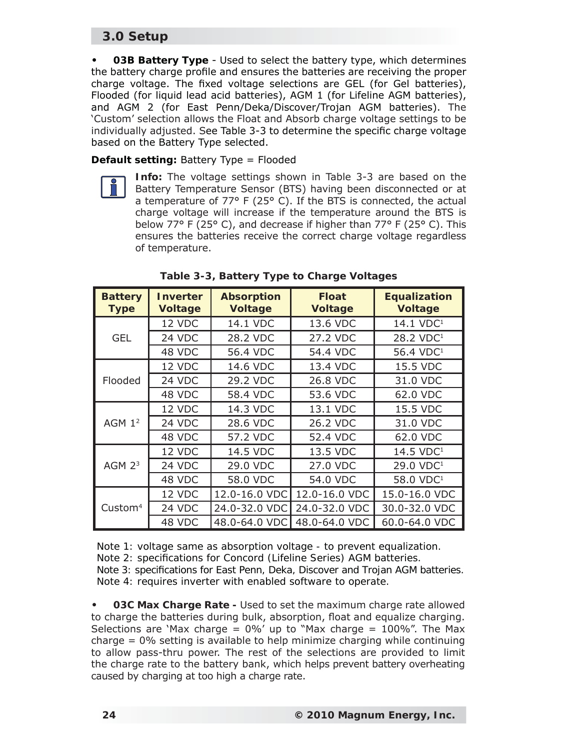## 3.0 Setup

- **03B Battery Type** - Used to select the battery type, which determines the battery charge profile and ensures the batteries are receiving the proper charge voltage. The fixed voltage selections are GEL (for Gel batteries), Flooded (for liquid lead acid batteries), AGM 1 (for Lifeline AGM batteries), and AGM 2 (for East Penn/Deka/Discover/Trojan AGM batteries). The 'Custom' selection allows the Float and Absorb charge voltage settings to be individually adjusted. See Table 3-3 to determine the specific charge voltage based on the Battery Type selected.

**Default setting:** Battery Type = Flooded

**Info:** The voltage settings shown in Table 3-3 are based on the Battery Temperature Sensor (BTS) having been disconnected or at a temperature of 77° F (25° C). If the BTS is connected, the actual charge voltage will increase if the temperature around the BTS is below 77° F (25° C), and decrease if higher than 77° F (25° C). This ensures the batteries receive the correct charge voltage regardless of temperature.

**Table 3-3, Battery Type to Charge Voltages**

| Battery Type | Inverter Voltage | Absorption Voltage | Float Voltage | Equalization Voltage |
|---|---|---|---|---|
| GEL | 12 VDC | 14.1 VDC | 13.6 VDC | 14.1 VDC[1] |
| | 24 VDC | 28.2 VDC | 27.2 VDC | 28.2 VDC[1] |
| | 48 VDC | 56.4 VDC | 54.4 VDC | 56.4 VDC[1] |
| Flooded | 12 VDC | 14.6 VDC | 13.4 VDC | 15.5 VDC |
| | 24 VDC | 29.2 VDC | 26.8 VDC | 31.0 VDC |
| | 48 VDC | 58.4 VDC | 53.6 VDC | 62.0 VDC |
| AGM 1[2] | 12 VDC | 14.3 VDC | 13.1 VDC | 15.5 VDC |
| | 24 VDC | 28.6 VDC | 26.2 VDC | 31.0 VDC |
| | 48 VDC | 57.2 VDC | 52.4 VDC | 62.0 VDC |
| AGM 2[3] | 12 VDC | 14.5 VDC | 13.5 VDC | 14.5 VDC[1] |
| | 24 VDC | 29.0 VDC | 27.0 VDC | 29.0 VDC[1] |
| | 48 VDC | 58.0 VDC | 54.0 VDC | 58.0 VDC[1] |
| Custom[4] | 12 VDC | 12.0-16.0 VDC | 12.0-16.0 VDC | 15.0-16.0 VDC |
| | 24 VDC | 24.0-32.0 VDC | 24.0-32.0 VDC | 30.0-32.0 VDC |
| | 48 VDC | 48.0-64.0 VDC | 48.0-64.0 VDC | 60.0-64.0 VDC |

Note 1: voltage same as absorption voltage - to prevent equalization.
Note 2: specifications for Concord (Lifeline Series) AGM batteries.
Note 3: specifications for East Penn, Deka, Discover and Trojan AGM batteries.
Note 4: requires inverter with enabled software to operate.

- **03C Max Charge Rate -** Used to set the maximum charge rate allowed to charge the batteries during bulk, absorption, float and equalize charging. Selections are 'Max charge = 0%' up to "Max charge = 100%". The Max charge = 0% setting is available to help minimize charging while continuing to allow pass-thru power. The rest of the selections are provided to limit the charge rate to the battery bank, which helps prevent battery overheating caused by charging at too high a charge rate.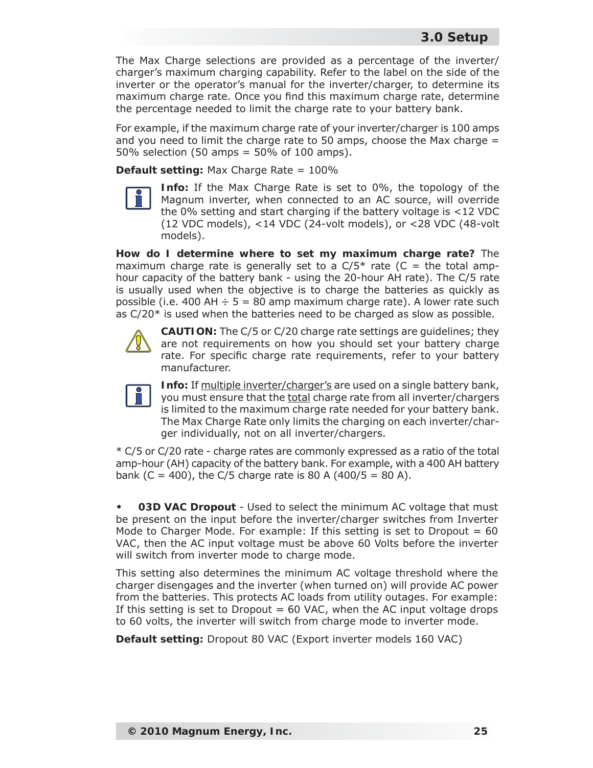The Max Charge selections are provided as a percentage of the inverter/charger's maximum charging capability. Refer to the label on the side of the inverter or the operator's manual for the inverter/charger, to determine its maximum charge rate. Once you find this maximum charge rate, determine the percentage needed to limit the charge rate to your battery bank.

For example, if the maximum charge rate of your inverter/charger is 100 amps and you need to limit the charge rate to 50 amps, choose the Max charge = 50% selection (50 amps = 50% of 100 amps).

**Default setting:** Max Charge Rate = 100%

**Info:** If the Max Charge Rate is set to 0%, the topology of the Magnum inverter, when connected to an AC source, will override the 0% setting and start charging if the battery voltage is <12 VDC (12 VDC models), <14 VDC (24-volt models), or <28 VDC (48-volt models).

**How do I determine where to set my maximum charge rate?** The maximum charge rate is generally set to a C/5* rate (C = the total amp-hour capacity of the battery bank - using the 20-hour AH rate). The C/5 rate is usually used when the objective is to charge the batteries as quickly as possible (i.e. 400 AH ÷ 5 = 80 amp maximum charge rate). A lower rate such as C/20* is used when the batteries need to be charged as slow as possible.

**CAUTION:** The C/5 or C/20 charge rate settings are guidelines; they are not requirements on how you should set your battery charge rate. For specific charge rate requirements, refer to your battery manufacturer.

**Info:** If multiple inverter/charger's are used on a single battery bank, you must ensure that the total charge rate from all inverter/chargers is limited to the maximum charge rate needed for your battery bank. The Max Charge Rate only limits the charging on each inverter/charger individually, not on all inverter/chargers.

* C/5 or C/20 rate - charge rates are commonly expressed as a ratio of the total amp-hour (AH) capacity of the battery bank. For example, with a 400 AH battery bank (C = 400), the C/5 charge rate is 80 A (400/5 = 80 A).

- **03D VAC Dropout** - Used to select the minimum AC voltage that must be present on the input before the inverter/charger switches from Inverter Mode to Charger Mode. For example: If this setting is set to Dropout = 60 VAC, then the AC input voltage must be above 60 Volts before the inverter will switch from inverter mode to charge mode.

This setting also determines the minimum AC voltage threshold where the charger disengages and the inverter (when turned on) will provide AC power from the batteries. This protects AC loads from utility outages. For example: If this setting is set to Dropout = 60 VAC, when the AC input voltage drops to 60 volts, the inverter will switch from charge mode to inverter mode.

**Default setting:** Dropout 80 VAC (Export inverter models 160 VAC)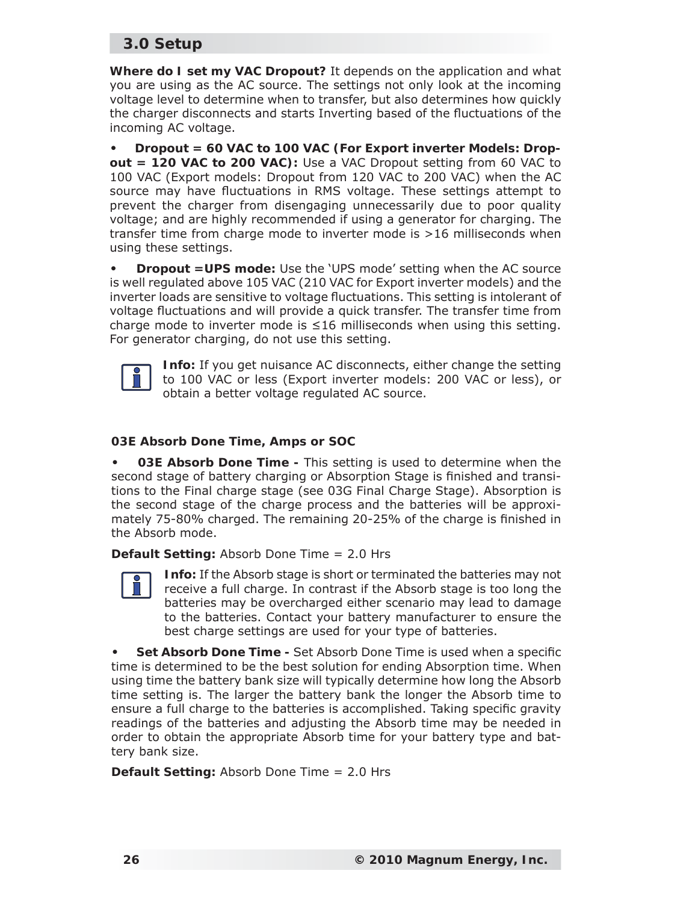## 3.0 Setup

**Where do I set my VAC Dropout?** It depends on the application and what you are using as the AC source. The settings not only look at the incoming voltage level to determine when to transfer, but also determines how quickly the charger disconnects and starts Inverting based of the fluctuations of the incoming AC voltage.

- **Dropout = 60 VAC to 100 VAC (For Export inverter Models: Dropout = 120 VAC to 200 VAC):** Use a VAC Dropout setting from 60 VAC to 100 VAC (Export models: Dropout from 120 VAC to 200 VAC) when the AC source may have fluctuations in RMS voltage. These settings attempt to prevent the charger from disengaging unnecessarily due to poor quality voltage; and are highly recommended if using a generator for charging. The transfer time from charge mode to inverter mode is >16 milliseconds when using these settings.
- **Dropout =UPS mode:** Use the 'UPS mode' setting when the AC source is well regulated above 105 VAC (210 VAC for Export inverter models) and the inverter loads are sensitive to voltage fluctuations. This setting is intolerant of voltage fluctuations and will provide a quick transfer. The transfer time from charge mode to inverter mode is ≤16 milliseconds when using this setting. For generator charging, do not use this setting.

**Info:** If you get nuisance AC disconnects, either change the setting to 100 VAC or less (Export inverter models: 200 VAC or less), or obtain a better voltage regulated AC source.

### 03E Absorb Done Time, Amps or SOC

- **03E Absorb Done Time -** This setting is used to determine when the second stage of battery charging or Absorption Stage is finished and transitions to the Final charge stage (see 03G Final Charge Stage). Absorption is the second stage of the charge process and the batteries will be approximately 75-80% charged. The remaining 20-25% of the charge is finished in the Absorb mode.

**Default Setting:** Absorb Done Time = 2.0 Hrs

**Info:** If the Absorb stage is short or terminated the batteries may not receive a full charge. In contrast if the Absorb stage is too long the batteries may be overcharged either scenario may lead to damage to the batteries. Contact your battery manufacturer to ensure the best charge settings are used for your type of batteries.

- **Set Absorb Done Time -** Set Absorb Done Time is used when a specific time is determined to be the best solution for ending Absorption time. When using time the battery bank size will typically determine how long the Absorb time setting is. The larger the battery bank the longer the Absorb time to ensure a full charge to the batteries is accomplished. Taking specific gravity readings of the batteries and adjusting the Absorb time may be needed in order to obtain the appropriate Absorb time for your battery type and battery bank size.

**Default Setting:** Absorb Done Time = 2.0 Hrs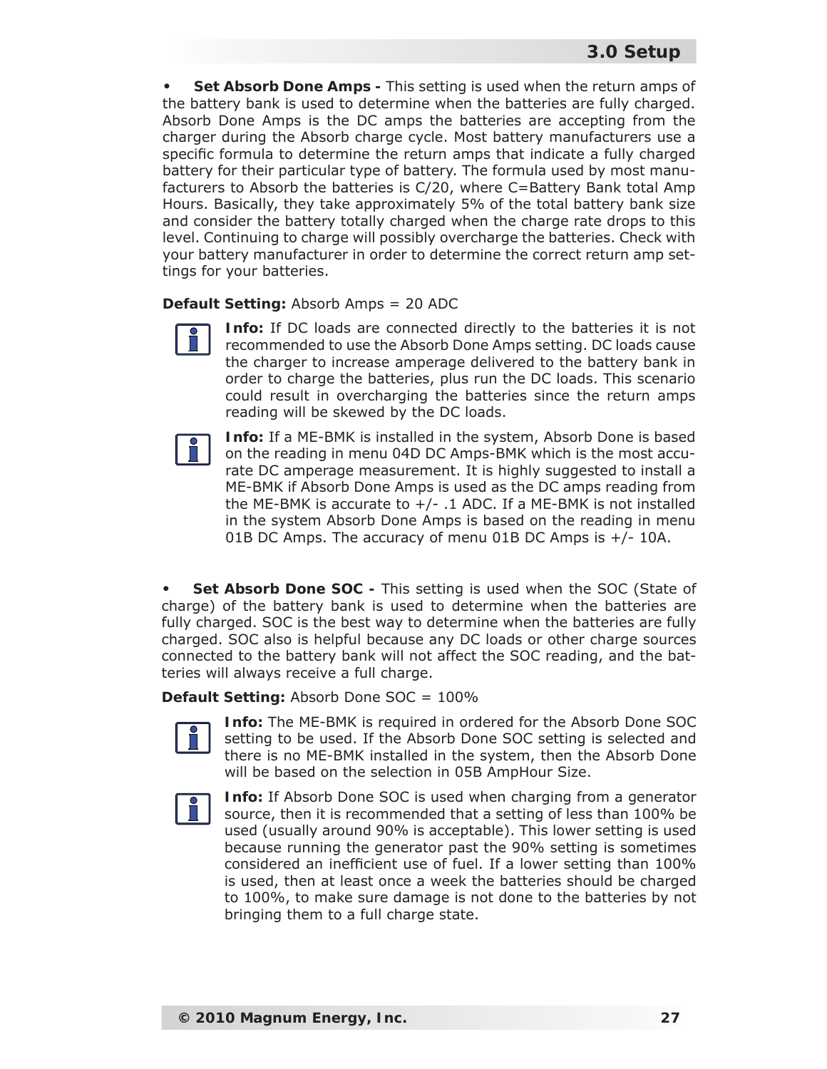- **Set Absorb Done Amps -** This setting is used when the return amps of the battery bank is used to determine when the batteries are fully charged. Absorb Done Amps is the DC amps the batteries are accepting from the charger during the Absorb charge cycle. Most battery manufacturers use a specific formula to determine the return amps that indicate a fully charged battery for their particular type of battery. The formula used by most manufacturers to Absorb the batteries is C/20, where C=Battery Bank total Amp Hours. Basically, they take approximately 5% of the total battery bank size and consider the battery totally charged when the charge rate drops to this level. Continuing to charge will possibly overcharge the batteries. Check with your battery manufacturer in order to determine the correct return amp settings for your batteries.

**Default Setting:** Absorb Amps = 20 ADC

**Info:** If DC loads are connected directly to the batteries it is not recommended to use the Absorb Done Amps setting. DC loads cause the charger to increase amperage delivered to the battery bank in order to charge the batteries, plus run the DC loads. This scenario could result in overcharging the batteries since the return amps reading will be skewed by the DC loads.

**Info:** If a ME-BMK is installed in the system, Absorb Done is based on the reading in menu 04D DC Amps-BMK which is the most accurate DC amperage measurement. It is highly suggested to install a ME-BMK if Absorb Done Amps is used as the DC amps reading from the ME-BMK is accurate to +/- .1 ADC. If a ME-BMK is not installed in the system Absorb Done Amps is based on the reading in menu 01B DC Amps. The accuracy of menu 01B DC Amps is +/- 10A.

- **Set Absorb Done SOC -** This setting is used when the SOC (State of charge) of the battery bank is used to determine when the batteries are fully charged. SOC is the best way to determine when the batteries are fully charged. SOC also is helpful because any DC loads or other charge sources connected to the battery bank will not affect the SOC reading, and the batteries will always receive a full charge.

**Default Setting:** Absorb Done SOC = 100%

**Info:** The ME-BMK is required in ordered for the Absorb Done SOC setting to be used. If the Absorb Done SOC setting is selected and there is no ME-BMK installed in the system, then the Absorb Done will be based on the selection in 05B AmpHour Size.

**Info:** If Absorb Done SOC is used when charging from a generator source, then it is recommended that a setting of less than 100% be used (usually around 90% is acceptable). This lower setting is used because running the generator past the 90% setting is sometimes considered an inefficient use of fuel. If a lower setting than 100% is used, then at least once a week the batteries should be charged to 100%, to make sure damage is not done to the batteries by not bringing them to a full charge state.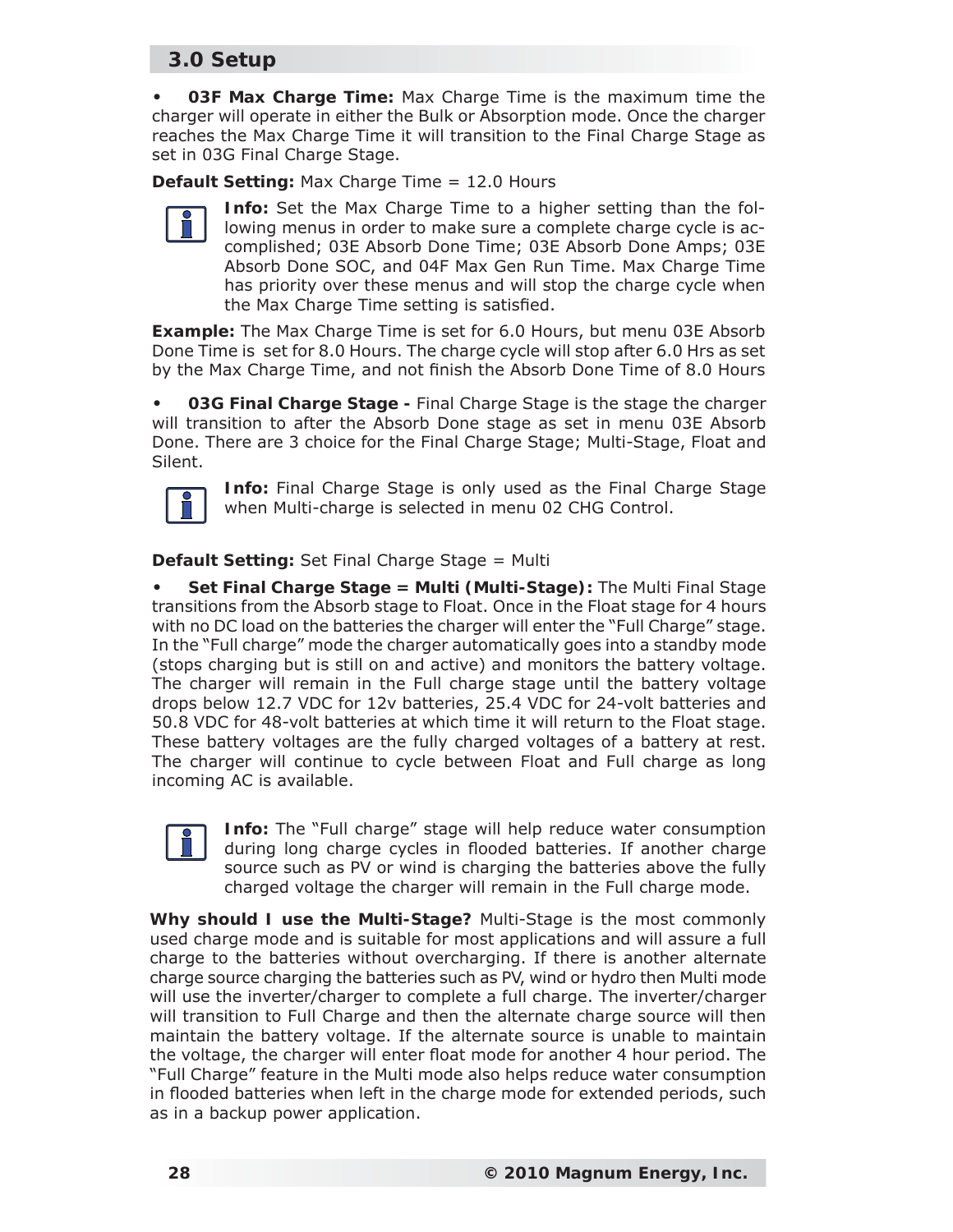## 3.0 Setup

- **03F Max Charge Time:** Max Charge Time is the maximum time the charger will operate in either the Bulk or Absorption mode. Once the charger reaches the Max Charge Time it will transition to the Final Charge Stage as set in 03G Final Charge Stage.

**Default Setting:** Max Charge Time = 12.0 Hours

> **Info:** Set the Max Charge Time to a higher setting than the following menus in order to make sure a complete charge cycle is accomplished; 03E Absorb Done Time; 03E Absorb Done Amps; 03E Absorb Done SOC, and 04F Max Gen Run Time. Max Charge Time has priority over these menus and will stop the charge cycle when the Max Charge Time setting is satisfied.

**Example:** The Max Charge Time is set for 6.0 Hours, but menu 03E Absorb Done Time is set for 8.0 Hours. The charge cycle will stop after 6.0 Hrs as set by the Max Charge Time, and not finish the Absorb Done Time of 8.0 Hours

- **03G Final Charge Stage -** Final Charge Stage is the stage the charger will transition to after the Absorb Done stage as set in menu 03E Absorb Done. There are 3 choice for the Final Charge Stage; Multi-Stage, Float and Silent.

> **Info:** Final Charge Stage is only used as the Final Charge Stage when Multi-charge is selected in menu 02 CHG Control.

**Default Setting:** Set Final Charge Stage = Multi

- **Set Final Charge Stage = Multi (Multi-Stage):** The Multi Final Stage transitions from the Absorb stage to Float. Once in the Float stage for 4 hours with no DC load on the batteries the charger will enter the "Full Charge" stage. In the "Full charge" mode the charger automatically goes into a standby mode (stops charging but is still on and active) and monitors the battery voltage. The charger will remain in the Full charge stage until the battery voltage drops below 12.7 VDC for 12v batteries, 25.4 VDC for 24-volt batteries and 50.8 VDC for 48-volt batteries at which time it will return to the Float stage. These battery voltages are the fully charged voltages of a battery at rest. The charger will continue to cycle between Float and Full charge as long incoming AC is available.

> **Info:** The "Full charge" stage will help reduce water consumption during long charge cycles in flooded batteries. If another charge source such as PV or wind is charging the batteries above the fully charged voltage the charger will remain in the Full charge mode.

**Why should I use the Multi-Stage?** Multi-Stage is the most commonly used charge mode and is suitable for most applications and will assure a full charge to the batteries without overcharging. If there is another alternate charge source charging the batteries such as PV, wind or hydro then Multi mode will use the inverter/charger to complete a full charge. The inverter/charger will transition to Full Charge and then the alternate charge source will then maintain the battery voltage. If the alternate source is unable to maintain the voltage, the charger will enter float mode for another 4 hour period. The "Full Charge" feature in the Multi mode also helps reduce water consumption in flooded batteries when left in the charge mode for extended periods, such as in a backup power application.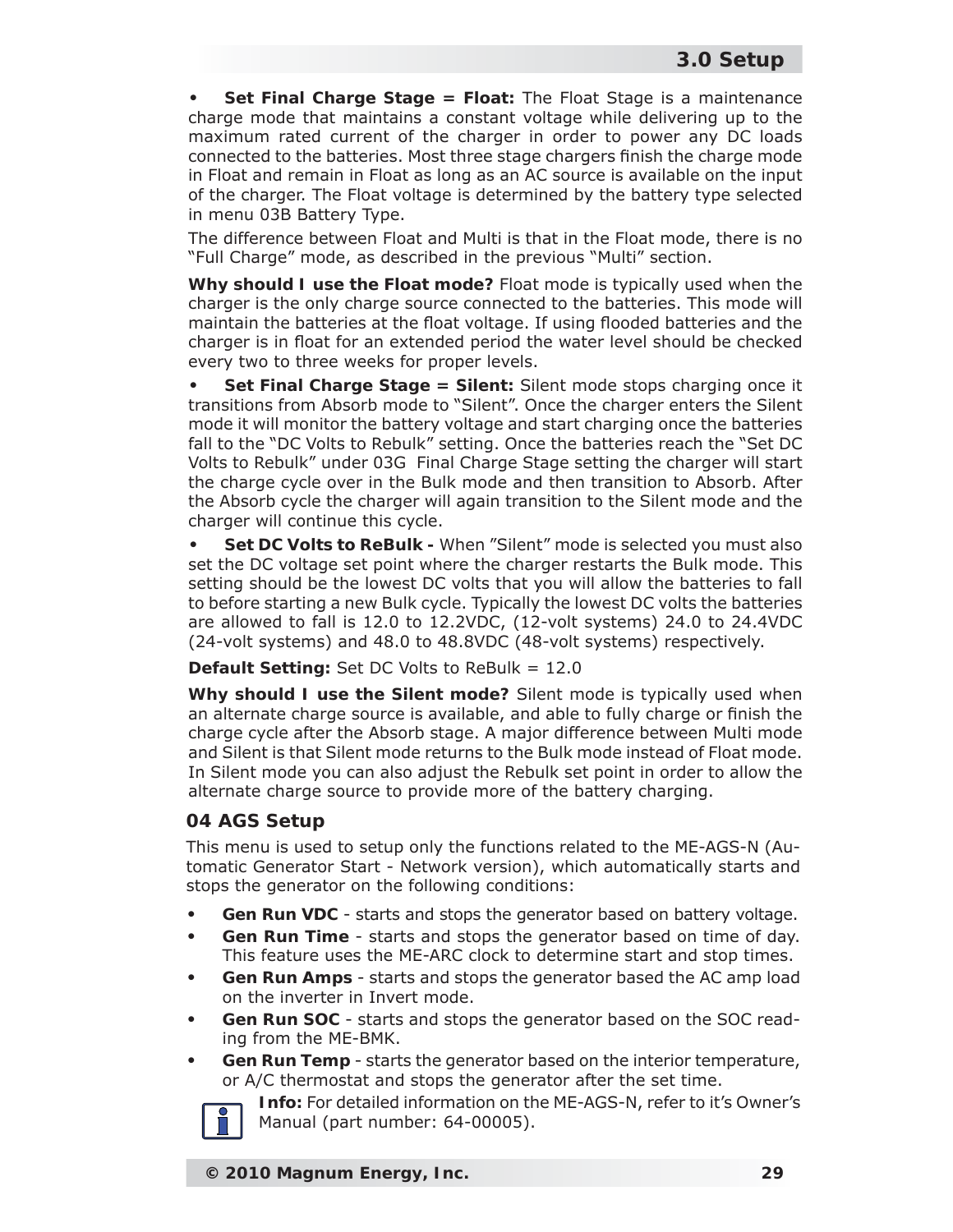- **Set Final Charge Stage = Float:** The Float Stage is a maintenance charge mode that maintains a constant voltage while delivering up to the maximum rated current of the charger in order to power any DC loads connected to the batteries. Most three stage chargers finish the charge mode in Float and remain in Float as long as an AC source is available on the input of the charger. The Float voltage is determined by the battery type selected in menu 03B Battery Type.

The difference between Float and Multi is that in the Float mode, there is no "Full Charge" mode, as described in the previous "Multi" section.

**Why should I use the Float mode?** Float mode is typically used when the charger is the only charge source connected to the batteries. This mode will maintain the batteries at the float voltage. If using flooded batteries and the charger is in float for an extended period the water level should be checked every two to three weeks for proper levels.

- **Set Final Charge Stage = Silent:** Silent mode stops charging once it transitions from Absorb mode to "Silent". Once the charger enters the Silent mode it will monitor the battery voltage and start charging once the batteries fall to the "DC Volts to Rebulk" setting. Once the batteries reach the "Set DC Volts to Rebulk" under 03G Final Charge Stage setting the charger will start the charge cycle over in the Bulk mode and then transition to Absorb. After the Absorb cycle the charger will again transition to the Silent mode and the charger will continue this cycle.

- **Set DC Volts to ReBulk -** When "Silent" mode is selected you must also set the DC voltage set point where the charger restarts the Bulk mode. This setting should be the lowest DC volts that you will allow the batteries to fall to before starting a new Bulk cycle. Typically the lowest DC volts the batteries are allowed to fall is 12.0 to 12.2VDC, (12-volt systems) 24.0 to 24.4VDC (24-volt systems) and 48.0 to 48.8VDC (48-volt systems) respectively.

**Default Setting:** Set DC Volts to ReBulk = 12.0

**Why should I use the Silent mode?** Silent mode is typically used when an alternate charge source is available, and able to fully charge or finish the charge cycle after the Absorb stage. A major difference between Multi mode and Silent is that Silent mode returns to the Bulk mode instead of Float mode. In Silent mode you can also adjust the Rebulk set point in order to allow the alternate charge source to provide more of the battery charging.

### 04 AGS Setup

This menu is used to setup only the functions related to the ME-AGS-N (Automatic Generator Start - Network version), which automatically starts and stops the generator on the following conditions:

- **Gen Run VDC** - starts and stops the generator based on battery voltage.
- **Gen Run Time** - starts and stops the generator based on time of day. This feature uses the ME-ARC clock to determine start and stop times.
- **Gen Run Amps** - starts and stops the generator based the AC amp load on the inverter in Invert mode.
- **Gen Run SOC** - starts and stops the generator based on the SOC reading from the ME-BMK.
- **Gen Run Temp** - starts the generator based on the interior temperature, or A/C thermostat and stops the generator after the set time.

**Info:** For detailed information on the ME-AGS-N, refer to it's Owner's Manual (part number: 64-00005).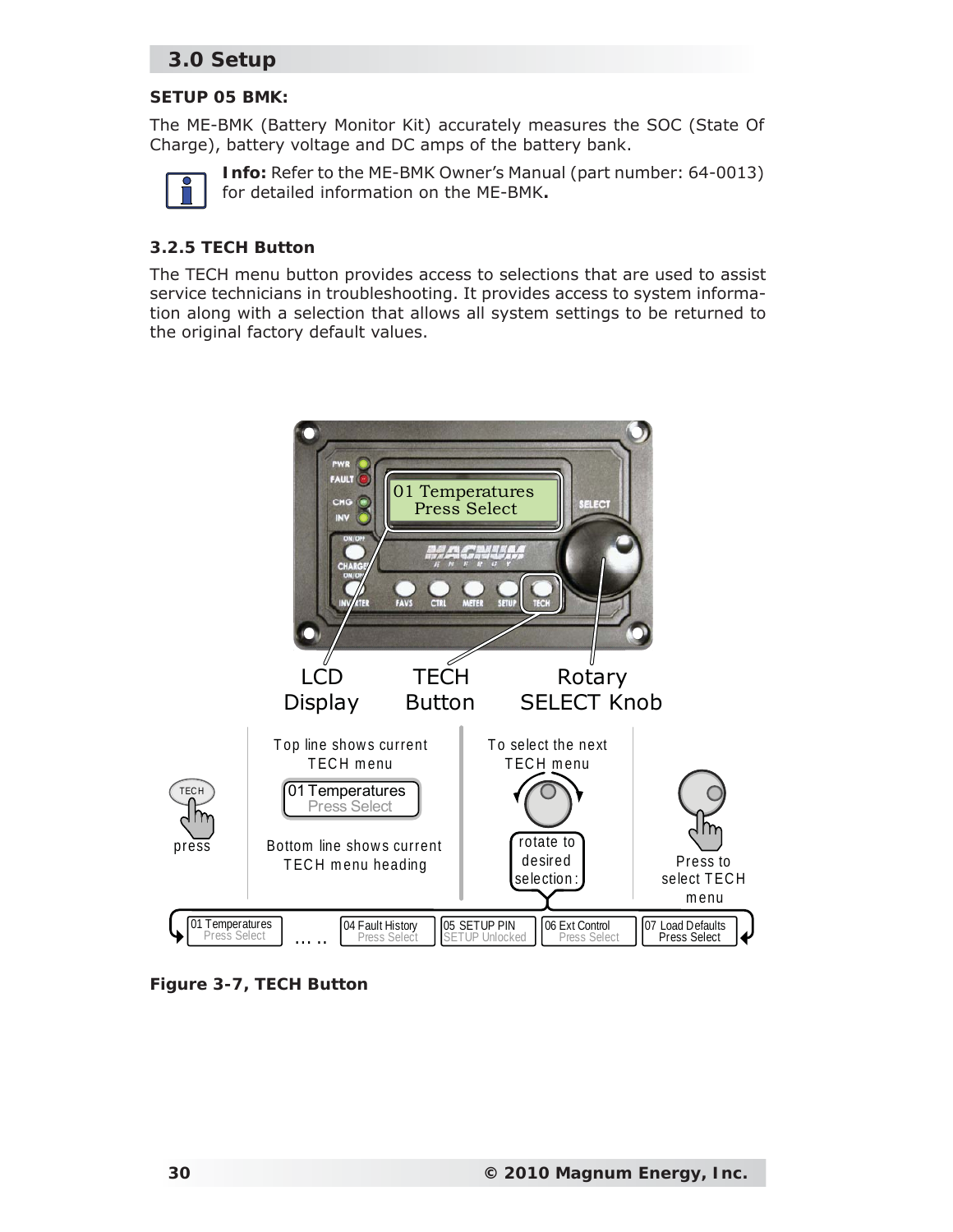## 3.0 Setup

**SETUP 05 BMK:**

The ME-BMK (Battery Monitor Kit) accurately measures the SOC (State Of Charge), battery voltage and DC amps of the battery bank.

**Info:** Refer to the ME-BMK Owner's Manual (part number: 64-0013) for detailed information on the ME-BMK.

### 3.2.5 TECH Button

The TECH menu button provides access to selections that are used to assist service technicians in troubleshooting. It provides access to system information along with a selection that allows all system settings to be returned to the original factory default values.

LCD Display

TECH Button

Rotary SELECT Knob

press

Top line shows current TECH menu

01 Temperatures
Press Select

Bottom line shows current TECH menu heading

To select the next TECH menu

rotate to desired selection:

Press to select TECH menu

01 Temperatures Press Select … .. 04 Fault History Press Select | 05 SETUP PIN SETUP Unlocked | 06 Ext Control Press Select | 07 Load Defaults Press Select

**Figure 3-7, TECH Button**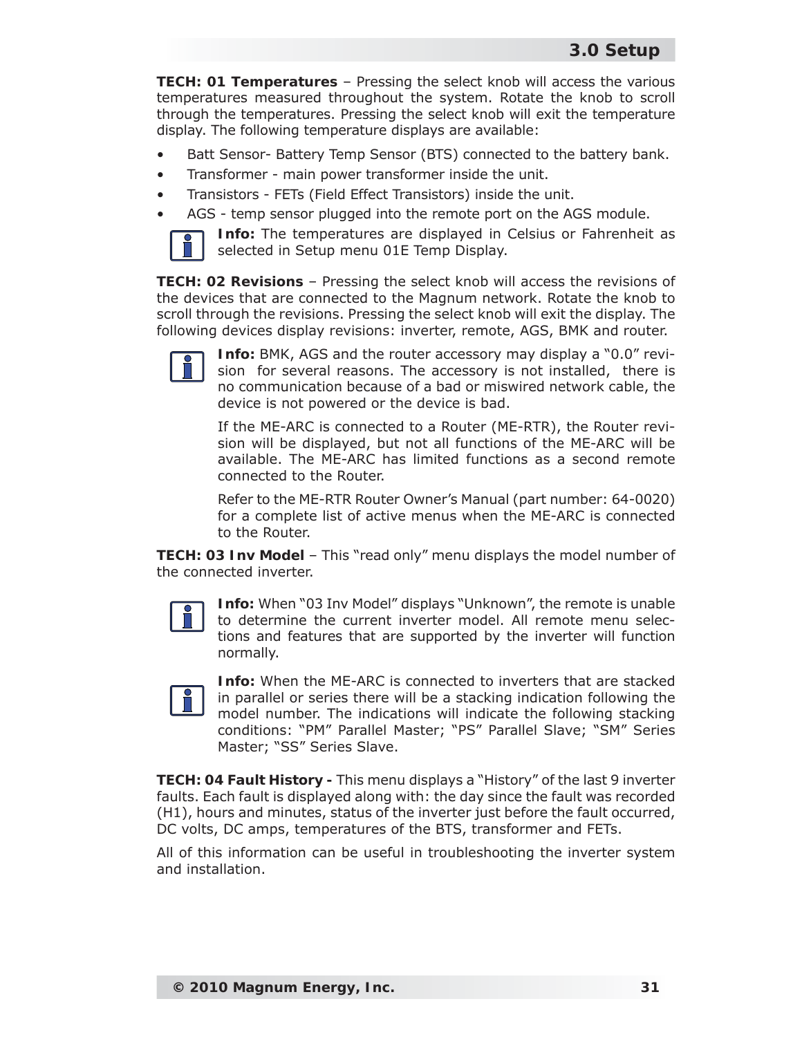**TECH: 01 Temperatures** – Pressing the select knob will access the various temperatures measured throughout the system. Rotate the knob to scroll through the temperatures. Pressing the select knob will exit the temperature display. The following temperature displays are available:

- Batt Sensor- Battery Temp Sensor (BTS) connected to the battery bank.
- Transformer - main power transformer inside the unit.
- Transistors - FETs (Field Effect Transistors) inside the unit.
- AGS - temp sensor plugged into the remote port on the AGS module.

**Info:** The temperatures are displayed in Celsius or Fahrenheit as selected in Setup menu 01E Temp Display.

**TECH: 02 Revisions** – Pressing the select knob will access the revisions of the devices that are connected to the Magnum network. Rotate the knob to scroll through the revisions. Pressing the select knob will exit the display. The following devices display revisions: inverter, remote, AGS, BMK and router.

**Info:** BMK, AGS and the router accessory may display a "0.0" revision for several reasons. The accessory is not installed, there is no communication because of a bad or miswired network cable, the device is not powered or the device is bad.

If the ME-ARC is connected to a Router (ME-RTR), the Router revision will be displayed, but not all functions of the ME-ARC will be available. The ME-ARC has limited functions as a second remote connected to the Router.

Refer to the ME-RTR Router Owner's Manual (part number: 64-0020) for a complete list of active menus when the ME-ARC is connected to the Router.

**TECH: 03 Inv Model** – This "read only" menu displays the model number of the connected inverter.

**Info:** When "03 Inv Model" displays "Unknown", the remote is unable to determine the current inverter model. All remote menu selections and features that are supported by the inverter will function normally.

**Info:** When the ME-ARC is connected to inverters that are stacked in parallel or series there will be a stacking indication following the model number. The indications will indicate the following stacking conditions: "PM" Parallel Master; "PS" Parallel Slave; "SM" Series Master; "SS" Series Slave.

**TECH: 04 Fault History -** This menu displays a "History" of the last 9 inverter faults. Each fault is displayed along with: the day since the fault was recorded (H1), hours and minutes, status of the inverter just before the fault occurred, DC volts, DC amps, temperatures of the BTS, transformer and FETs.

All of this information can be useful in troubleshooting the inverter system and installation.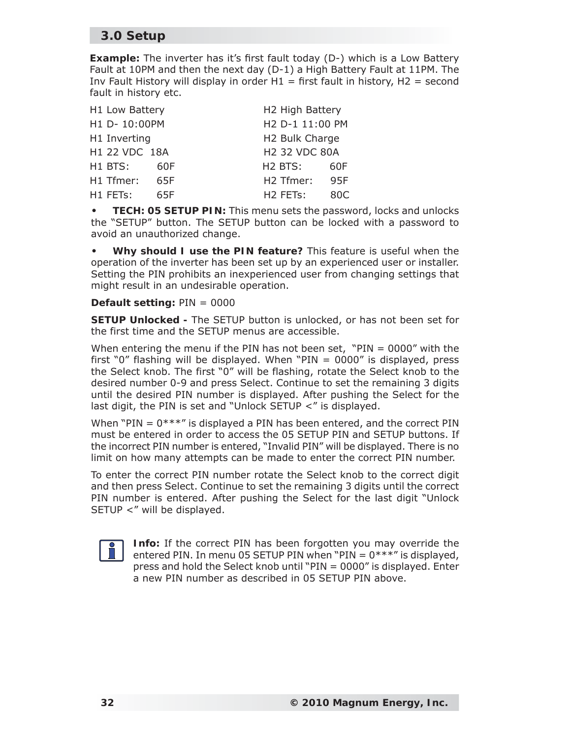## 3.0 Setup

**Example:** The inverter has it's first fault today (D-) which is a Low Battery Fault at 10PM and then the next day (D-1) a High Battery Fault at 11PM. The Inv Fault History will display in order H1 = first fault in history, H2 = second fault in history etc.

| | |
|---|---|
| H1 Low Battery | H2 High Battery |
| H1 D- 10:00PM | H2 D-1 11:00 PM |
| H1 Inverting | H2 Bulk Charge |
| H1 22 VDC 18A | H2 32 VDC 80A |
| H1 BTS: 60F | H2 BTS: 60F |
| H1 Tfmer: 65F | H2 Tfmer: 95F |
| H1 FETs: 65F | H2 FETs: 80C |

- **TECH: 05 SETUP PIN:** This menu sets the password, locks and unlocks the "SETUP" button. The SETUP button can be locked with a password to avoid an unauthorized change.
- **Why should I use the PIN feature?** This feature is useful when the operation of the inverter has been set up by an experienced user or installer. Setting the PIN prohibits an inexperienced user from changing settings that might result in an undesirable operation.

**Default setting:** PIN = 0000

**SETUP Unlocked -** The SETUP button is unlocked, or has not been set for the first time and the SETUP menus are accessible.

When entering the menu if the PIN has not been set, "PIN = 0000" with the first "0" flashing will be displayed. When "PIN = 0000" is displayed, press the Select knob. The first "0" will be flashing, rotate the Select knob to the desired number 0-9 and press Select. Continue to set the remaining 3 digits until the desired PIN number is displayed. After pushing the Select for the last digit, the PIN is set and "Unlock SETUP <" is displayed.

When "PIN = 0***" is displayed a PIN has been entered, and the correct PIN must be entered in order to access the 05 SETUP PIN and SETUP buttons. If the incorrect PIN number is entered, "Invalid PIN" will be displayed. There is no limit on how many attempts can be made to enter the correct PIN number.

To enter the correct PIN number rotate the Select knob to the correct digit and then press Select. Continue to set the remaining 3 digits until the correct PIN number is entered. After pushing the Select for the last digit "Unlock SETUP <" will be displayed.

**Info:** If the correct PIN has been forgotten you may override the entered PIN. In menu 05 SETUP PIN when "PIN = 0***" is displayed, press and hold the Select knob until "PIN = 0000" is displayed. Enter a new PIN number as described in 05 SETUP PIN above.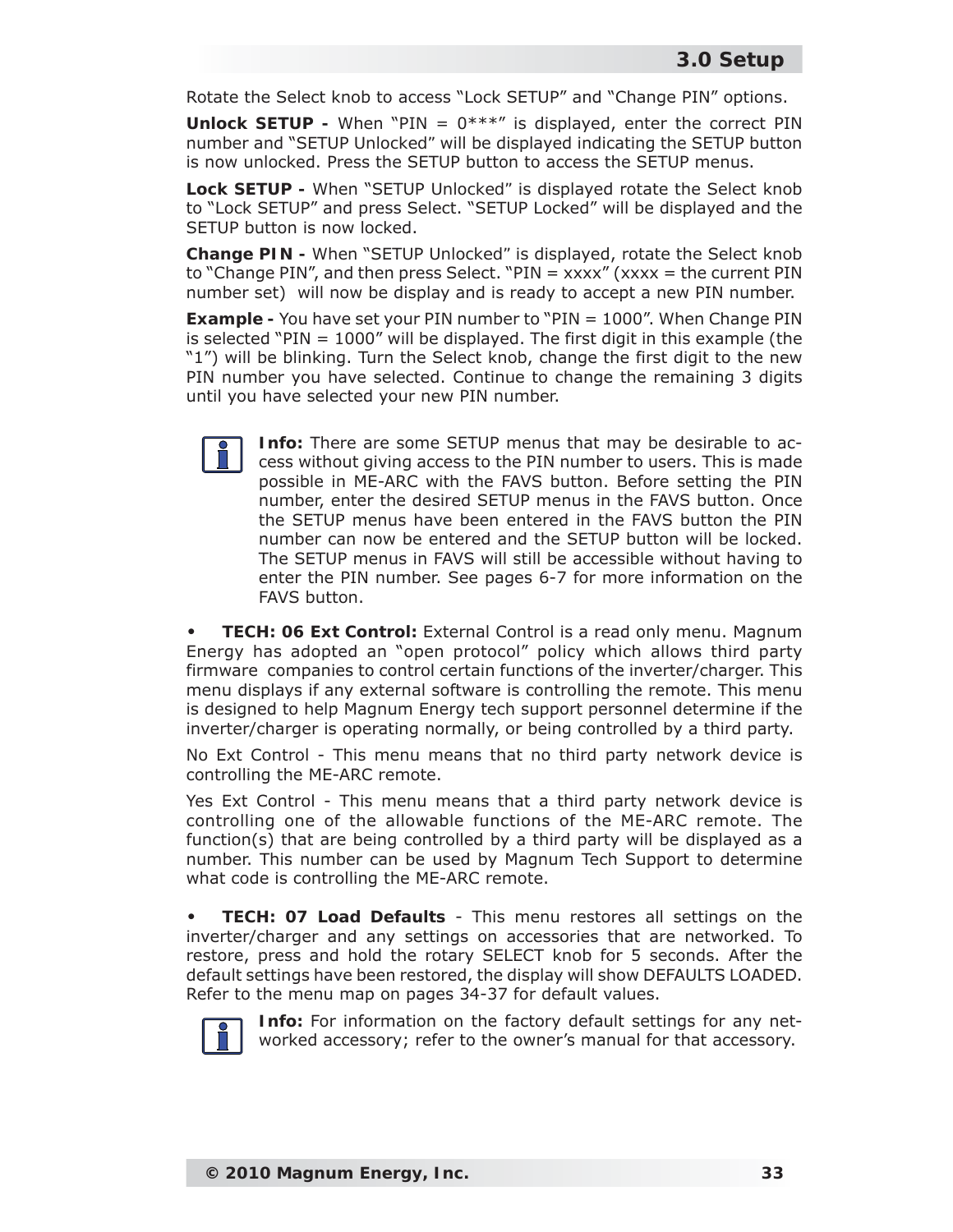Rotate the Select knob to access “Lock SETUP” and “Change PIN” options.

**Unlock SETUP -** When “PIN = 0***” is displayed, enter the correct PIN number and “SETUP Unlocked” will be displayed indicating the SETUP button is now unlocked. Press the SETUP button to access the SETUP menus.

**Lock SETUP -** When “SETUP Unlocked” is displayed rotate the Select knob to “Lock SETUP” and press Select. “SETUP Locked” will be displayed and the SETUP button is now locked.

**Change PIN -** When “SETUP Unlocked” is displayed, rotate the Select knob to “Change PIN”, and then press Select. “PIN = xxxx” (xxxx = the current PIN number set) will now be display and is ready to accept a new PIN number.

**Example -** You have set your PIN number to “PIN = 1000”. When Change PIN is selected “PIN = 1000” will be displayed. The first digit in this example (the “1”) will be blinking. Turn the Select knob, change the first digit to the new PIN number you have selected. Continue to change the remaining 3 digits until you have selected your new PIN number.

> **Info:** There are some SETUP menus that may be desirable to access without giving access to the PIN number to users. This is made possible in ME-ARC with the FAVS button. Before setting the PIN number, enter the desired SETUP menus in the FAVS button. Once the SETUP menus have been entered in the FAVS button the PIN number can now be entered and the SETUP button will be locked. The SETUP menus in FAVS will still be accessible without having to enter the PIN number. See pages 6-7 for more information on the FAVS button.

- **TECH: 06 Ext Control:** External Control is a read only menu. Magnum Energy has adopted an “open protocol” policy which allows third party firmware companies to control certain functions of the inverter/charger. This menu displays if any external software is controlling the remote. This menu is designed to help Magnum Energy tech support personnel determine if the inverter/charger is operating normally, or being controlled by a third party.

No Ext Control - This menu means that no third party network device is controlling the ME-ARC remote.

Yes Ext Control - This menu means that a third party network device is controlling one of the allowable functions of the ME-ARC remote. The function(s) that are being controlled by a third party will be displayed as a number. This number can be used by Magnum Tech Support to determine what code is controlling the ME-ARC remote.

- **TECH: 07 Load Defaults** - This menu restores all settings on the inverter/charger and any settings on accessories that are networked. To restore, press and hold the rotary SELECT knob for 5 seconds. After the default settings have been restored, the display will show DEFAULTS LOADED. Refer to the menu map on pages 34-37 for default values.

> **Info:** For information on the factory default settings for any networked accessory; refer to the owner’s manual for that accessory.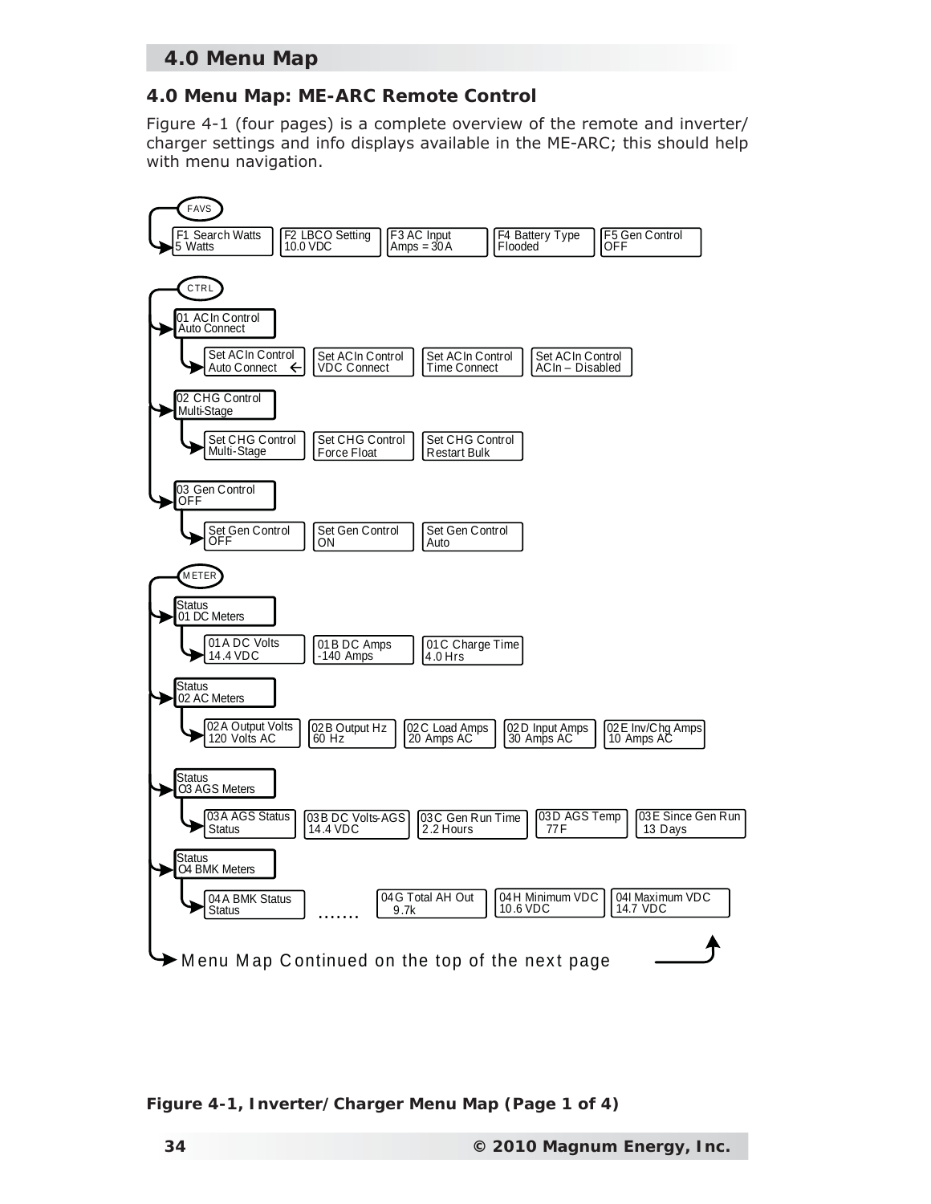## 4.0 Menu Map

### 4.0 Menu Map: ME-ARC Remote Control

Figure 4-1 (four pages) is a complete overview of the remote and inverter/ charger settings and info displays available in the ME-ARC; this should help with menu navigation.

**FAVS**

- F1 Search Watts / 5 Watts
- F2 LBCO Setting / 10.0 VDC
- F3 AC Input / Amps = 30A
- F4 Battery Type / Flooded
- F5 Gen Control / OFF

**CTRL**

- 01 ACIn Control / Auto Connect
  - Set ACIn Control / Auto Connect ←
  - Set ACIn Control / VDC Connect
  - Set ACIn Control / Time Connect
  - Set ACIn Control / ACIn – Disabled
- 02 CHG Control / Multi-Stage
  - Set CHG Control / Multi-Stage
  - Set CHG Control / Force Float
  - Set CHG Control / Restart Bulk
- 03 Gen Control / OFF
  - Set Gen Control / OFF
  - Set Gen Control / ON
  - Set Gen Control / Auto

**METER**

- Status / 01 DC Meters
  - 01A DC Volts / 14.4 VDC
  - 01B DC Amps / -140 Amps
  - 01C Charge Time / 4.0 Hrs
- Status / 02 AC Meters
  - 02A Output Volts / 120 Volts AC
  - 02B Output Hz / 60 Hz
  - 02C Load Amps / 20 Amps AC
  - 02D Input Amps / 30 Amps AC
  - 02E Inv/Chg Amps / 10 Amps AC
- Status / O3 AGS Meters
  - 03A AGS Status / Status
  - 03B DC Volts-AGS / 14.4 VDC
  - 03C Gen Run Time / 2.2 Hours
  - 03D AGS Temp / 77F
  - 03E Since Gen Run / 13 Days
- Status / O4 BMK Meters
  - 04A BMK Status / Status
  - .......
  - 04G Total AH Out / 9.7k
  - 04H Minimum VDC / 10.6 VDC
  - 04I Maximum VDC / 14.7 VDC

Menu Map Continued on the top of the next page

**Figure 4-1, Inverter/Charger Menu Map (Page 1 of 4)**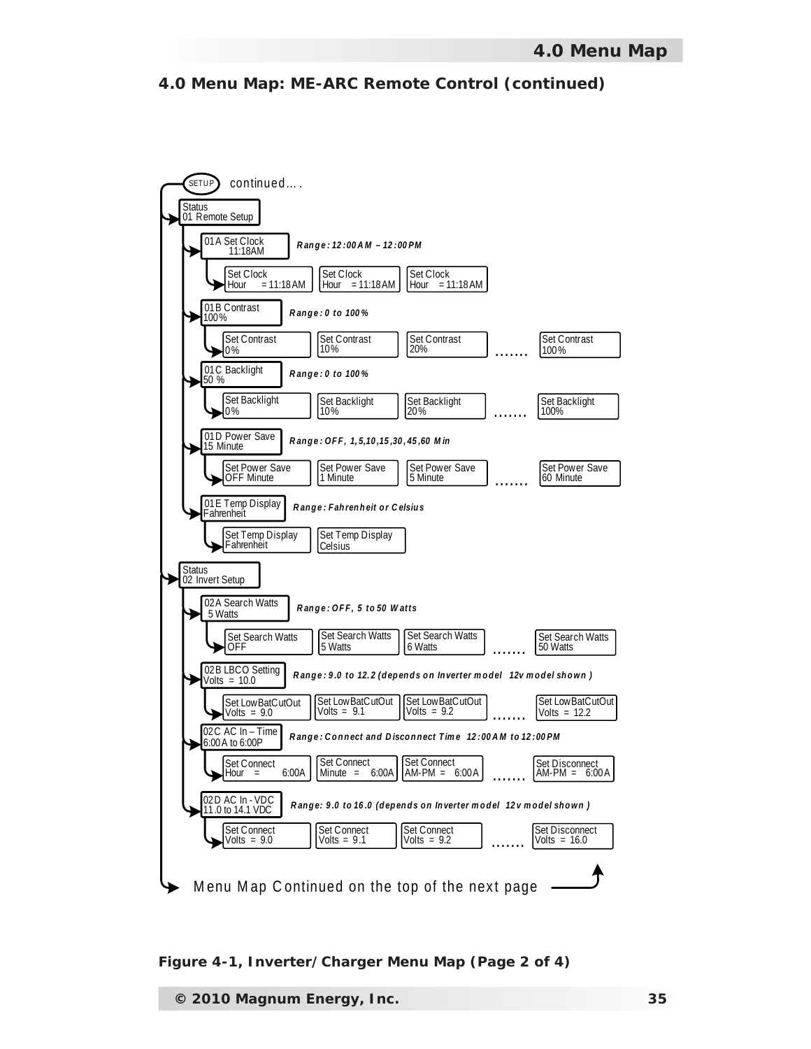## 4.0 Menu Map: ME-ARC Remote Control (continued)

SETUP continued….

- **Status**
  **01 Remote Setup**
  - **01A Set Clock** 11:18AM — *Range: 12:00AM – 12:00PM*
    - Set Clock Hour = 11:18AM | Set Clock Hour = 11:18AM | Set Clock Hour = 11:18AM
  - **01B Contrast** 100% — *Range: 0 to 100%*
    - Set Contrast 0% | Set Contrast 10% | Set Contrast 20% | ……. | Set Contrast 100%
  - **01C Backlight** 50 % — *Range: 0 to 100%*
    - Set Backlight 0% | Set Backlight 10% | Set Backlight 20% | ……. | Set Backlight 100%
  - **01D Power Save** 15 Minute — *Range: OFF, 1,5,10,15,30,45,60 Min*
    - Set Power Save OFF Minute | Set Power Save 1 Minute | Set Power Save 5 Minute | ……. | Set Power Save 60 Minute
  - **01E Temp Display** Fahrenheit — *Range: Fahrenheit or Celsius*
    - Set Temp Display Fahrenheit | Set Temp Display Celsius

- **Status**
  **02 Invert Setup**
  - **02A Search Watts** 5 Watts — *Range: OFF, 5 to 50 Watts*
    - Set Search Watts OFF | Set Search Watts 5 Watts | Set Search Watts 6 Watts | ……. | Set Search Watts 50 Watts
  - **02B LBCO Setting** Volts = 10.0 — *Range: 9.0 to 12.2 (depends on Inverter model 12v model shown)*
    - Set LowBatCutOut Volts = 9.0 | Set LowBatCutOut Volts = 9.1 | Set LowBatCutOut Volts = 9.2 | ……. | Set LowBatCutOut Volts = 12.2
  - **02C AC In – Time** 6:00A to 6:00P — *Range: Connect and Disconnect Time 12:00AM to 12:00PM*
    - Set Connect Hour = 6:00A | Set Connect Minute = 6:00A | Set Connect AM-PM = 6:00A | ……. | Set Disconnect AM-PM = 6:00A
  - **02D AC In - VDC** 11.0 to 14.1 VDC — *Range: 9.0 to 16.0 (depends on Inverter model 12v model shown)*
    - Set Connect Volts = 9.0 | Set Connect Volts = 9.1 | Set Connect Volts = 9.2 | ……. | Set Disconnect Volts = 16.0

Menu Map Continued on the top of the next page

**Figure 4-1, Inverter/Charger Menu Map (Page 2 of 4)**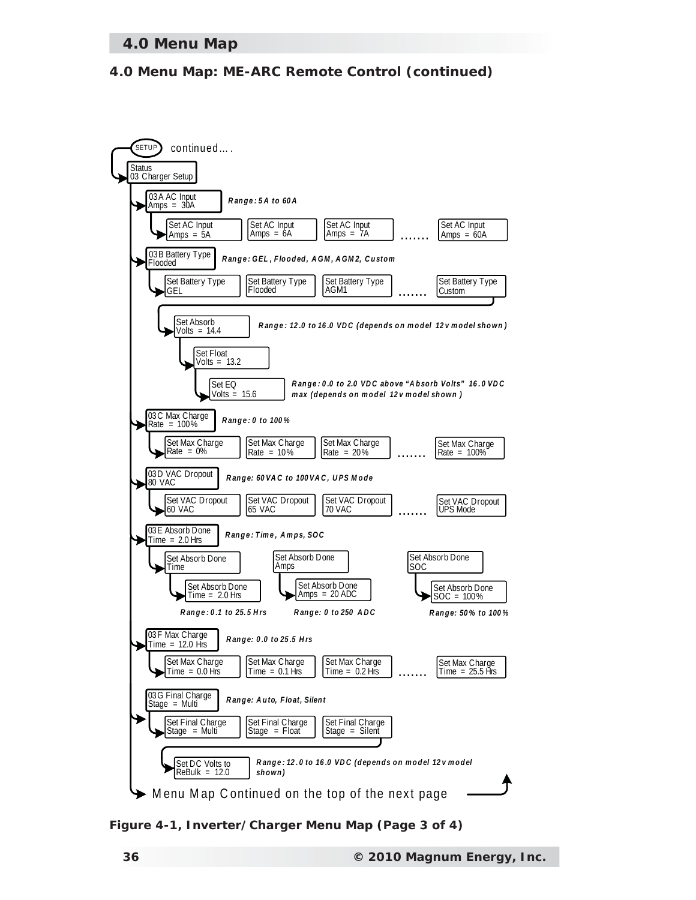# 4.0 Menu Map

## 4.0 Menu Map: ME-ARC Remote Control (continued)

SETUP continued….

- **Status / 03 Charger Setup**
  - **03A AC Input Amps = 30A** — *Range: 5A to 60A*
    - Set AC Input Amps = 5A | Set AC Input Amps = 6A | Set AC Input Amps = 7A | ……. | Set AC Input Amps = 60A
  - **03B Battery Type Flooded** — *Range: GEL, Flooded, AGM, AGM2, Custom*
    - Set Battery Type GEL | Set Battery Type Flooded | Set Battery Type AGM1 | ……. | Set Battery Type Custom
      - Set Absorb Volts = 14.4 — *Range: 12.0 to 16.0 VDC (depends on model 12v model shown)*
        - Set Float Volts = 13.2
          - Set EQ Volts = 15.6 — *Range: 0.0 to 2.0 VDC above "Absorb Volts" 16.0 VDC max (depends on model 12v model shown)*
  - **03C Max Charge Rate = 100%** — *Range: 0 to 100%*
    - Set Max Charge Rate = 0% | Set Max Charge Rate = 10% | Set Max Charge Rate = 20% | ……. | Set Max Charge Rate = 100%
  - **03D VAC Dropout 80 VAC** — *Range: 60VAC to 100VAC, UPS Mode*
    - Set VAC Dropout 60 VAC | Set VAC Dropout 65 VAC | Set VAC Dropout 70 VAC | ……. | Set VAC Dropout UPS Mode
  - **03E Absorb Done Time = 2.0 Hrs** — *Range: Time, Amps, SOC*
    - Set Absorb Done Time
      - Set Absorb Done Time = 2.0 Hrs — *Range: 0.1 to 25.5 Hrs*
    - Set Absorb Done Amps
      - Set Absorb Done Amps = 20 ADC — *Range: 0 to 250 ADC*
    - Set Absorb Done SOC
      - Set Absorb Done SOC = 100% — *Range: 50% to 100%*
  - **03F Max Charge Time = 12.0 Hrs** — *Range: 0.0 to 25.5 Hrs*
    - Set Max Charge Time = 0.0 Hrs | Set Max Charge Time = 0.1 Hrs | Set Max Charge Time = 0.2 Hrs | ……. | Set Max Charge Time = 25.5 Hrs
  - **03G Final Charge Stage = Multi** — *Range: Auto, Float, Silent*
    - Set Final Charge Stage = Multi | Set Final Charge Stage = Float | Set Final Charge Stage = Silent
      - Set DC Volts to ReBulk = 12.0 — *Range: 12.0 to 16.0 VDC (depends on model 12v model shown)*

Menu Map Continued on the top of the next page

**Figure 4-1, Inverter/Charger Menu Map (Page 3 of 4)**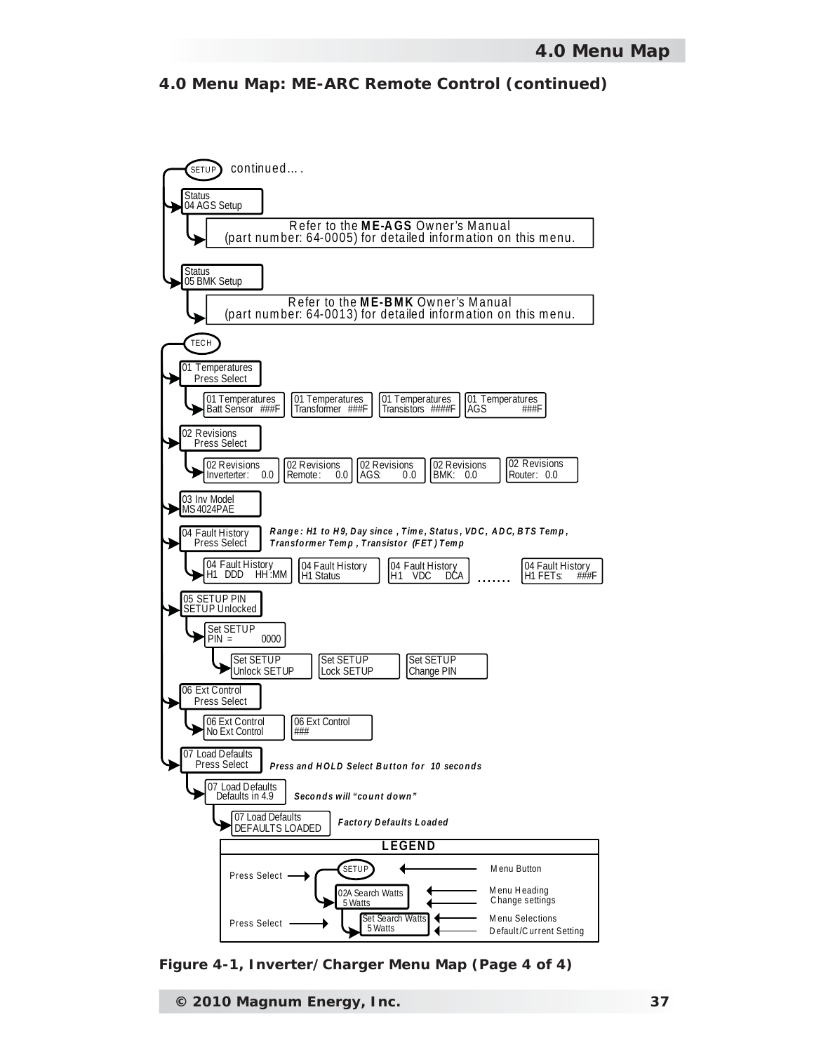## 4.0 Menu Map: ME-ARC Remote Control (continued)

SETUP continued….

- Status
  04 AGS Setup
  - Refer to the **ME-AGS** Owner's Manual (part number: 64-0005) for detailed information on this menu.
- Status
  05 BMK Setup
  - Refer to the **ME-BMK** Owner's Manual (part number: 64-0013) for detailed information on this menu.

TECH

- 01 Temperatures
  Press Select
  - 01 Temperatures Batt Sensor ###F | 01 Temperatures Transformer ###F | 01 Temperatures Transistors ####F | 01 Temperatures AGS ###F
- 02 Revisions
  Press Select
  - 02 Revisions Inverterter: 0.0 | 02 Revisions Remote: 0.0 | 02 Revisions AGS: 0.0 | 02 Revisions BMK: 0.0 | 02 Revisions Router: 0.0
- 03 Inv Model
  MS4024PAE
- 04 Fault History
  Press Select
  *Range: H1 to H9, Day since, Time, Status, VDC, ADC, BTS Temp, Transformer Temp, Transistor (FET) Temp*
  - 04 Fault History H1 DDD HH:MM | 04 Fault History H1 Status | 04 Fault History H1 VDC DCA | ……. | 04 Fault History H1 FETs: ###F
- 05 SETUP PIN
  SETUP Unlocked
  - Set SETUP PIN = 0000
    - Set SETUP Unlock SETUP | Set SETUP Lock SETUP | Set SETUP Change PIN
- 06 Ext Control
  Press Select
  - 06 Ext Control No Ext Control | 06 Ext Control ###
- 07 Load Defaults
  Press Select
  *Press and HOLD Select Button for 10 seconds*
  - 07 Load Defaults
    Defaults in 4.9
    *Seconds will "count down"*
    - 07 Load Defaults
      DEFAULTS LOADED
      *Factory Defaults Loaded*

**LEGEND**

- SETUP — Menu Button
- Press Select → 02A Search Watts 5 Watts — Menu Heading / Change settings
- Press Select → Set Search Watts 5 Watts — Menu Selections / Default/Current Setting

**Figure 4-1, Inverter/Charger Menu Map (Page 4 of 4)**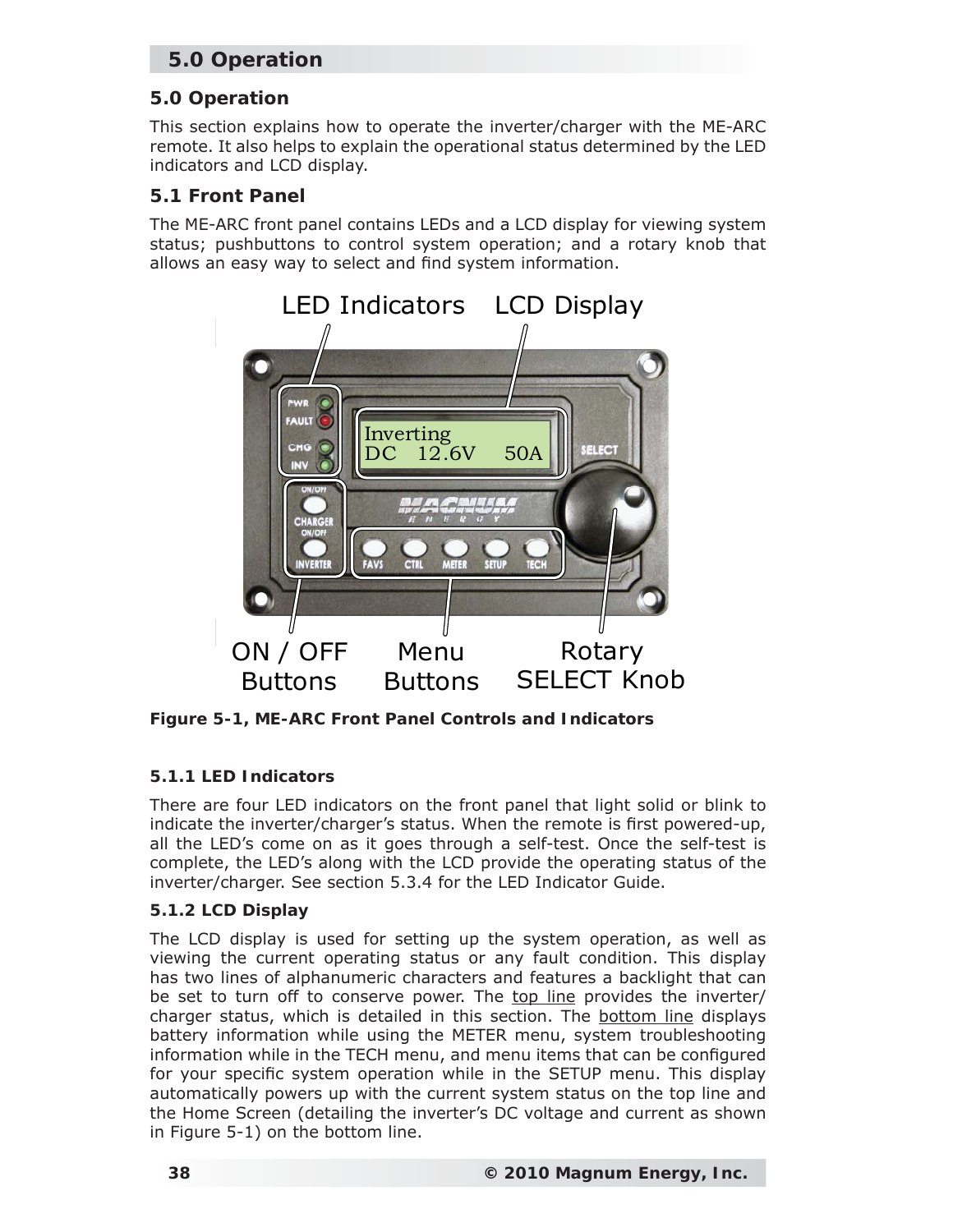## 5.0 Operation

This section explains how to operate the inverter/charger with the ME-ARC remote. It also helps to explain the operational status determined by the LED indicators and LCD display.

### 5.1 Front Panel

The ME-ARC front panel contains LEDs and a LCD display for viewing system status; pushbuttons to control system operation; and a rotary knob that allows an easy way to select and find system information.

**Figure 5-1, ME-ARC Front Panel Controls and Indicators**

#### 5.1.1 LED Indicators

There are four LED indicators on the front panel that light solid or blink to indicate the inverter/charger's status. When the remote is first powered-up, all the LED's come on as it goes through a self-test. Once the self-test is complete, the LED's along with the LCD provide the operating status of the inverter/charger. See section 5.3.4 for the LED Indicator Guide.

#### 5.1.2 LCD Display

The LCD display is used for setting up the system operation, as well as viewing the current operating status or any fault condition. This display has two lines of alphanumeric characters and features a backlight that can be set to turn off to conserve power. The top line provides the inverter/charger status, which is detailed in this section. The bottom line displays battery information while using the METER menu, system troubleshooting information while in the TECH menu, and menu items that can be configured for your specific system operation while in the SETUP menu. This display automatically powers up with the current system status on the top line and the Home Screen (detailing the inverter's DC voltage and current as shown in Figure 5-1) on the bottom line.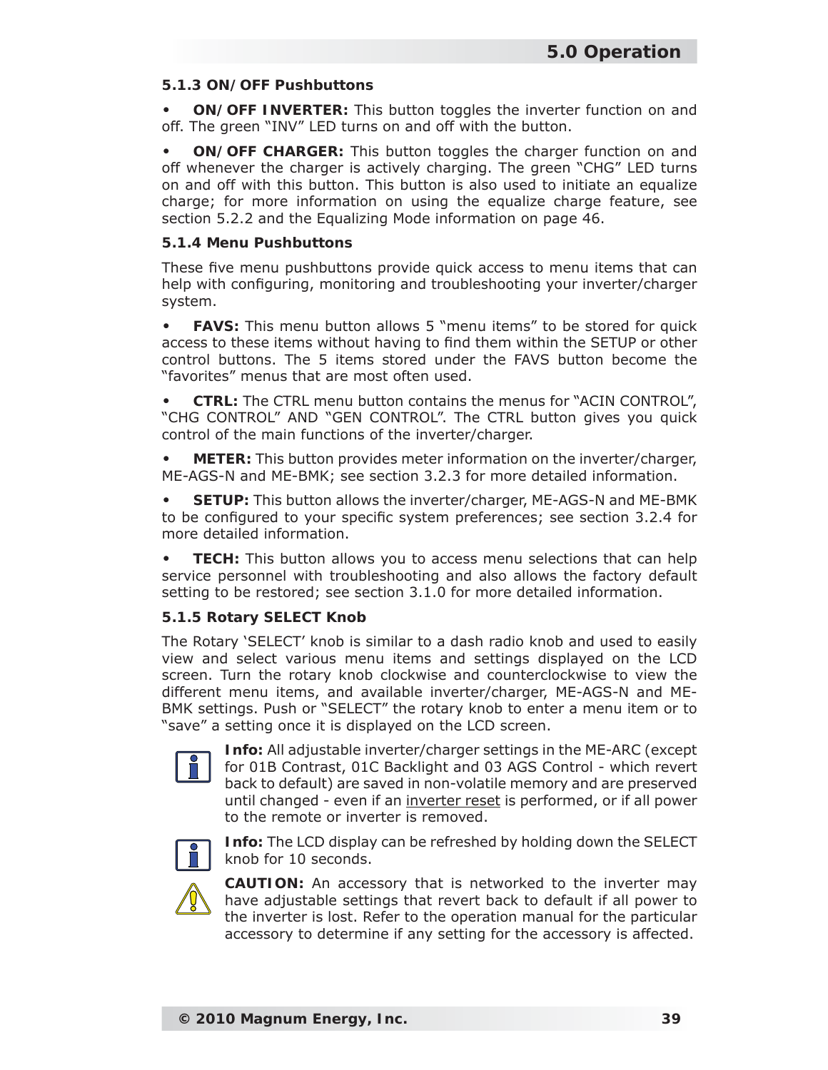### 5.1.3 ON/OFF Pushbuttons

- **ON/OFF INVERTER:** This button toggles the inverter function on and off. The green "INV" LED turns on and off with the button.
- **ON/OFF CHARGER:** This button toggles the charger function on and off whenever the charger is actively charging. The green "CHG" LED turns on and off with this button. This button is also used to initiate an equalize charge; for more information on using the equalize charge feature, see section 5.2.2 and the Equalizing Mode information on page 46.

### 5.1.4 Menu Pushbuttons

These five menu pushbuttons provide quick access to menu items that can help with configuring, monitoring and troubleshooting your inverter/charger system.

- **FAVS:** This menu button allows 5 "menu items" to be stored for quick access to these items without having to find them within the SETUP or other control buttons. The 5 items stored under the FAVS button become the "favorites" menus that are most often used.
- **CTRL:** The CTRL menu button contains the menus for "ACIN CONTROL", "CHG CONTROL" AND "GEN CONTROL". The CTRL button gives you quick control of the main functions of the inverter/charger.
- **METER:** This button provides meter information on the inverter/charger, ME-AGS-N and ME-BMK; see section 3.2.3 for more detailed information.
- **SETUP:** This button allows the inverter/charger, ME-AGS-N and ME-BMK to be configured to your specific system preferences; see section 3.2.4 for more detailed information.
- **TECH:** This button allows you to access menu selections that can help service personnel with troubleshooting and also allows the factory default setting to be restored; see section 3.1.0 for more detailed information.

### 5.1.5 Rotary SELECT Knob

The Rotary 'SELECT' knob is similar to a dash radio knob and used to easily view and select various menu items and settings displayed on the LCD screen. Turn the rotary knob clockwise and counterclockwise to view the different menu items, and available inverter/charger, ME-AGS-N and ME-BMK settings. Push or "SELECT" the rotary knob to enter a menu item or to "save" a setting once it is displayed on the LCD screen.

**Info:** All adjustable inverter/charger settings in the ME-ARC (except for 01B Contrast, 01C Backlight and 03 AGS Control - which revert back to default) are saved in non-volatile memory and are preserved until changed - even if an inverter reset is performed, or if all power to the remote or inverter is removed.

**Info:** The LCD display can be refreshed by holding down the SELECT knob for 10 seconds.

**CAUTION:** An accessory that is networked to the inverter may have adjustable settings that revert back to default if all power to the inverter is lost. Refer to the operation manual for the particular accessory to determine if any setting for the accessory is affected.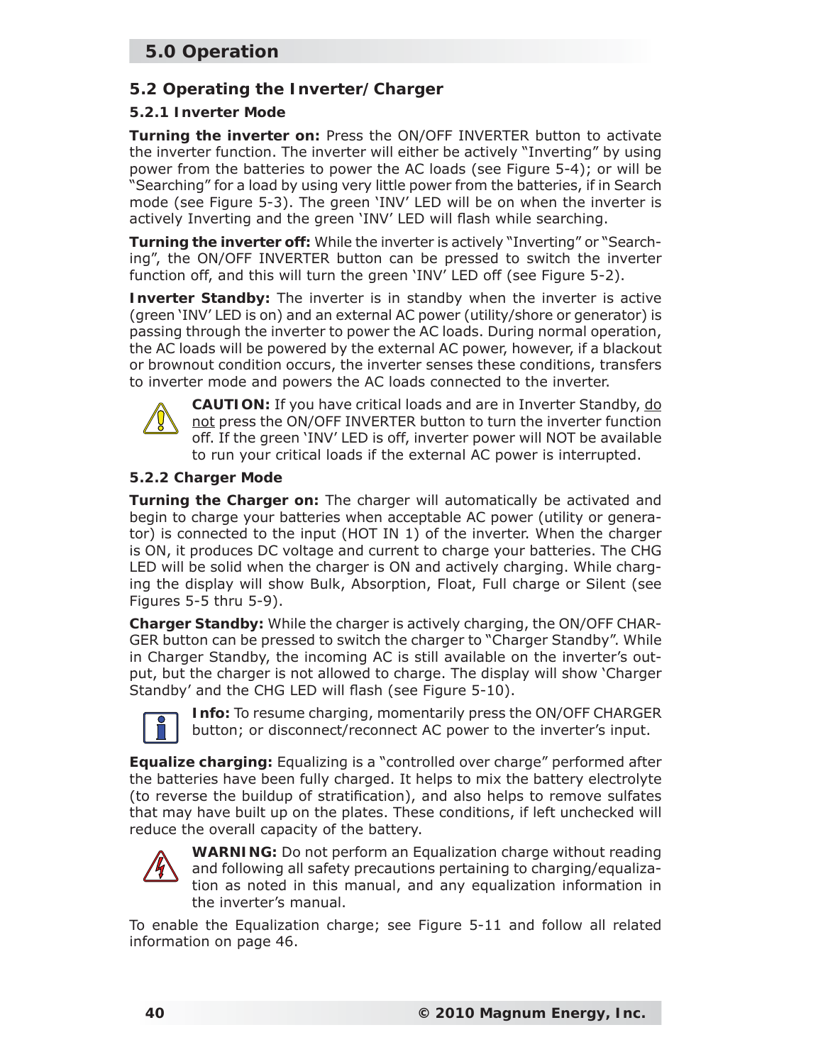## 5.0 Operation

### 5.2 Operating the Inverter/Charger

#### 5.2.1 Inverter Mode

**Turning the inverter on:** Press the ON/OFF INVERTER button to activate the inverter function. The inverter will either be actively "Inverting" by using power from the batteries to power the AC loads (see Figure 5-4); or will be "Searching" for a load by using very little power from the batteries, if in Search mode (see Figure 5-3). The green 'INV' LED will be on when the inverter is actively Inverting and the green 'INV' LED will flash while searching.

**Turning the inverter off:** While the inverter is actively "Inverting" or "Searching", the ON/OFF INVERTER button can be pressed to switch the inverter function off, and this will turn the green 'INV' LED off (see Figure 5-2).

**Inverter Standby:** The inverter is in standby when the inverter is active (green 'INV' LED is on) and an external AC power (utility/shore or generator) is passing through the inverter to power the AC loads. During normal operation, the AC loads will be powered by the external AC power, however, if a blackout or brownout condition occurs, the inverter senses these conditions, transfers to inverter mode and powers the AC loads connected to the inverter.

**CAUTION:** If you have critical loads and are in Inverter Standby, do not press the ON/OFF INVERTER button to turn the inverter function off. If the green 'INV' LED is off, inverter power will NOT be available to run your critical loads if the external AC power is interrupted.

#### 5.2.2 Charger Mode

**Turning the Charger on:** The charger will automatically be activated and begin to charge your batteries when acceptable AC power (utility or generator) is connected to the input (HOT IN 1) of the inverter. When the charger is ON, it produces DC voltage and current to charge your batteries. The CHG LED will be solid when the charger is ON and actively charging. While charging the display will show Bulk, Absorption, Float, Full charge or Silent (see Figures 5-5 thru 5-9).

**Charger Standby:** While the charger is actively charging, the ON/OFF CHARGER button can be pressed to switch the charger to "Charger Standby". While in Charger Standby, the incoming AC is still available on the inverter's output, but the charger is not allowed to charge. The display will show 'Charger Standby' and the CHG LED will flash (see Figure 5-10).

**Info:** To resume charging, momentarily press the ON/OFF CHARGER button; or disconnect/reconnect AC power to the inverter's input.

**Equalize charging:** Equalizing is a "controlled over charge" performed after the batteries have been fully charged. It helps to mix the battery electrolyte (to reverse the buildup of stratification), and also helps to remove sulfates that may have built up on the plates. These conditions, if left unchecked will reduce the overall capacity of the battery.

**WARNING:** Do not perform an Equalization charge without reading and following all safety precautions pertaining to charging/equalization as noted in this manual, and any equalization information in the inverter's manual.

To enable the Equalization charge; see Figure 5-11 and follow all related information on page 46.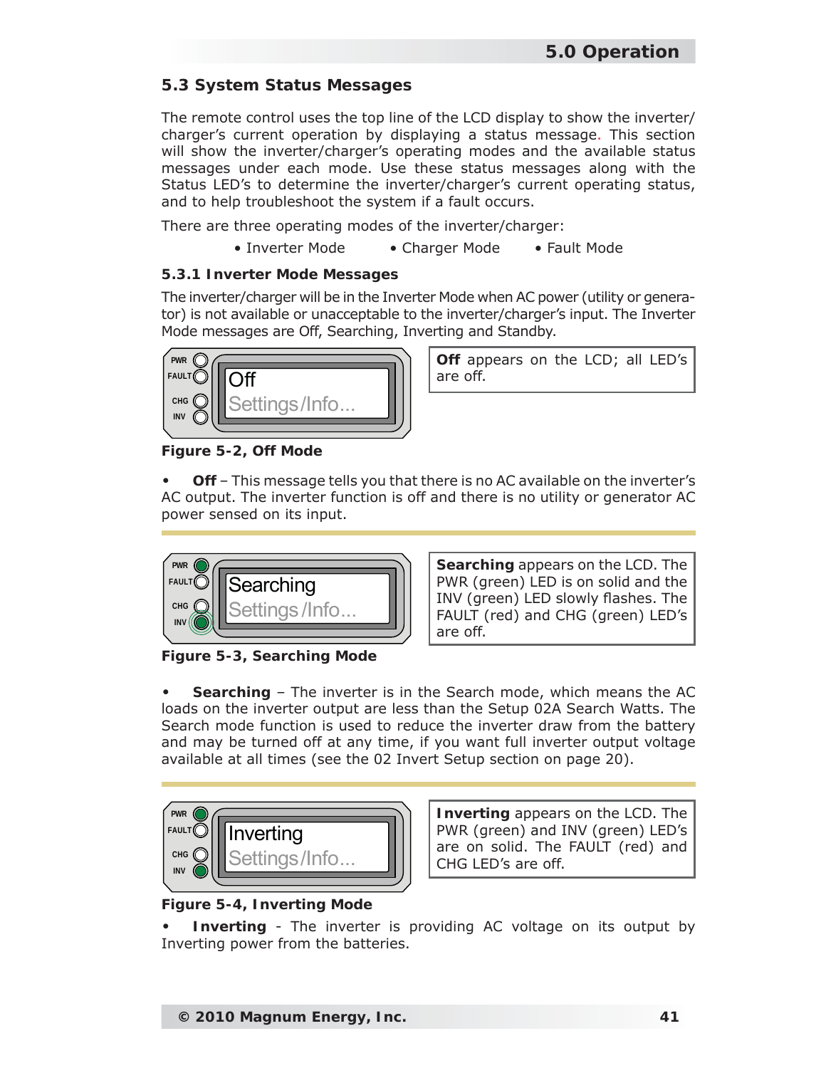## 5.3 System Status Messages

The remote control uses the top line of the LCD display to show the inverter/charger's current operation by displaying a status message. This section will show the inverter/charger's operating modes and the available status messages under each mode. Use these status messages along with the Status LED's to determine the inverter/charger's current operating status, and to help troubleshoot the system if a fault occurs.

There are three operating modes of the inverter/charger:

- Inverter Mode
- Charger Mode
- Fault Mode

### 5.3.1 Inverter Mode Messages

The inverter/charger will be in the Inverter Mode when AC power (utility or generator) is not available or unacceptable to the inverter/charger's input. The Inverter Mode messages are Off, Searching, Inverting and Standby.

PWR FAULT CHG INV — Off / Settings/Info...

**Off** appears on the LCD; all LED's are off.

**Figure 5-2, Off Mode**

- **Off** – This message tells you that there is no AC available on the inverter's AC output. The inverter function is off and there is no utility or generator AC power sensed on its input.

PWR FAULT CHG INV — Searching / Settings/Info...

**Searching** appears on the LCD. The PWR (green) LED is on solid and the INV (green) LED slowly flashes. The FAULT (red) and CHG (green) LED's are off.

**Figure 5-3, Searching Mode**

- **Searching** – The inverter is in the Search mode, which means the AC loads on the inverter output are less than the Setup 02A Search Watts. The Search mode function is used to reduce the inverter draw from the battery and may be turned off at any time, if you want full inverter output voltage available at all times (see the 02 Invert Setup section on page 20).

PWR FAULT CHG INV — Inverting / Settings/Info...

**Inverting** appears on the LCD. The PWR (green) and INV (green) LED's are on solid. The FAULT (red) and CHG LED's are off.

**Figure 5-4, Inverting Mode**

- **Inverting** - The inverter is providing AC voltage on its output by Inverting power from the batteries.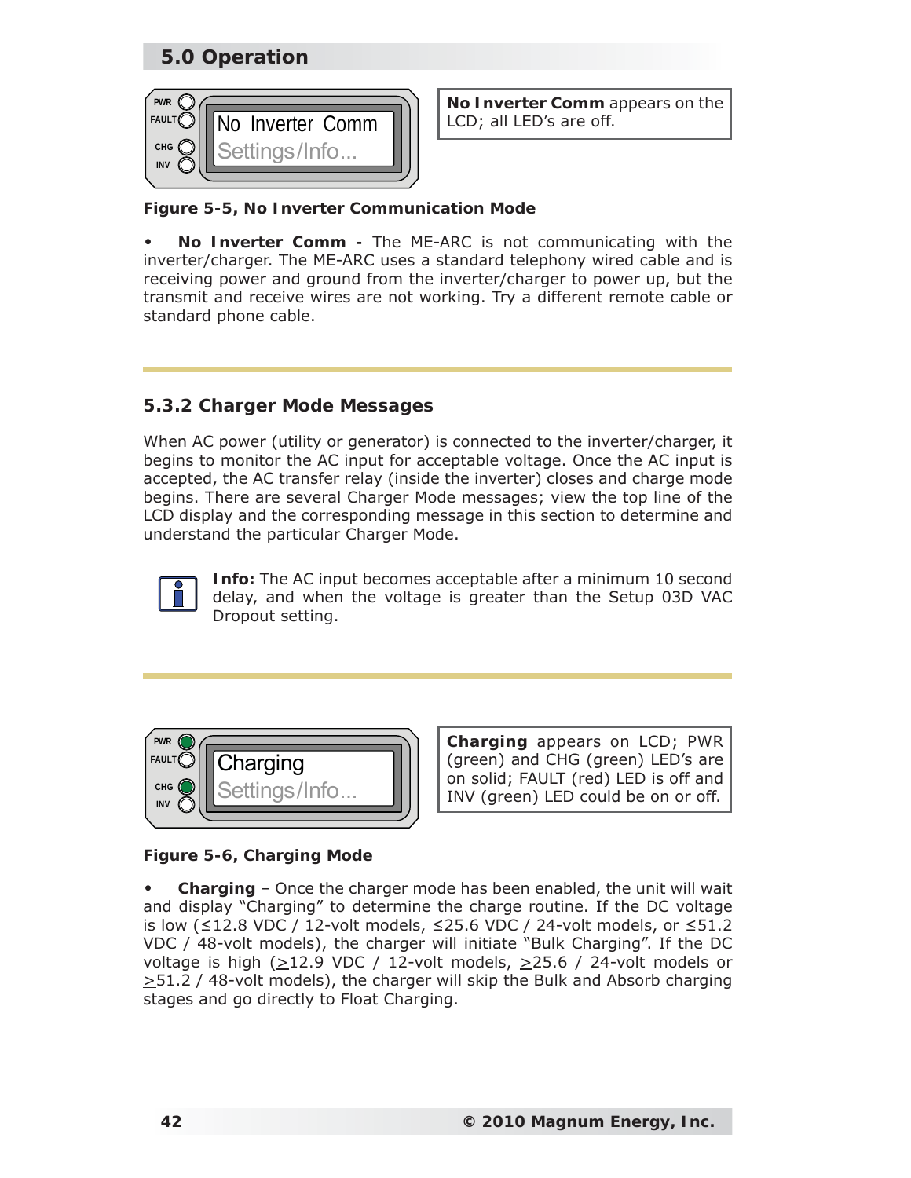## 5.0 Operation

No Inverter Comm

Settings/Info...

**No Inverter Comm** appears on the LCD; all LED's are off.

**Figure 5-5, No Inverter Communication Mode**

- **No Inverter Comm -** The ME-ARC is not communicating with the inverter/charger. The ME-ARC uses a standard telephony wired cable and is receiving power and ground from the inverter/charger to power up, but the transmit and receive wires are not working. Try a different remote cable or standard phone cable.

### 5.3.2 Charger Mode Messages

When AC power (utility or generator) is connected to the inverter/charger, it begins to monitor the AC input for acceptable voltage. Once the AC input is accepted, the AC transfer relay (inside the inverter) closes and charge mode begins. There are several Charger Mode messages; view the top line of the LCD display and the corresponding message in this section to determine and understand the particular Charger Mode.

**Info:** The AC input becomes acceptable after a minimum 10 second delay, and when the voltage is greater than the Setup 03D VAC Dropout setting.

Charging

Settings/Info...

**Charging** appears on LCD; PWR (green) and CHG (green) LED's are on solid; FAULT (red) LED is off and INV (green) LED could be on or off.

**Figure 5-6, Charging Mode**

- **Charging** – Once the charger mode has been enabled, the unit will wait and display "Charging" to determine the charge routine. If the DC voltage is low (≤12.8 VDC / 12-volt models, ≤25.6 VDC / 24-volt models, or ≤51.2 VDC / 48-volt models), the charger will initiate "Bulk Charging". If the DC voltage is high (≥12.9 VDC / 12-volt models, ≥25.6 / 24-volt models or ≥51.2 / 48-volt models), the charger will skip the Bulk and Absorb charging stages and go directly to Float Charging.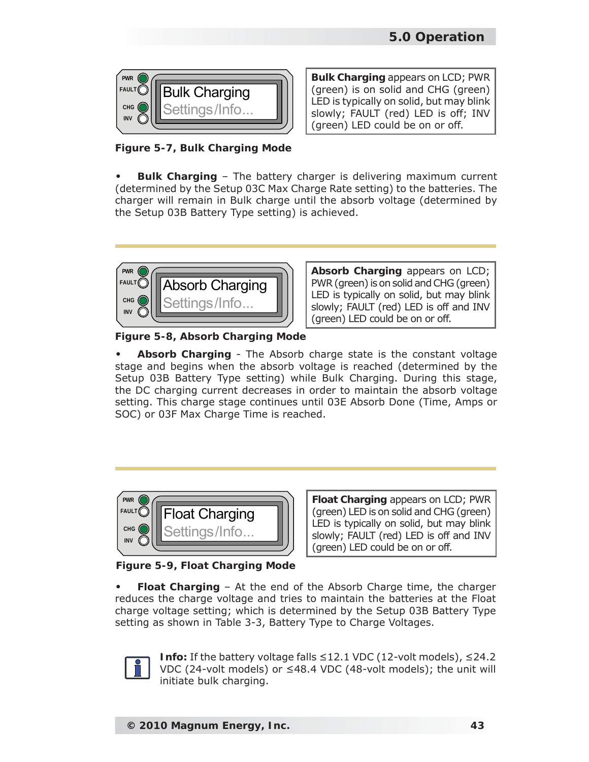Bulk Charging

Settings/Info...

**Bulk Charging** appears on LCD; PWR (green) is on solid and CHG (green) LED is typically on solid, but may blink slowly; FAULT (red) LED is off; INV (green) LED could be on or off.

**Figure 5-7, Bulk Charging Mode**

- **Bulk Charging** – The battery charger is delivering maximum current (determined by the Setup 03C Max Charge Rate setting) to the batteries. The charger will remain in Bulk charge until the absorb voltage (determined by the Setup 03B Battery Type setting) is achieved.

---

Absorb Charging

Settings/Info...

**Absorb Charging** appears on LCD; PWR (green) is on solid and CHG (green) LED is typically on solid, but may blink slowly; FAULT (red) LED is off and INV (green) LED could be on or off.

**Figure 5-8, Absorb Charging Mode**

- **Absorb Charging** - The Absorb charge state is the constant voltage stage and begins when the absorb voltage is reached (determined by the Setup 03B Battery Type setting) while Bulk Charging. During this stage, the DC charging current decreases in order to maintain the absorb voltage setting. This charge stage continues until 03E Absorb Done (Time, Amps or SOC) or 03F Max Charge Time is reached.

---

Float Charging

Settings/Info...

**Float Charging** appears on LCD; PWR (green) LED is on solid and CHG (green) LED is typically on solid, but may blink slowly; FAULT (red) LED is off and INV (green) LED could be on or off.

**Figure 5-9, Float Charging Mode**

- **Float Charging** – At the end of the Absorb Charge time, the charger reduces the charge voltage and tries to maintain the batteries at the Float charge voltage setting; which is determined by the Setup 03B Battery Type setting as shown in Table 3-3, Battery Type to Charge Voltages.

**Info:** If the battery voltage falls ≤12.1 VDC (12-volt models), ≤24.2 VDC (24-volt models) or ≤48.4 VDC (48-volt models); the unit will initiate bulk charging.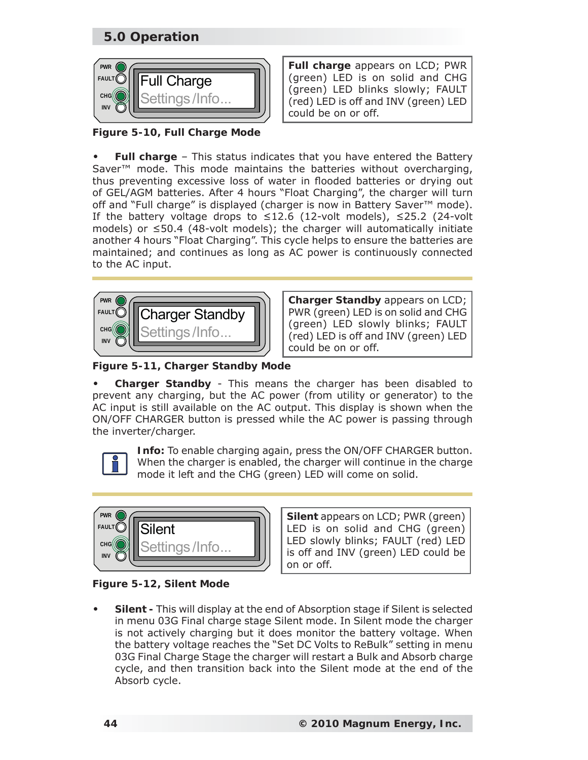## 5.0 Operation

**Full charge** appears on LCD; PWR (green) LED is on solid and CHG (green) LED blinks slowly; FAULT (red) LED is off and INV (green) LED could be on or off.

**Figure 5-10, Full Charge Mode**

- **Full charge** – This status indicates that you have entered the Battery Saver™ mode. This mode maintains the batteries without overcharging, thus preventing excessive loss of water in flooded batteries or drying out of GEL/AGM batteries. After 4 hours "Float Charging", the charger will turn off and "Full charge" is displayed (charger is now in Battery Saver™ mode). If the battery voltage drops to ≤12.6 (12-volt models), ≤25.2 (24-volt models) or ≤50.4 (48-volt models); the charger will automatically initiate another 4 hours "Float Charging". This cycle helps to ensure the batteries are maintained; and continues as long as AC power is continuously connected to the AC input.

---

**Charger Standby** appears on LCD; PWR (green) LED is on solid and CHG (green) LED slowly blinks; FAULT (red) LED is off and INV (green) LED could be on or off.

**Figure 5-11, Charger Standby Mode**

- **Charger Standby** - This means the charger has been disabled to prevent any charging, but the AC power (from utility or generator) to the AC input is still available on the AC output. This display is shown when the ON/OFF CHARGER button is pressed while the AC power is passing through the inverter/charger.

**Info:** To enable charging again, press the ON/OFF CHARGER button. When the charger is enabled, the charger will continue in the charge mode it left and the CHG (green) LED will come on solid.

---

**Silent** appears on LCD; PWR (green) LED is on solid and CHG (green) LED slowly blinks; FAULT (red) LED is off and INV (green) LED could be on or off.

**Figure 5-12, Silent Mode**

- **Silent -** This will display at the end of Absorption stage if Silent is selected in menu 03G Final charge stage Silent mode. In Silent mode the charger is not actively charging but it does monitor the battery voltage. When the battery voltage reaches the "Set DC Volts to ReBulk" setting in menu 03G Final Charge Stage the charger will restart a Bulk and Absorb charge cycle, and then transition back into the Silent mode at the end of the Absorb cycle.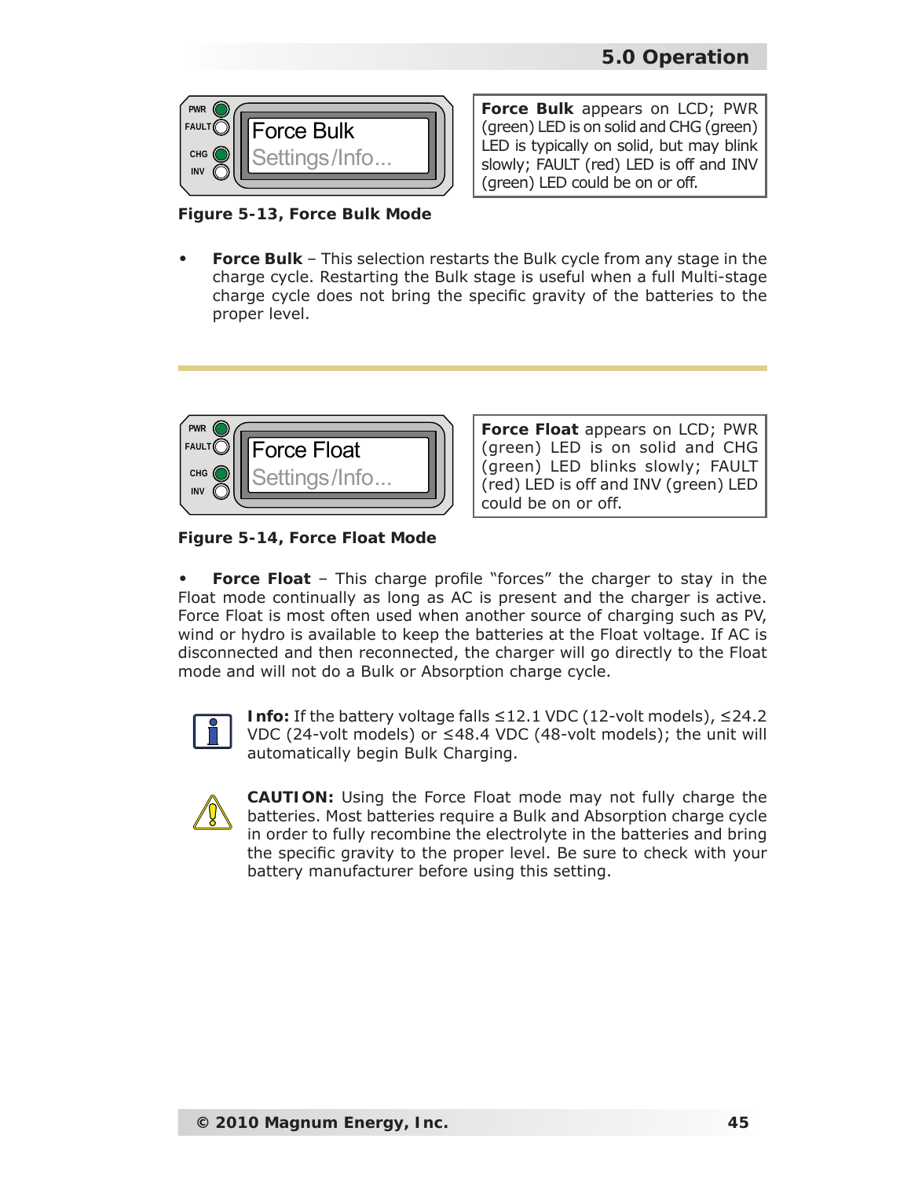Force Bulk

Settings/Info...

**Force Bulk** appears on LCD; PWR (green) LED is on solid and CHG (green) LED is typically on solid, but may blink slowly; FAULT (red) LED is off and INV (green) LED could be on or off.

**Figure 5-13, Force Bulk Mode**

- **Force Bulk** – This selection restarts the Bulk cycle from any stage in the charge cycle. Restarting the Bulk stage is useful when a full Multi-stage charge cycle does not bring the specific gravity of the batteries to the proper level.

---

Force Float

Settings/Info...

**Force Float** appears on LCD; PWR (green) LED is on solid and CHG (green) LED blinks slowly; FAULT (red) LED is off and INV (green) LED could be on or off.

**Figure 5-14, Force Float Mode**

- **Force Float** – This charge profile “forces” the charger to stay in the Float mode continually as long as AC is present and the charger is active. Force Float is most often used when another source of charging such as PV, wind or hydro is available to keep the batteries at the Float voltage. If AC is disconnected and then reconnected, the charger will go directly to the Float mode and will not do a Bulk or Absorption charge cycle.

**Info:** If the battery voltage falls ≤12.1 VDC (12-volt models), ≤24.2 VDC (24-volt models) or ≤48.4 VDC (48-volt models); the unit will automatically begin Bulk Charging.

**CAUTION:** Using the Force Float mode may not fully charge the batteries. Most batteries require a Bulk and Absorption charge cycle in order to fully recombine the electrolyte in the batteries and bring the specific gravity to the proper level. Be sure to check with your battery manufacturer before using this setting.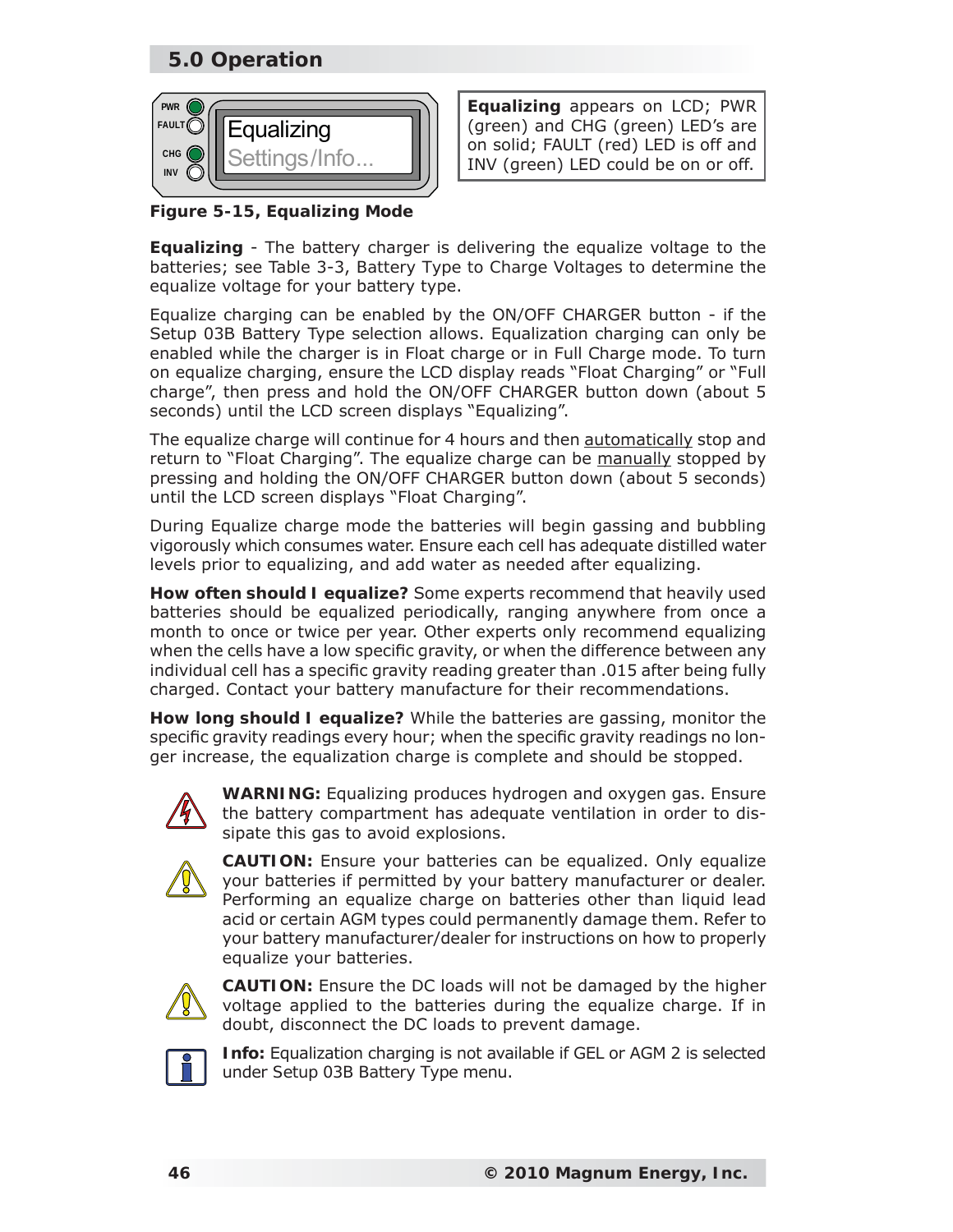## 5.0 Operation

Equalizing
Settings/Info...

**Equalizing** appears on LCD; PWR (green) and CHG (green) LED's are on solid; FAULT (red) LED is off and INV (green) LED could be on or off.

**Figure 5-15, Equalizing Mode**

**Equalizing** - The battery charger is delivering the equalize voltage to the batteries; see Table 3-3, Battery Type to Charge Voltages to determine the equalize voltage for your battery type.

Equalize charging can be enabled by the ON/OFF CHARGER button - if the Setup 03B Battery Type selection allows. Equalization charging can only be enabled while the charger is in Float charge or in Full Charge mode. To turn on equalize charging, ensure the LCD display reads "Float Charging" or "Full charge", then press and hold the ON/OFF CHARGER button down (about 5 seconds) until the LCD screen displays "Equalizing".

The equalize charge will continue for 4 hours and then automatically stop and return to "Float Charging". The equalize charge can be manually stopped by pressing and holding the ON/OFF CHARGER button down (about 5 seconds) until the LCD screen displays "Float Charging".

During Equalize charge mode the batteries will begin gassing and bubbling vigorously which consumes water. Ensure each cell has adequate distilled water levels prior to equalizing, and add water as needed after equalizing.

**How often should I equalize?** Some experts recommend that heavily used batteries should be equalized periodically, ranging anywhere from once a month to once or twice per year. Other experts only recommend equalizing when the cells have a low specific gravity, or when the difference between any individual cell has a specific gravity reading greater than .015 after being fully charged. Contact your battery manufacture for their recommendations.

**How long should I equalize?** While the batteries are gassing, monitor the specific gravity readings every hour; when the specific gravity readings no longer increase, the equalization charge is complete and should be stopped.

**WARNING:** Equalizing produces hydrogen and oxygen gas. Ensure the battery compartment has adequate ventilation in order to dissipate this gas to avoid explosions.

**CAUTION:** Ensure your batteries can be equalized. Only equalize your batteries if permitted by your battery manufacturer or dealer. Performing an equalize charge on batteries other than liquid lead acid or certain AGM types could permanently damage them. Refer to your battery manufacturer/dealer for instructions on how to properly equalize your batteries.

**CAUTION:** Ensure the DC loads will not be damaged by the higher voltage applied to the batteries during the equalize charge. If in doubt, disconnect the DC loads to prevent damage.

**Info:** Equalization charging is not available if GEL or AGM 2 is selected under Setup 03B Battery Type menu.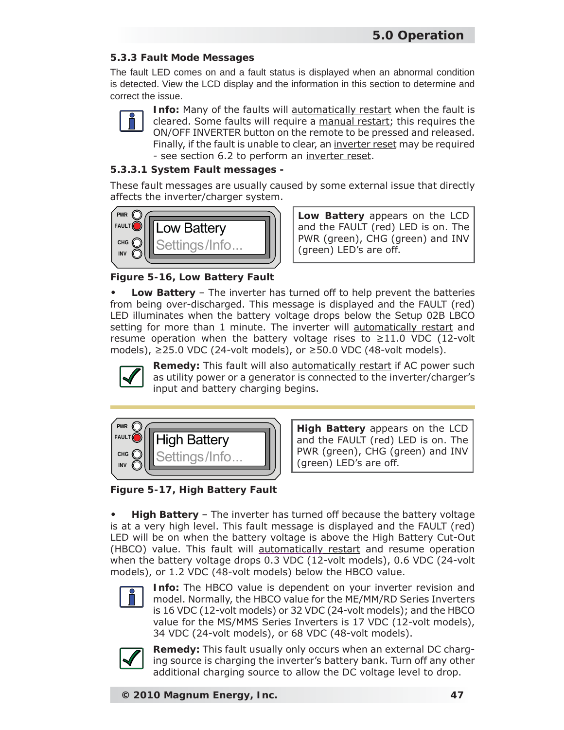### 5.3.3 Fault Mode Messages

The fault LED comes on and a fault status is displayed when an abnormal condition is detected. View the LCD display and the information in this section to determine and correct the issue.

**Info:** Many of the faults will automatically restart when the fault is cleared. Some faults will require a manual restart; this requires the ON/OFF INVERTER button on the remote to be pressed and released. Finally, if the fault is unable to clear, an inverter reset may be required - see section 6.2 to perform an inverter reset.

#### 5.3.3.1 System Fault messages -

These fault messages are usually caused by some external issue that directly affects the inverter/charger system.

PWR
FAULT
CHG
INV

Low Battery
Settings/Info...

**Low Battery** appears on the LCD and the FAULT (red) LED is on. The PWR (green), CHG (green) and INV (green) LED's are off.

**Figure 5-16, Low Battery Fault**

- **Low Battery** – The inverter has turned off to help prevent the batteries from being over-discharged. This message is displayed and the FAULT (red) LED illuminates when the battery voltage drops below the Setup 02B LBCO setting for more than 1 minute. The inverter will automatically restart and resume operation when the battery voltage rises to ≥11.0 VDC (12-volt models), ≥25.0 VDC (24-volt models), or ≥50.0 VDC (48-volt models).

**Remedy:** This fault will also automatically restart if AC power such as utility power or a generator is connected to the inverter/charger's input and battery charging begins.

PWR
FAULT
CHG
INV

High Battery
Settings/Info...

**High Battery** appears on the LCD and the FAULT (red) LED is on. The PWR (green), CHG (green) and INV (green) LED's are off.

**Figure 5-17, High Battery Fault**

- **High Battery** – The inverter has turned off because the battery voltage is at a very high level. This fault message is displayed and the FAULT (red) LED will be on when the battery voltage is above the High Battery Cut-Out (HBCO) value. This fault will automatically restart and resume operation when the battery voltage drops 0.3 VDC (12-volt models), 0.6 VDC (24-volt models), or 1.2 VDC (48-volt models) below the HBCO value.

**Info:** The HBCO value is dependent on your inverter revision and model. Normally, the HBCO value for the ME/MM/RD Series Inverters is 16 VDC (12-volt models) or 32 VDC (24-volt models); and the HBCO value for the MS/MMS Series Inverters is 17 VDC (12-volt models), 34 VDC (24-volt models), or 68 VDC (48-volt models).

**Remedy:** This fault usually only occurs when an external DC charging source is charging the inverter's battery bank. Turn off any other additional charging source to allow the DC voltage level to drop.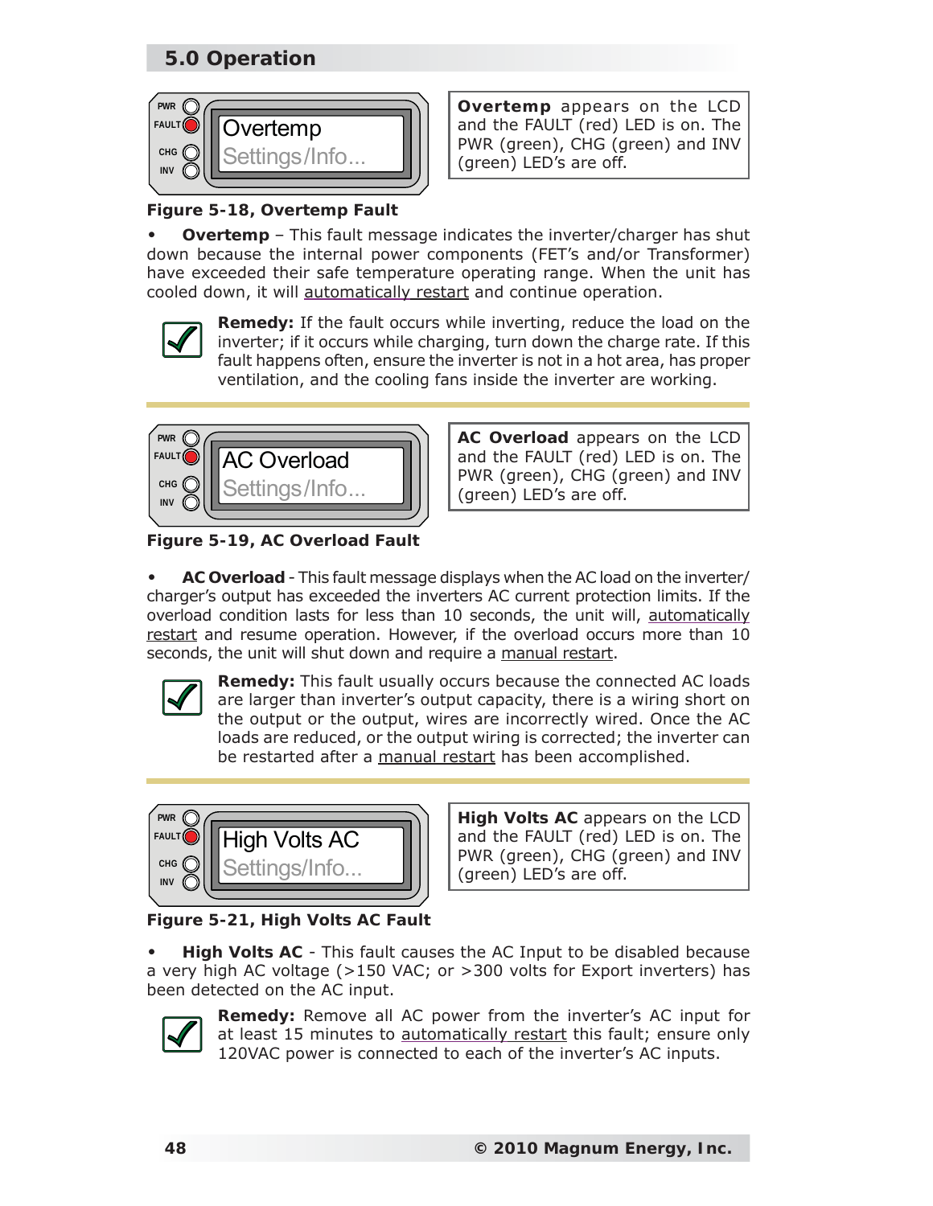## 5.0 Operation

PWR
FAULT
CHG
INV

Overtemp
Settings/Info...

**Overtemp** appears on the LCD and the FAULT (red) LED is on. The PWR (green), CHG (green) and INV (green) LED's are off.

**Figure 5-18, Overtemp Fault**

- **Overtemp** – This fault message indicates the inverter/charger has shut down because the internal power components (FET's and/or Transformer) have exceeded their safe temperature operating range. When the unit has cooled down, it will automatically restart and continue operation.

**Remedy:** If the fault occurs while inverting, reduce the load on the inverter; if it occurs while charging, turn down the charge rate. If this fault happens often, ensure the inverter is not in a hot area, has proper ventilation, and the cooling fans inside the inverter are working.

---

PWR
FAULT
CHG
INV

AC Overload
Settings/Info...

**AC Overload** appears on the LCD and the FAULT (red) LED is on. The PWR (green), CHG (green) and INV (green) LED's are off.

**Figure 5-19, AC Overload Fault**

- **AC Overload** - This fault message displays when the AC load on the inverter/charger's output has exceeded the inverters AC current protection limits. If the overload condition lasts for less than 10 seconds, the unit will, automatically restart and resume operation. However, if the overload occurs more than 10 seconds, the unit will shut down and require a manual restart.

**Remedy:** This fault usually occurs because the connected AC loads are larger than inverter's output capacity, there is a wiring short on the output or the output, wires are incorrectly wired. Once the AC loads are reduced, or the output wiring is corrected; the inverter can be restarted after a manual restart has been accomplished.

---

PWR
FAULT
CHG
INV

High Volts AC
Settings/Info...

**High Volts AC** appears on the LCD and the FAULT (red) LED is on. The PWR (green), CHG (green) and INV (green) LED's are off.

**Figure 5-21, High Volts AC Fault**

- **High Volts AC** - This fault causes the AC Input to be disabled because a very high AC voltage (>150 VAC; or >300 volts for Export inverters) has been detected on the AC input.

**Remedy:** Remove all AC power from the inverter's AC input for at least 15 minutes to automatically restart this fault; ensure only 120VAC power is connected to each of the inverter's AC inputs.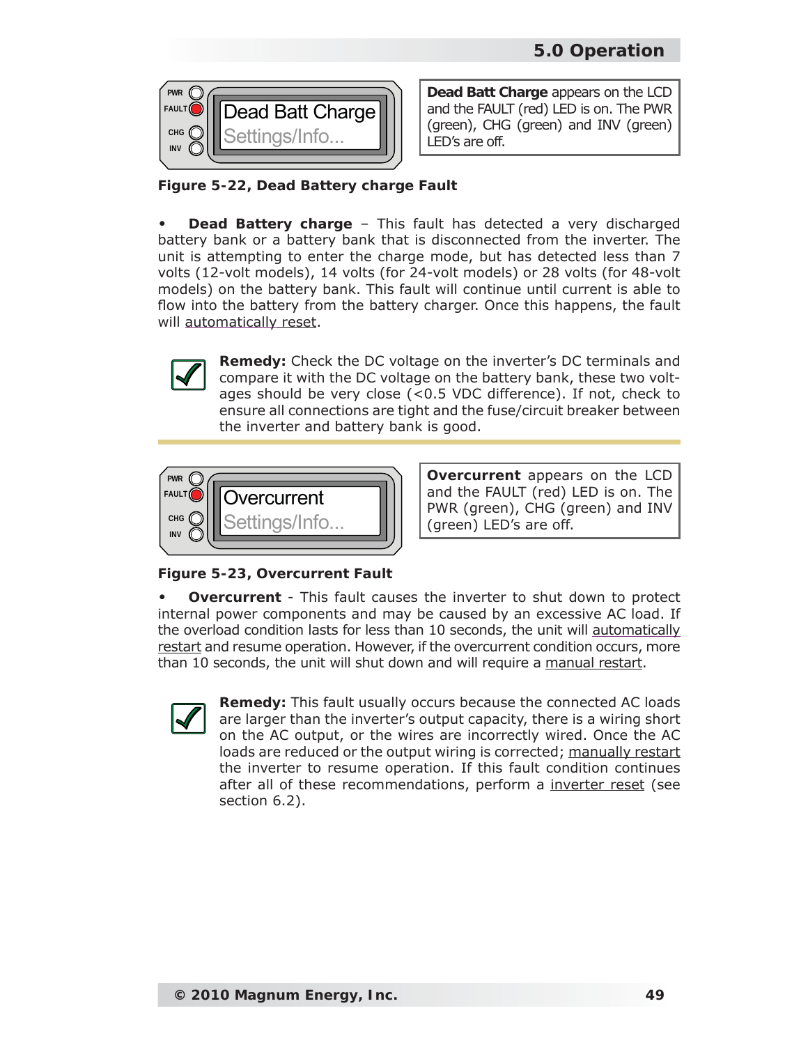Dead Batt Charge appears on the LCD and the FAULT (red) LED is on. The PWR (green), CHG (green) and INV (green) LED's are off.

PWR FAULT CHG INV

Dead Batt Charge
Settings/Info...

**Figure 5-22, Dead Battery charge Fault**

- **Dead Battery charge** – This fault has detected a very discharged battery bank or a battery bank that is disconnected from the inverter. The unit is attempting to enter the charge mode, but has detected less than 7 volts (12-volt models), 14 volts (for 24-volt models) or 28 volts (for 48-volt models) on the battery bank. This fault will continue until current is able to flow into the battery from the battery charger. Once this happens, the fault will automatically reset.

**Remedy:** Check the DC voltage on the inverter's DC terminals and compare it with the DC voltage on the battery bank, these two voltages should be very close (<0.5 VDC difference). If not, check to ensure all connections are tight and the fuse/circuit breaker between the inverter and battery bank is good.

---

**Overcurrent** appears on the LCD and the FAULT (red) LED is on. The PWR (green), CHG (green) and INV (green) LED's are off.

PWR FAULT CHG INV

Overcurrent
Settings/Info...

**Figure 5-23, Overcurrent Fault**

- **Overcurrent** - This fault causes the inverter to shut down to protect internal power components and may be caused by an excessive AC load. If the overload condition lasts for less than 10 seconds, the unit will automatically restart and resume operation. However, if the overcurrent condition occurs, more than 10 seconds, the unit will shut down and will require a manual restart.

**Remedy:** This fault usually occurs because the connected AC loads are larger than the inverter's output capacity, there is a wiring short on the AC output, or the wires are incorrectly wired. Once the AC loads are reduced or the output wiring is corrected; manually restart the inverter to resume operation. If this fault condition continues after all of these recommendations, perform a inverter reset (see section 6.2).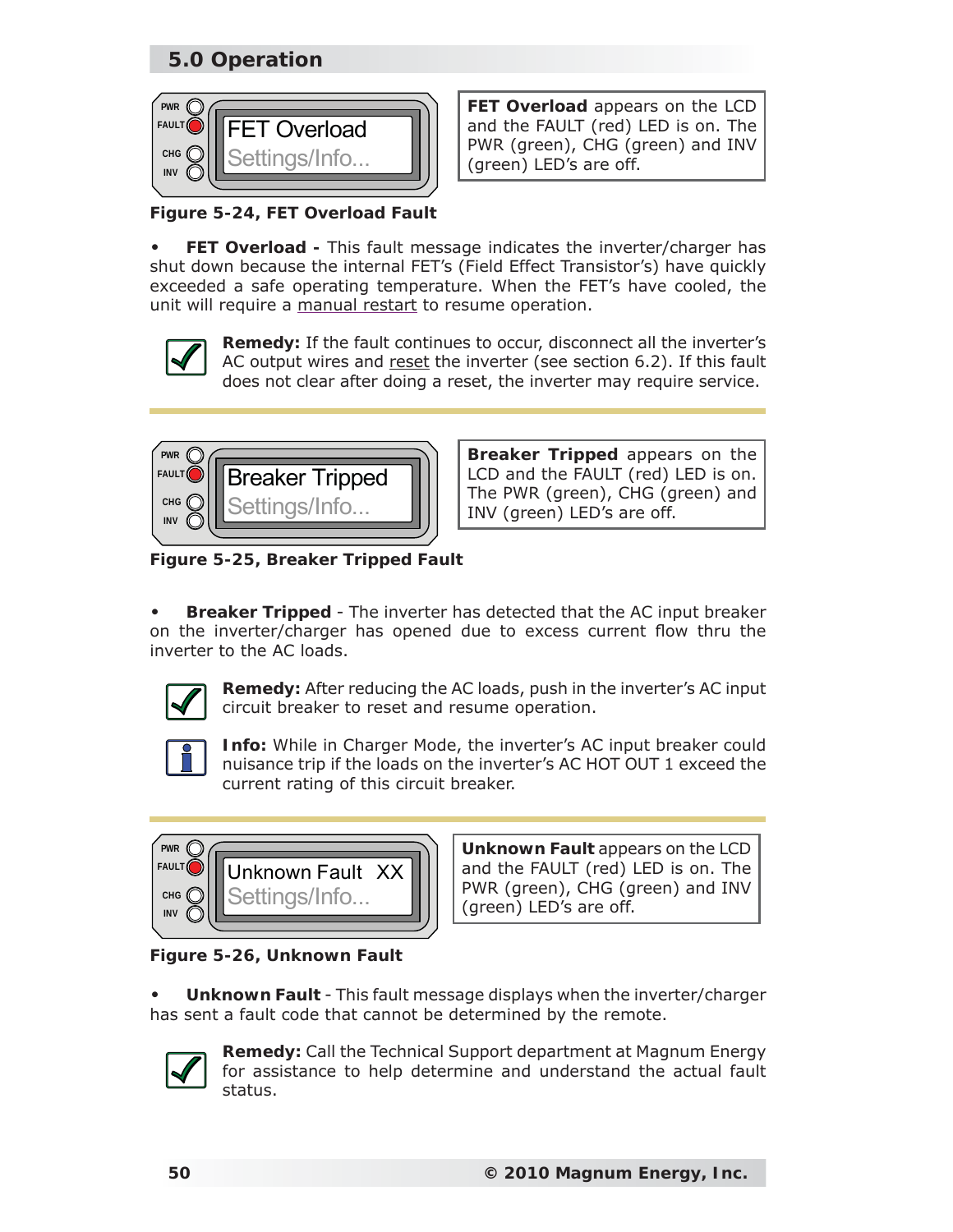## 5.0 Operation

**FET Overload** appears on the LCD and the FAULT (red) LED is on. The PWR (green), CHG (green) and INV (green) LED's are off.

**Figure 5-24, FET Overload Fault**

- **FET Overload -** This fault message indicates the inverter/charger has shut down because the internal FET's (Field Effect Transistor's) have quickly exceeded a safe operating temperature. When the FET's have cooled, the unit will require a manual restart to resume operation.

**Remedy:** If the fault continues to occur, disconnect all the inverter's AC output wires and reset the inverter (see section 6.2). If this fault does not clear after doing a reset, the inverter may require service.

---

**Breaker Tripped** appears on the LCD and the FAULT (red) LED is on. The PWR (green), CHG (green) and INV (green) LED's are off.

**Figure 5-25, Breaker Tripped Fault**

- **Breaker Tripped** - The inverter has detected that the AC input breaker on the inverter/charger has opened due to excess current flow thru the inverter to the AC loads.

**Remedy:** After reducing the AC loads, push in the inverter's AC input circuit breaker to reset and resume operation.

**Info:** While in Charger Mode, the inverter's AC input breaker could nuisance trip if the loads on the inverter's AC HOT OUT 1 exceed the current rating of this circuit breaker.

---

**Unknown Fault** appears on the LCD and the FAULT (red) LED is on. The PWR (green), CHG (green) and INV (green) LED's are off.

**Figure 5-26, Unknown Fault**

- **Unknown Fault** - This fault message displays when the inverter/charger has sent a fault code that cannot be determined by the remote.

**Remedy:** Call the Technical Support department at Magnum Energy for assistance to help determine and understand the actual fault status.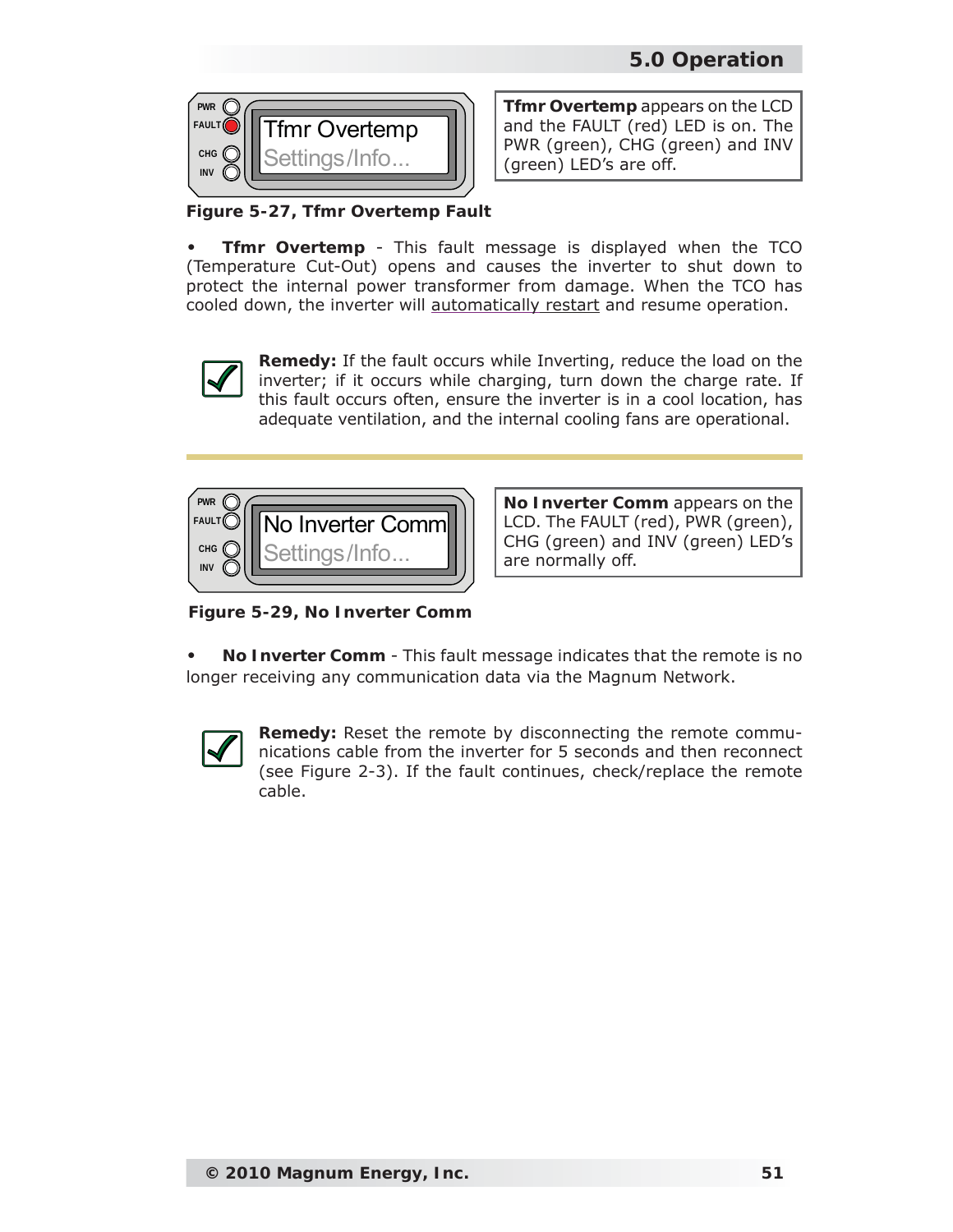Tfmr Overtemp

Settings/Info...

**Tfmr Overtemp** appears on the LCD and the FAULT (red) LED is on. The PWR (green), CHG (green) and INV (green) LED's are off.

**Figure 5-27, Tfmr Overtemp Fault**

- **Tfmr Overtemp** - This fault message is displayed when the TCO (Temperature Cut-Out) opens and causes the inverter to shut down to protect the internal power transformer from damage. When the TCO has cooled down, the inverter will automatically restart and resume operation.

**Remedy:** If the fault occurs while Inverting, reduce the load on the inverter; if it occurs while charging, turn down the charge rate. If this fault occurs often, ensure the inverter is in a cool location, has adequate ventilation, and the internal cooling fans are operational.

---

No Inverter Comm

Settings/Info...

**No Inverter Comm** appears on the LCD. The FAULT (red), PWR (green), CHG (green) and INV (green) LED's are normally off.

**Figure 5-29, No Inverter Comm**

- **No Inverter Comm** - This fault message indicates that the remote is no longer receiving any communication data via the Magnum Network.

**Remedy:** Reset the remote by disconnecting the remote communications cable from the inverter for 5 seconds and then reconnect (see Figure 2-3). If the fault continues, check/replace the remote cable.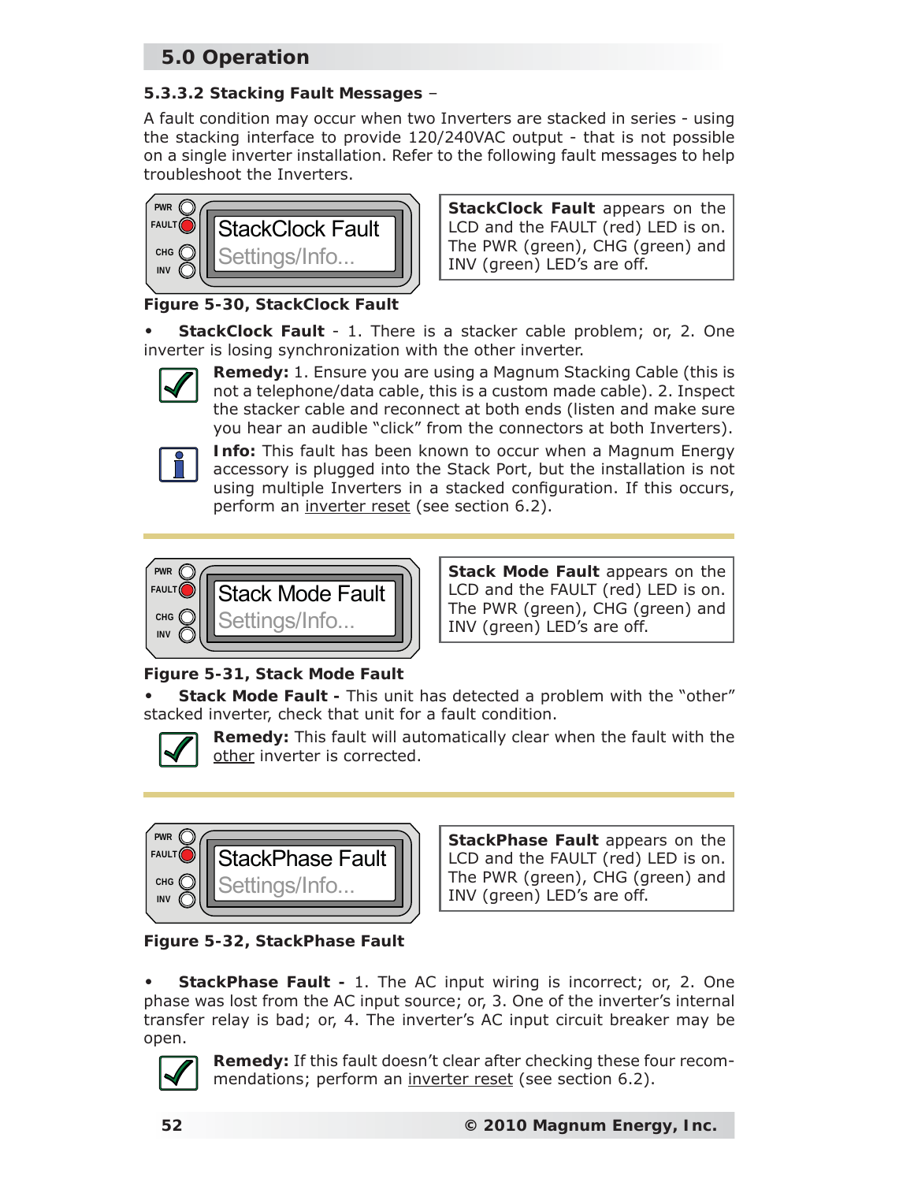## 5.0 Operation

**5.3.3.2 Stacking Fault Messages** –

A fault condition may occur when two Inverters are stacked in series - using the stacking interface to provide 120/240VAC output - that is not possible on a single inverter installation. Refer to the following fault messages to help troubleshoot the Inverters.

PWR
FAULT
CHG
INV

StackClock Fault
Settings/Info...

**StackClock Fault** appears on the LCD and the FAULT (red) LED is on. The PWR (green), CHG (green) and INV (green) LED's are off.

**Figure 5-30, StackClock Fault**

- **StackClock Fault** - 1. There is a stacker cable problem; or, 2. One inverter is losing synchronization with the other inverter.

**Remedy:** 1. Ensure you are using a Magnum Stacking Cable (this is not a telephone/data cable, this is a custom made cable). 2. Inspect the stacker cable and reconnect at both ends (listen and make sure you hear an audible "click" from the connectors at both Inverters).

**Info:** This fault has been known to occur when a Magnum Energy accessory is plugged into the Stack Port, but the installation is not using multiple Inverters in a stacked configuration. If this occurs, perform an inverter reset (see section 6.2).

---

PWR
FAULT
CHG
INV

Stack Mode Fault
Settings/Info...

**Stack Mode Fault** appears on the LCD and the FAULT (red) LED is on. The PWR (green), CHG (green) and INV (green) LED's are off.

**Figure 5-31, Stack Mode Fault**

- **Stack Mode Fault -** This unit has detected a problem with the "other" stacked inverter, check that unit for a fault condition.

**Remedy:** This fault will automatically clear when the fault with the other inverter is corrected.

---

PWR
FAULT
CHG
INV

StackPhase Fault
Settings/Info...

**StackPhase Fault** appears on the LCD and the FAULT (red) LED is on. The PWR (green), CHG (green) and INV (green) LED's are off.

**Figure 5-32, StackPhase Fault**

- **StackPhase Fault -** 1. The AC input wiring is incorrect; or, 2. One phase was lost from the AC input source; or, 3. One of the inverter's internal transfer relay is bad; or, 4. The inverter's AC input circuit breaker may be open.

**Remedy:** If this fault doesn't clear after checking these four recommendations; perform an inverter reset (see section 6.2).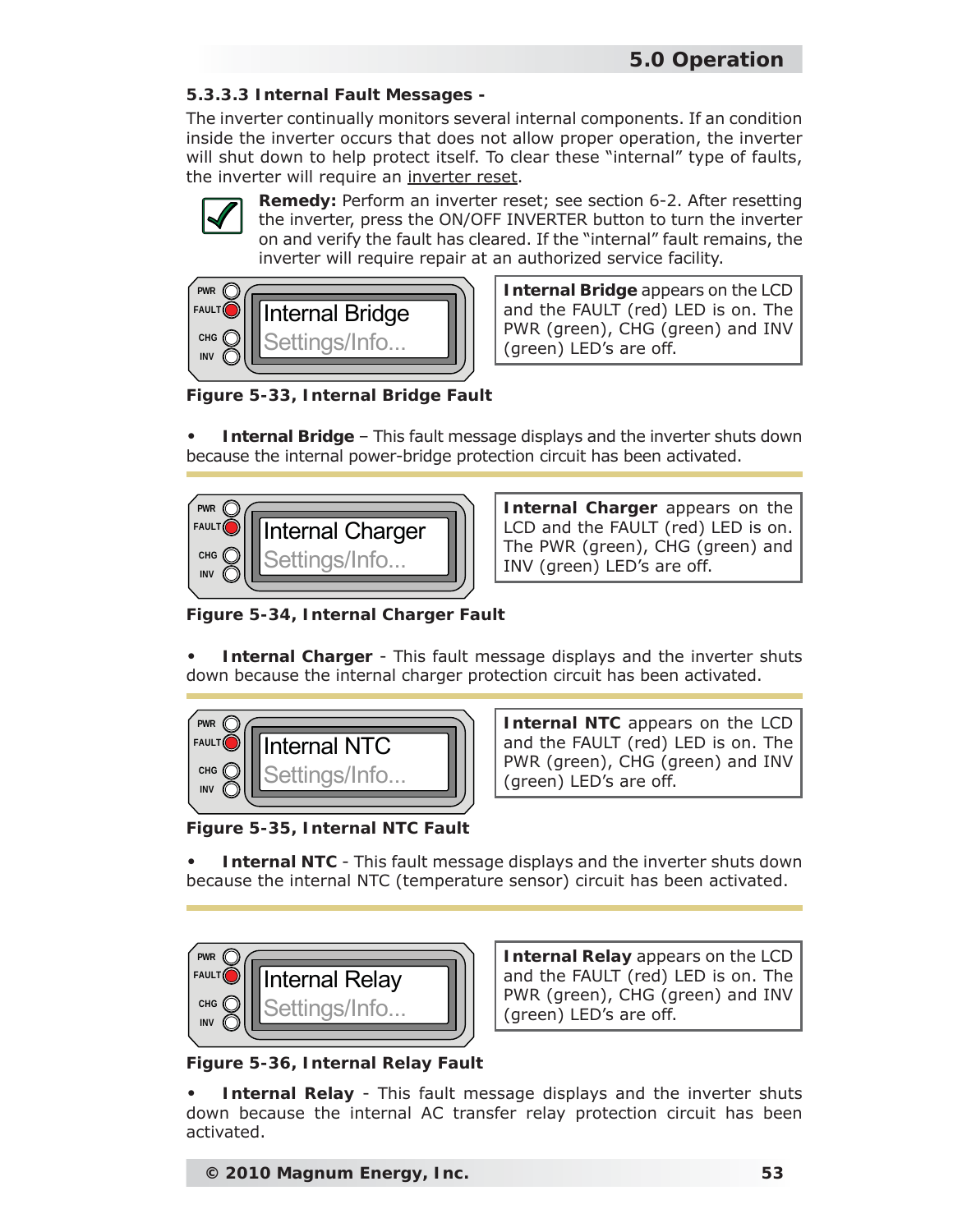### 5.3.3.3 Internal Fault Messages -

The inverter continually monitors several internal components. If an condition inside the inverter occurs that does not allow proper operation, the inverter will shut down to help protect itself. To clear these "internal" type of faults, the inverter will require an inverter reset.

**Remedy:** Perform an inverter reset; see section 6-2. After resetting the inverter, press the ON/OFF INVERTER button to turn the inverter on and verify the fault has cleared. If the "internal" fault remains, the inverter will require repair at an authorized service facility.

**Internal Bridge** appears on the LCD and the FAULT (red) LED is on. The PWR (green), CHG (green) and INV (green) LED's are off.

**Figure 5-33, Internal Bridge Fault**

- **Internal Bridge** – This fault message displays and the inverter shuts down because the internal power-bridge protection circuit has been activated.

**Internal Charger** appears on the LCD and the FAULT (red) LED is on. The PWR (green), CHG (green) and INV (green) LED's are off.

**Figure 5-34, Internal Charger Fault**

- **Internal Charger** - This fault message displays and the inverter shuts down because the internal charger protection circuit has been activated.

**Internal NTC** appears on the LCD and the FAULT (red) LED is on. The PWR (green), CHG (green) and INV (green) LED's are off.

**Figure 5-35, Internal NTC Fault**

- **Internal NTC** - This fault message displays and the inverter shuts down because the internal NTC (temperature sensor) circuit has been activated.

**Internal Relay** appears on the LCD and the FAULT (red) LED is on. The PWR (green), CHG (green) and INV (green) LED's are off.

**Figure 5-36, Internal Relay Fault**

- **Internal Relay** - This fault message displays and the inverter shuts down because the internal AC transfer relay protection circuit has been activated.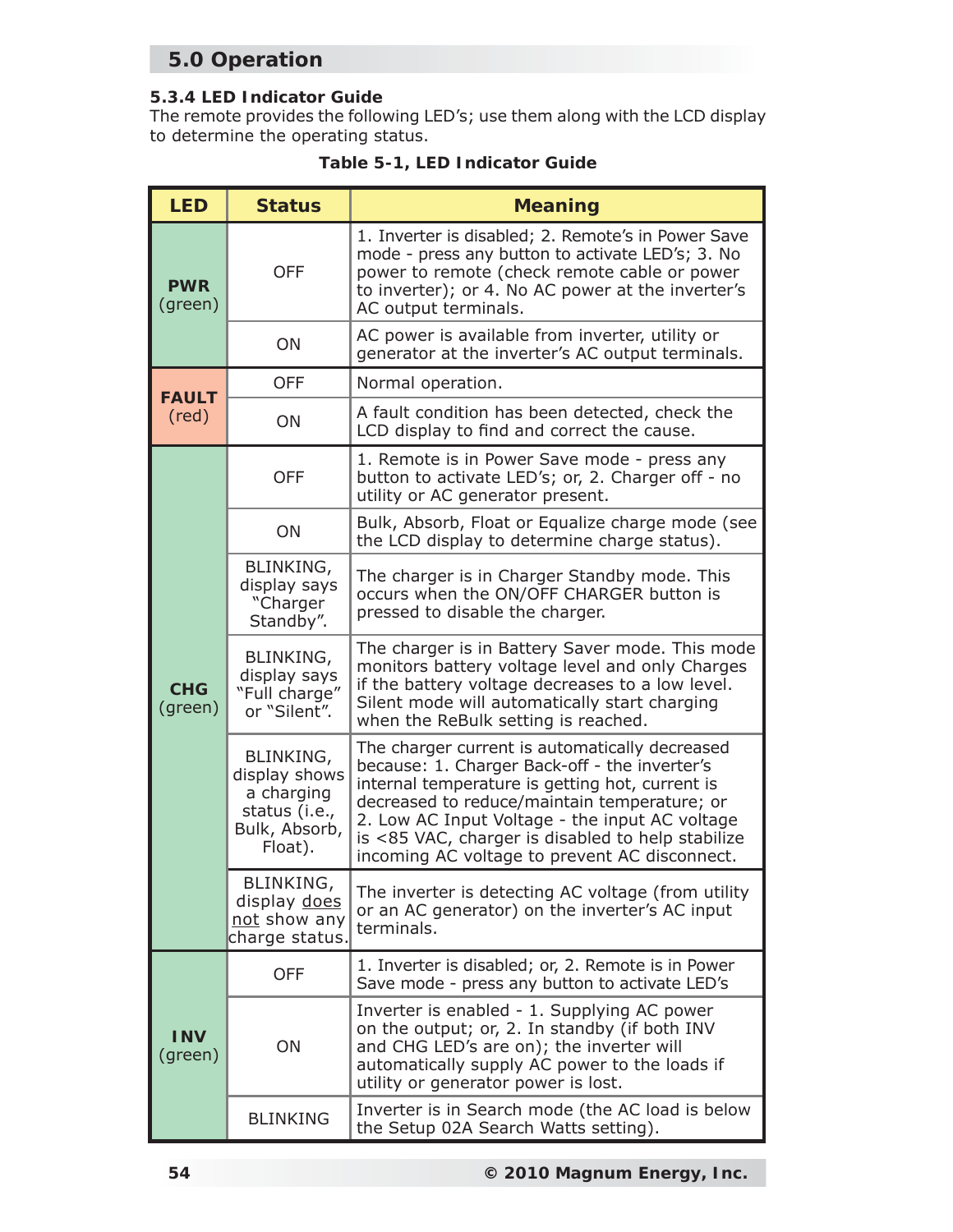## 5.0 Operation

### 5.3.4 LED Indicator Guide

The remote provides the following LED's; use them along with the LCD display to determine the operating status.

**Table 5-1, LED Indicator Guide**

| LED | Status | Meaning |
|---|---|---|
| **PWR** (green) | OFF | 1. Inverter is disabled; 2. Remote's in Power Save mode - press any button to activate LED's; 3. No power to remote (check remote cable or power to inverter); or 4. No AC power at the inverter's AC output terminals. |
| | ON | AC power is available from inverter, utility or generator at the inverter's AC output terminals. |
| **FAULT** (red) | OFF | Normal operation. |
| | ON | A fault condition has been detected, check the LCD display to find and correct the cause. |
| **CHG** (green) | OFF | 1. Remote is in Power Save mode - press any button to activate LED's; or, 2. Charger off - no utility or AC generator present. |
| | ON | Bulk, Absorb, Float or Equalize charge mode (see the LCD display to determine charge status). |
| | BLINKING, display says "Charger Standby". | The charger is in Charger Standby mode. This occurs when the ON/OFF CHARGER button is pressed to disable the charger. |
| | BLINKING, display says "Full charge" or "Silent". | The charger is in Battery Saver mode. This mode monitors battery voltage level and only Charges if the battery voltage decreases to a low level. Silent mode will automatically start charging when the ReBulk setting is reached. |
| | BLINKING, display shows a charging status (i.e., Bulk, Absorb, Float). | The charger current is automatically decreased because: 1. Charger Back-off - the inverter's internal temperature is getting hot, current is decreased to reduce/maintain temperature; or 2. Low AC Input Voltage - the input AC voltage is <85 VAC, charger is disabled to help stabilize incoming AC voltage to prevent AC disconnect. |
| | BLINKING, display does not show any charge status. | The inverter is detecting AC voltage (from utility or an AC generator) on the inverter's AC input terminals. |
| **INV** (green) | OFF | 1. Inverter is disabled; or, 2. Remote is in Power Save mode - press any button to activate LED's |
| | ON | Inverter is enabled - 1. Supplying AC power on the output; or, 2. In standby (if both INV and CHG LED's are on); the inverter will automatically supply AC power to the loads if utility or generator power is lost. |
| | BLINKING | Inverter is in Search mode (the AC load is below the Setup 02A Search Watts setting). |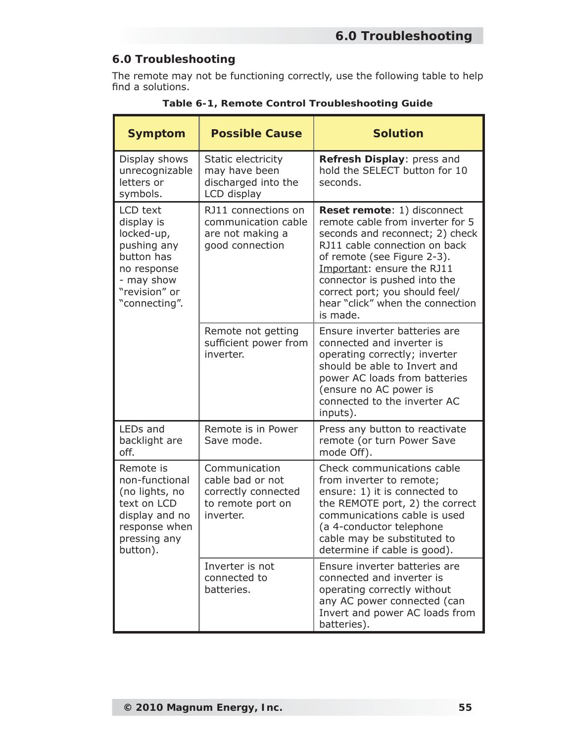## 6.0 Troubleshooting

The remote may not be functioning correctly, use the following table to help find a solutions.

**Table 6-1, Remote Control Troubleshooting Guide**

| Symptom | Possible Cause | Solution |
|---|---|---|
| Display shows unrecognizable letters or symbols. | Static electricity may have been discharged into the LCD display | **Refresh Display**: press and hold the SELECT button for 10 seconds. |
| LCD text display is locked-up, pushing any button has no response - may show "revision" or "connecting". | RJ11 connections on communication cable are not making a good connection | **Reset remote**: 1) disconnect remote cable from inverter for 5 seconds and reconnect; 2) check RJ11 cable connection on back of remote (see Figure 2-3). Important: ensure the RJ11 connector is pushed into the correct port; you should feel/hear "click" when the connection is made. |
| | Remote not getting sufficient power from inverter. | Ensure inverter batteries are connected and inverter is operating correctly; inverter should be able to Invert and power AC loads from batteries (ensure no AC power is connected to the inverter AC inputs). |
| LEDs and backlight are off. | Remote is in Power Save mode. | Press any button to reactivate remote (or turn Power Save mode Off). |
| Remote is non-functional (no lights, no text on LCD display and no response when pressing any button). | Communication cable bad or not correctly connected to remote port on inverter. | Check communications cable from inverter to remote; ensure: 1) it is connected to the REMOTE port, 2) the correct communications cable is used (a 4-conductor telephone cable may be substituted to determine if cable is good). |
| | Inverter is not connected to batteries. | Ensure inverter batteries are connected and inverter is operating correctly without any AC power connected (can Invert and power AC loads from batteries). |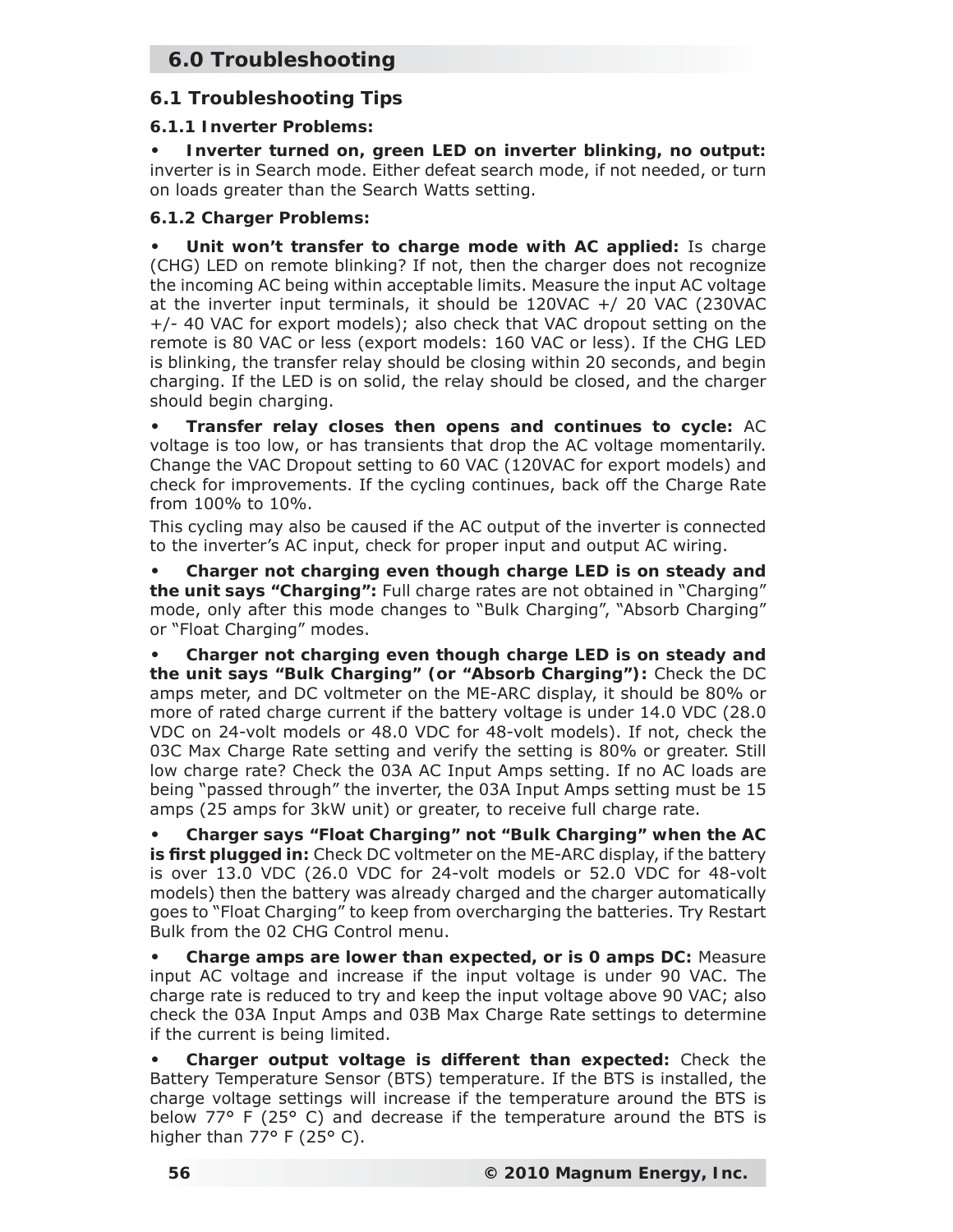# 6.0 Troubleshooting

## 6.1 Troubleshooting Tips

### 6.1.1 Inverter Problems:

- **Inverter turned on, green LED on inverter blinking, no output:** inverter is in Search mode. Either defeat search mode, if not needed, or turn on loads greater than the Search Watts setting.

### 6.1.2 Charger Problems:

- **Unit won't transfer to charge mode with AC applied:** Is charge (CHG) LED on remote blinking? If not, then the charger does not recognize the incoming AC being within acceptable limits. Measure the input AC voltage at the inverter input terminals, it should be 120VAC +/ 20 VAC (230VAC +/- 40 VAC for export models); also check that VAC dropout setting on the remote is 80 VAC or less (export models: 160 VAC or less). If the CHG LED is blinking, the transfer relay should be closing within 20 seconds, and begin charging. If the LED is on solid, the relay should be closed, and the charger should begin charging.

- **Transfer relay closes then opens and continues to cycle:** AC voltage is too low, or has transients that drop the AC voltage momentarily. Change the VAC Dropout setting to 60 VAC (120VAC for export models) and check for improvements. If the cycling continues, back off the Charge Rate from 100% to 10%.

  This cycling may also be caused if the AC output of the inverter is connected to the inverter's AC input, check for proper input and output AC wiring.

- **Charger not charging even though charge LED is on steady and the unit says "Charging":** Full charge rates are not obtained in "Charging" mode, only after this mode changes to "Bulk Charging", "Absorb Charging" or "Float Charging" modes.

- **Charger not charging even though charge LED is on steady and the unit says "Bulk Charging" (or "Absorb Charging"):** Check the DC amps meter, and DC voltmeter on the ME-ARC display, it should be 80% or more of rated charge current if the battery voltage is under 14.0 VDC (28.0 VDC on 24-volt models or 48.0 VDC for 48-volt models). If not, check the 03C Max Charge Rate setting and verify the setting is 80% or greater. Still low charge rate? Check the 03A AC Input Amps setting. If no AC loads are being "passed through" the inverter, the 03A Input Amps setting must be 15 amps (25 amps for 3kW unit) or greater, to receive full charge rate.

- **Charger says "Float Charging" not "Bulk Charging" when the AC is first plugged in:** Check DC voltmeter on the ME-ARC display, if the battery is over 13.0 VDC (26.0 VDC for 24-volt models or 52.0 VDC for 48-volt models) then the battery was already charged and the charger automatically goes to "Float Charging" to keep from overcharging the batteries. Try Restart Bulk from the 02 CHG Control menu.

- **Charge amps are lower than expected, or is 0 amps DC:** Measure input AC voltage and increase if the input voltage is under 90 VAC. The charge rate is reduced to try and keep the input voltage above 90 VAC; also check the 03A Input Amps and 03B Max Charge Rate settings to determine if the current is being limited.

- **Charger output voltage is different than expected:** Check the Battery Temperature Sensor (BTS) temperature. If the BTS is installed, the charge voltage settings will increase if the temperature around the BTS is below 77° F (25° C) and decrease if the temperature around the BTS is higher than 77° F (25° C).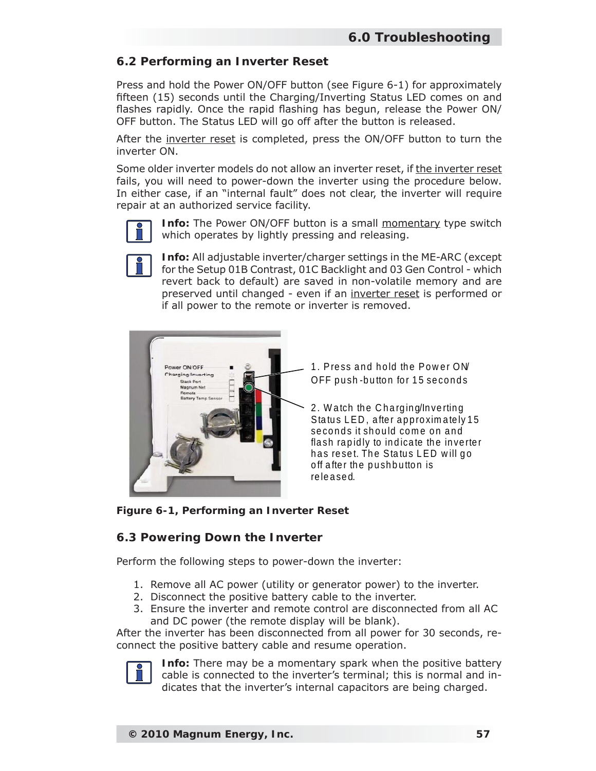## 6.2 Performing an Inverter Reset

Press and hold the Power ON/OFF button (see Figure 6-1) for approximately fifteen (15) seconds until the Charging/Inverting Status LED comes on and flashes rapidly. Once the rapid flashing has begun, release the Power ON/OFF button. The Status LED will go off after the button is released.

After the inverter reset is completed, press the ON/OFF button to turn the inverter ON.

Some older inverter models do not allow an inverter reset, if the inverter reset fails, you will need to power-down the inverter using the procedure below. In either case, if an "internal fault" does not clear, the inverter will require repair at an authorized service facility.

**Info:** The Power ON/OFF button is a small momentary type switch which operates by lightly pressing and releasing.

**Info:** All adjustable inverter/charger settings in the ME-ARC (except for the Setup 01B Contrast, 01C Backlight and 03 Gen Control - which revert back to default) are saved in non-volatile memory and are preserved until changed - even if an inverter reset is performed or if all power to the remote or inverter is removed.

1. Press and hold the Power ON/OFF push-button for 15 seconds

2. Watch the Charging/Inverting Status LED, after approximately 15 seconds it should come on and flash rapidly to indicate the inverter has reset. The Status LED will go off after the pushbutton is released.

**Figure 6-1, Performing an Inverter Reset**

## 6.3 Powering Down the Inverter

Perform the following steps to power-down the inverter:

1. Remove all AC power (utility or generator power) to the inverter.
2. Disconnect the positive battery cable to the inverter.
3. Ensure the inverter and remote control are disconnected from all AC and DC power (the remote display will be blank).

After the inverter has been disconnected from all power for 30 seconds, reconnect the positive battery cable and resume operation.

**Info:** There may be a momentary spark when the positive battery cable is connected to the inverter's terminal; this is normal and indicates that the inverter's internal capacitors are being charged.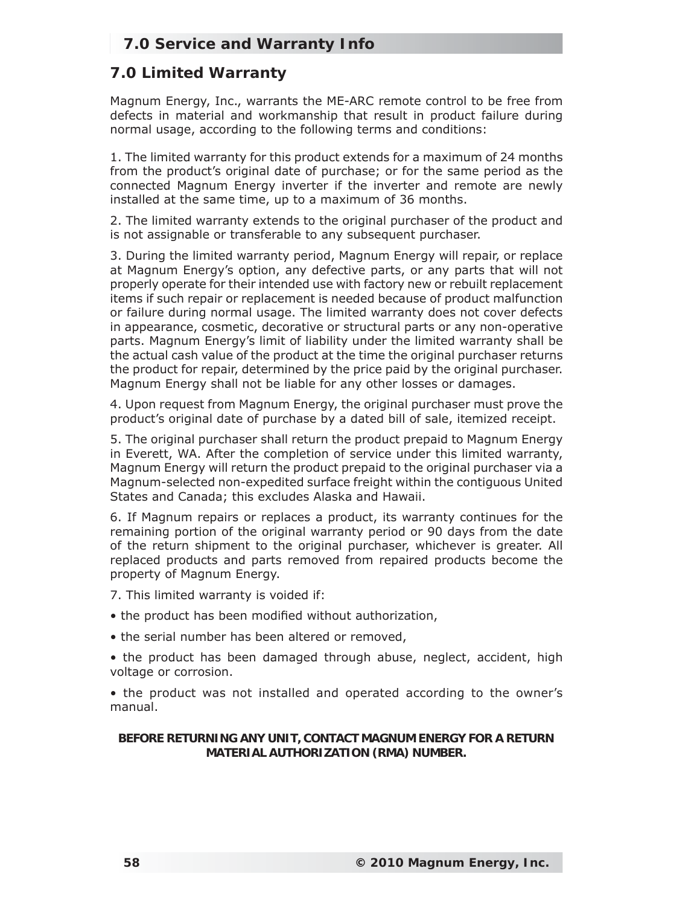## 7.0 Limited Warranty

Magnum Energy, Inc., warrants the ME-ARC remote control to be free from defects in material and workmanship that result in product failure during normal usage, according to the following terms and conditions:

1. The limited warranty for this product extends for a maximum of 24 months from the product's original date of purchase; or for the same period as the connected Magnum Energy inverter if the inverter and remote are newly installed at the same time, up to a maximum of 36 months.

2. The limited warranty extends to the original purchaser of the product and is not assignable or transferable to any subsequent purchaser.

3. During the limited warranty period, Magnum Energy will repair, or replace at Magnum Energy's option, any defective parts, or any parts that will not properly operate for their intended use with factory new or rebuilt replacement items if such repair or replacement is needed because of product malfunction or failure during normal usage. The limited warranty does not cover defects in appearance, cosmetic, decorative or structural parts or any non-operative parts. Magnum Energy's limit of liability under the limited warranty shall be the actual cash value of the product at the time the original purchaser returns the product for repair, determined by the price paid by the original purchaser. Magnum Energy shall not be liable for any other losses or damages.

4. Upon request from Magnum Energy, the original purchaser must prove the product's original date of purchase by a dated bill of sale, itemized receipt.

5. The original purchaser shall return the product prepaid to Magnum Energy in Everett, WA. After the completion of service under this limited warranty, Magnum Energy will return the product prepaid to the original purchaser via a Magnum-selected non-expedited surface freight within the contiguous United States and Canada; this excludes Alaska and Hawaii.

6. If Magnum repairs or replaces a product, its warranty continues for the remaining portion of the original warranty period or 90 days from the date of the return shipment to the original purchaser, whichever is greater. All replaced products and parts removed from repaired products become the property of Magnum Energy.

7. This limited warranty is voided if:

- the product has been modified without authorization,
- the serial number has been altered or removed,
- the product has been damaged through abuse, neglect, accident, high voltage or corrosion.
- the product was not installed and operated according to the owner's manual.

**BEFORE RETURNING ANY UNIT, CONTACT MAGNUM ENERGY FOR A RETURN MATERIAL AUTHORIZATION (RMA) NUMBER.**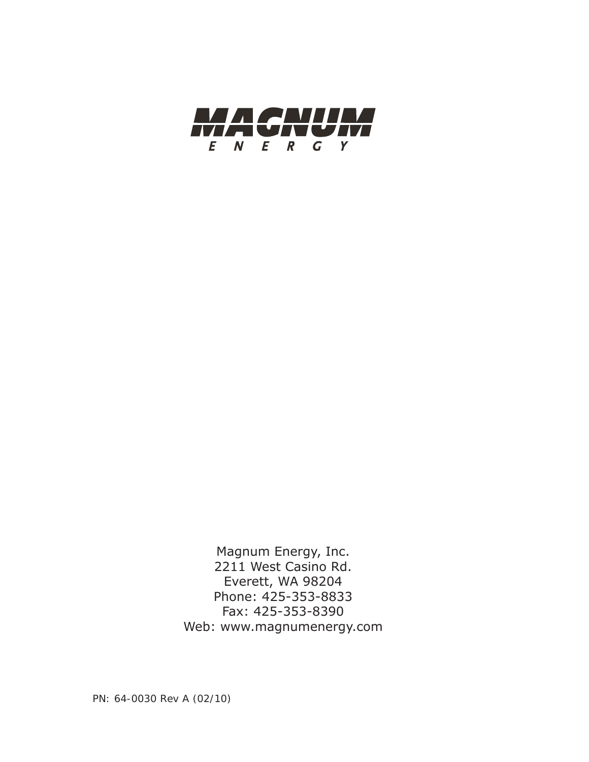MAGNUM

ENERGY

Magnum Energy, Inc.
2211 West Casino Rd.
Everett, WA 98204
Phone: 425-353-8833
Fax: 425-353-8390
Web: www.magnumenergy.com

PN: 64-0030 Rev A (02/10)